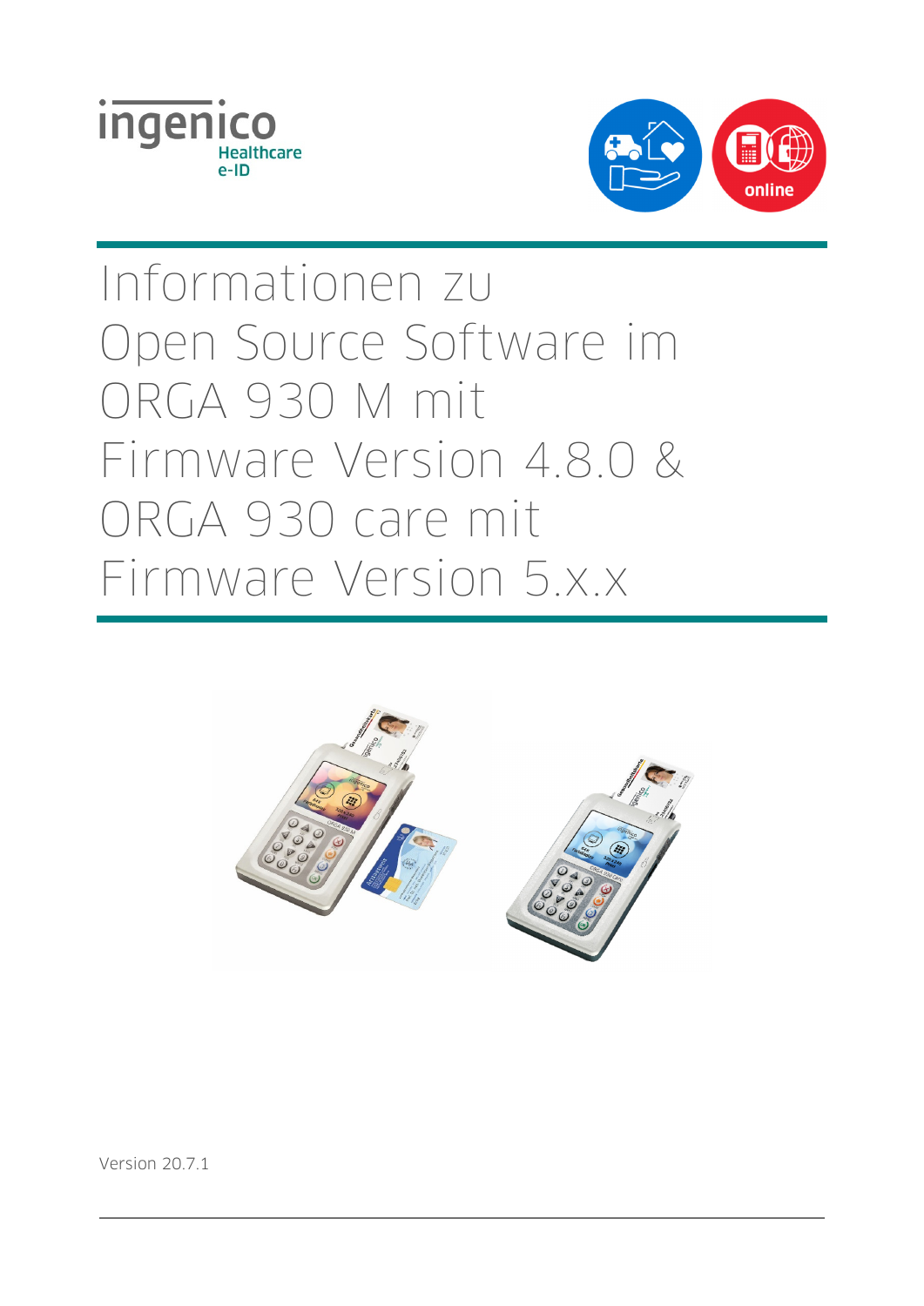ingenico
Healthcare
e-ID

online

# Informationen zu Open Source Software im ORGA 930 M mit Firmware Version 4.8.0 & ORGA 930 care mit Firmware Version 5.x.x

Version 20.7.1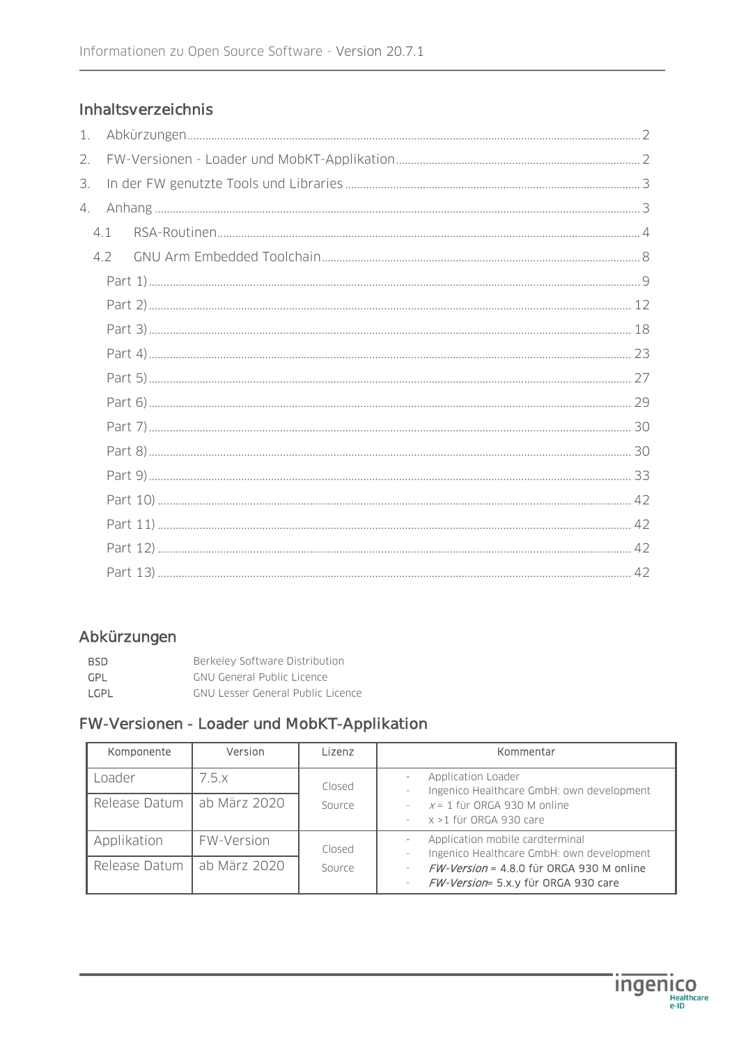## Inhaltsverzeichnis

1. Abkürzungen ..... 2
2. FW-Versionen - Loader und MobKT-Applikation ..... 2
3. In der FW genutzte Tools und Libraries ..... 3
4. Anhang ..... 3
   - 4.1 RSA-Routinen ..... 4
   - 4.2 GNU Arm Embedded Toolchain ..... 8
     - Part 1) ..... 9
     - Part 2) ..... 12
     - Part 3) ..... 18
     - Part 4) ..... 23
     - Part 5) ..... 27
     - Part 6) ..... 29
     - Part 7) ..... 30
     - Part 8) ..... 30
     - Part 9) ..... 33
     - Part 10) ..... 42
     - Part 11) ..... 42
     - Part 12) ..... 42
     - Part 13) ..... 42

## Abkürzungen

| | |
|---|---|
| BSD | Berkeley Software Distribution |
| GPL | GNU General Public Licence |
| LGPL | GNU Lesser General Public Licence |

## FW-Versionen - Loader und MobKT-Applikation

| Komponente | Version | Lizenz | Kommentar |
|---|---|---|---|
| Loader | 7.5.x | Closed Source | - Application Loader<br>- Ingenico Healthcare GmbH: own development<br>- *x* = 1 für ORGA 930 M online<br>- x >1 für ORGA 930 care |
| Release Datum | ab März 2020 | | |
| Applikation | FW-Version | Closed Source | - Application mobile cardterminal<br>- Ingenico Healthcare GmbH: own development<br>- *FW-Version* = 4.8.0 für ORGA 930 M online<br>- *FW-Version*= 5.x.y für ORGA 930 care |
| Release Datum | ab März 2020 | | |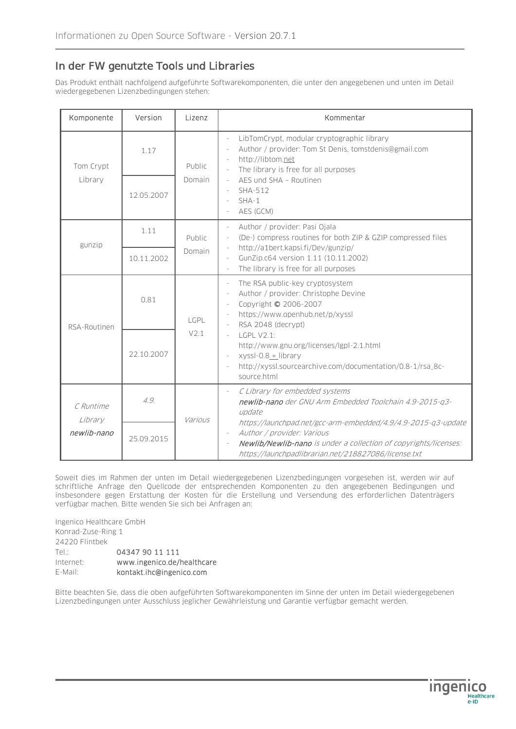## In der FW genutzte Tools und Libraries

Das Produkt enthält nachfolgend aufgeführte Softwarekomponenten, die unter den angegebenen und unten im Detail wiedergegebenen Lizenzbedingungen stehen:

| Komponente | Version | Lizenz | Kommentar |
|---|---|---|---|
| Tom Crypt Library | 1.17<br>12.05.2007 | Public Domain | - LibTomCrypt, modular cryptographic library<br>- Author / provider: Tom St Denis, tomstdenis@gmail.com<br>- http://libtom.net<br>- The library is free for all purposes<br>- AES und SHA – Routinen<br>- SHA-512<br>- SHA-1<br>- AES (GCM) |
| gunzip | 1.11<br>10.11.2002 | Public Domain | - Author / provider: Pasi Ojala<br>- (De-) compress routines for both ZIP & GZIP compressed files<br>- http://a1bert.kapsi.fi/Dev/gunzip/<br>- GunZip.c64 version 1.11 (10.11.2002)<br>- The library is free for all purposes |
| RSA-Routinen | 0.81<br>22.10.2007 | LGPL V2.1 | - The RSA public-key cryptosystem<br>- Author / provider: Christophe Devine<br>- Copyright © 2006-2007<br>- https://www.openhub.net/p/xyssl<br>- RSA 2048 (decrypt)<br>- LGPL V2.1: http://www.gnu.org/licenses/lgpl-2.1.html<br>- xyssl-0.8 » library<br>- http://xyssl.sourcearchive.com/documentation/0.8-1/rsa_8c-source.html |
| *C Runtime Library newlib-nano* | *4.9.*<br>25.09.2015 | *Various* | - *C Library for embedded systems* ***newlib-nano*** *der GNU Arm Embedded Toolchain 4.9-2015-q3-update https://launchpad.net/gcc-arm-embedded/4.9/4.9-2015-q3-update*<br>- *Author / provider: Various*<br>- ***Newlib/Newlib-nano*** *is under a collection of copyrights/licenses: https://launchpadlibrarian.net/218827086/license.txt* |

Soweit dies im Rahmen der unten im Detail wiedergegebenen Lizenzbedingungen vorgesehen ist, werden wir auf schriftliche Anfrage den Quellcode der entsprechenden Komponenten zu den angegebenen Bedingungen und insbesondere gegen Erstattung der Kosten für die Erstellung und Versendung des erforderlichen Datenträgers verfügbar machen. Bitte wenden Sie sich bei Anfragen an:

Ingenico Healthcare GmbH
Konrad-Zuse-Ring 1
24220 Flintbek
Tel.: 04347 90 11 111
Internet: www.ingenico.de/healthcare
E-Mail: kontakt.ihc@ingenico.com

Bitte beachten Sie, dass die oben aufgeführten Softwarekomponenten im Sinne der unten im Detail wiedergegebenen Lizenzbedingungen unter Ausschluss jeglicher Gewährleistung und Garantie verfügbar gemacht werden.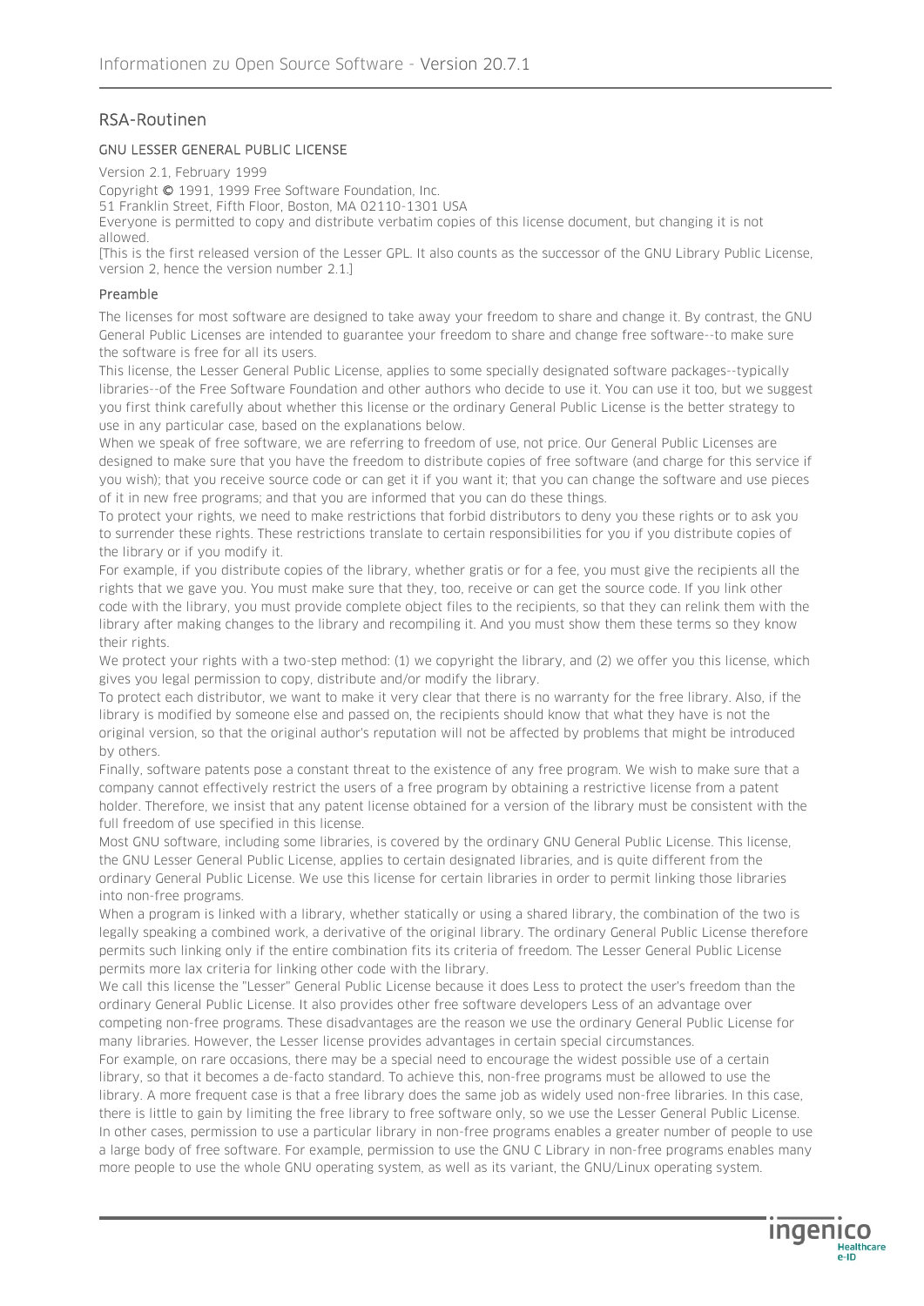## RSA-Routinen

### GNU LESSER GENERAL PUBLIC LICENSE

Version 2.1, February 1999

Copyright © 1991, 1999 Free Software Foundation, Inc.

51 Franklin Street, Fifth Floor, Boston, MA 02110-1301 USA

Everyone is permitted to copy and distribute verbatim copies of this license document, but changing it is not allowed.

[This is the first released version of the Lesser GPL. It also counts as the successor of the GNU Library Public License, version 2, hence the version number 2.1.]

#### Preamble

The licenses for most software are designed to take away your freedom to share and change it. By contrast, the GNU General Public Licenses are intended to guarantee your freedom to share and change free software--to make sure the software is free for all its users.

This license, the Lesser General Public License, applies to some specially designated software packages--typically libraries--of the Free Software Foundation and other authors who decide to use it. You can use it too, but we suggest you first think carefully about whether this license or the ordinary General Public License is the better strategy to use in any particular case, based on the explanations below.

When we speak of free software, we are referring to freedom of use, not price. Our General Public Licenses are designed to make sure that you have the freedom to distribute copies of free software (and charge for this service if you wish); that you receive source code or can get it if you want it; that you can change the software and use pieces of it in new free programs; and that you are informed that you can do these things.

To protect your rights, we need to make restrictions that forbid distributors to deny you these rights or to ask you to surrender these rights. These restrictions translate to certain responsibilities for you if you distribute copies of the library or if you modify it.

For example, if you distribute copies of the library, whether gratis or for a fee, you must give the recipients all the rights that we gave you. You must make sure that they, too, receive or can get the source code. If you link other code with the library, you must provide complete object files to the recipients, so that they can relink them with the library after making changes to the library and recompiling it. And you must show them these terms so they know their rights.

We protect your rights with a two-step method: (1) we copyright the library, and (2) we offer you this license, which gives you legal permission to copy, distribute and/or modify the library.

To protect each distributor, we want to make it very clear that there is no warranty for the free library. Also, if the library is modified by someone else and passed on, the recipients should know that what they have is not the original version, so that the original author's reputation will not be affected by problems that might be introduced by others.

Finally, software patents pose a constant threat to the existence of any free program. We wish to make sure that a company cannot effectively restrict the users of a free program by obtaining a restrictive license from a patent holder. Therefore, we insist that any patent license obtained for a version of the library must be consistent with the full freedom of use specified in this license.

Most GNU software, including some libraries, is covered by the ordinary GNU General Public License. This license, the GNU Lesser General Public License, applies to certain designated libraries, and is quite different from the ordinary General Public License. We use this license for certain libraries in order to permit linking those libraries into non-free programs.

When a program is linked with a library, whether statically or using a shared library, the combination of the two is legally speaking a combined work, a derivative of the original library. The ordinary General Public License therefore permits such linking only if the entire combination fits its criteria of freedom. The Lesser General Public License permits more lax criteria for linking other code with the library.

We call this license the "Lesser" General Public License because it does Less to protect the user's freedom than the ordinary General Public License. It also provides other free software developers Less of an advantage over competing non-free programs. These disadvantages are the reason we use the ordinary General Public License for many libraries. However, the Lesser license provides advantages in certain special circumstances.

For example, on rare occasions, there may be a special need to encourage the widest possible use of a certain library, so that it becomes a de-facto standard. To achieve this, non-free programs must be allowed to use the library. A more frequent case is that a free library does the same job as widely used non-free libraries. In this case, there is little to gain by limiting the free library to free software only, so we use the Lesser General Public License.

In other cases, permission to use a particular library in non-free programs enables a greater number of people to use a large body of free software. For example, permission to use the GNU C Library in non-free programs enables many more people to use the whole GNU operating system, as well as its variant, the GNU/Linux operating system.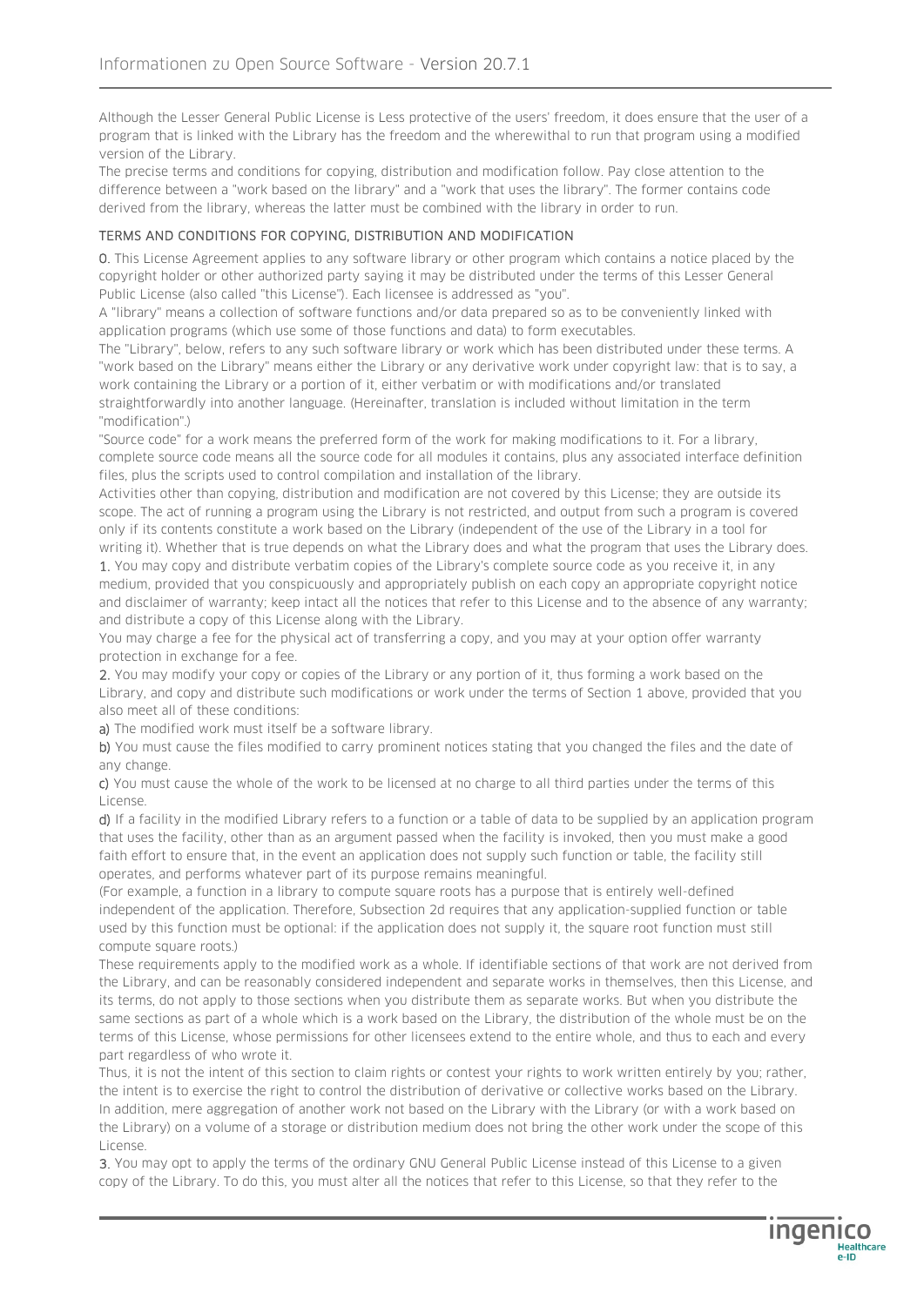Although the Lesser General Public License is Less protective of the users' freedom, it does ensure that the user of a program that is linked with the Library has the freedom and the wherewithal to run that program using a modified version of the Library.

The precise terms and conditions for copying, distribution and modification follow. Pay close attention to the difference between a "work based on the library" and a "work that uses the library". The former contains code derived from the library, whereas the latter must be combined with the library in order to run.

### TERMS AND CONDITIONS FOR COPYING, DISTRIBUTION AND MODIFICATION

**0.** This License Agreement applies to any software library or other program which contains a notice placed by the copyright holder or other authorized party saying it may be distributed under the terms of this Lesser General Public License (also called "this License"). Each licensee is addressed as "you".

A "library" means a collection of software functions and/or data prepared so as to be conveniently linked with application programs (which use some of those functions and data) to form executables.

The "Library", below, refers to any such software library or work which has been distributed under these terms. A "work based on the Library" means either the Library or any derivative work under copyright law: that is to say, a work containing the Library or a portion of it, either verbatim or with modifications and/or translated straightforwardly into another language. (Hereinafter, translation is included without limitation in the term "modification".)

"Source code" for a work means the preferred form of the work for making modifications to it. For a library, complete source code means all the source code for all modules it contains, plus any associated interface definition files, plus the scripts used to control compilation and installation of the library.

Activities other than copying, distribution and modification are not covered by this License; they are outside its scope. The act of running a program using the Library is not restricted, and output from such a program is covered only if its contents constitute a work based on the Library (independent of the use of the Library in a tool for writing it). Whether that is true depends on what the Library does and what the program that uses the Library does.

**1.** You may copy and distribute verbatim copies of the Library's complete source code as you receive it, in any medium, provided that you conspicuously and appropriately publish on each copy an appropriate copyright notice and disclaimer of warranty; keep intact all the notices that refer to this License and to the absence of any warranty; and distribute a copy of this License along with the Library.

You may charge a fee for the physical act of transferring a copy, and you may at your option offer warranty protection in exchange for a fee.

**2.** You may modify your copy or copies of the Library or any portion of it, thus forming a work based on the Library, and copy and distribute such modifications or work under the terms of Section 1 above, provided that you also meet all of these conditions:

**a)** The modified work must itself be a software library.

**b)** You must cause the files modified to carry prominent notices stating that you changed the files and the date of any change.

**c)** You must cause the whole of the work to be licensed at no charge to all third parties under the terms of this License.

**d)** If a facility in the modified Library refers to a function or a table of data to be supplied by an application program that uses the facility, other than as an argument passed when the facility is invoked, then you must make a good faith effort to ensure that, in the event an application does not supply such function or table, the facility still operates, and performs whatever part of its purpose remains meaningful.

(For example, a function in a library to compute square roots has a purpose that is entirely well-defined independent of the application. Therefore, Subsection 2d requires that any application-supplied function or table used by this function must be optional: if the application does not supply it, the square root function must still compute square roots.)

These requirements apply to the modified work as a whole. If identifiable sections of that work are not derived from the Library, and can be reasonably considered independent and separate works in themselves, then this License, and its terms, do not apply to those sections when you distribute them as separate works. But when you distribute the same sections as part of a whole which is a work based on the Library, the distribution of the whole must be on the terms of this License, whose permissions for other licensees extend to the entire whole, and thus to each and every part regardless of who wrote it.

Thus, it is not the intent of this section to claim rights or contest your rights to work written entirely by you; rather, the intent is to exercise the right to control the distribution of derivative or collective works based on the Library. In addition, mere aggregation of another work not based on the Library with the Library (or with a work based on the Library) on a volume of a storage or distribution medium does not bring the other work under the scope of this License.

**3.** You may opt to apply the terms of the ordinary GNU General Public License instead of this License to a given copy of the Library. To do this, you must alter all the notices that refer to this License, so that they refer to the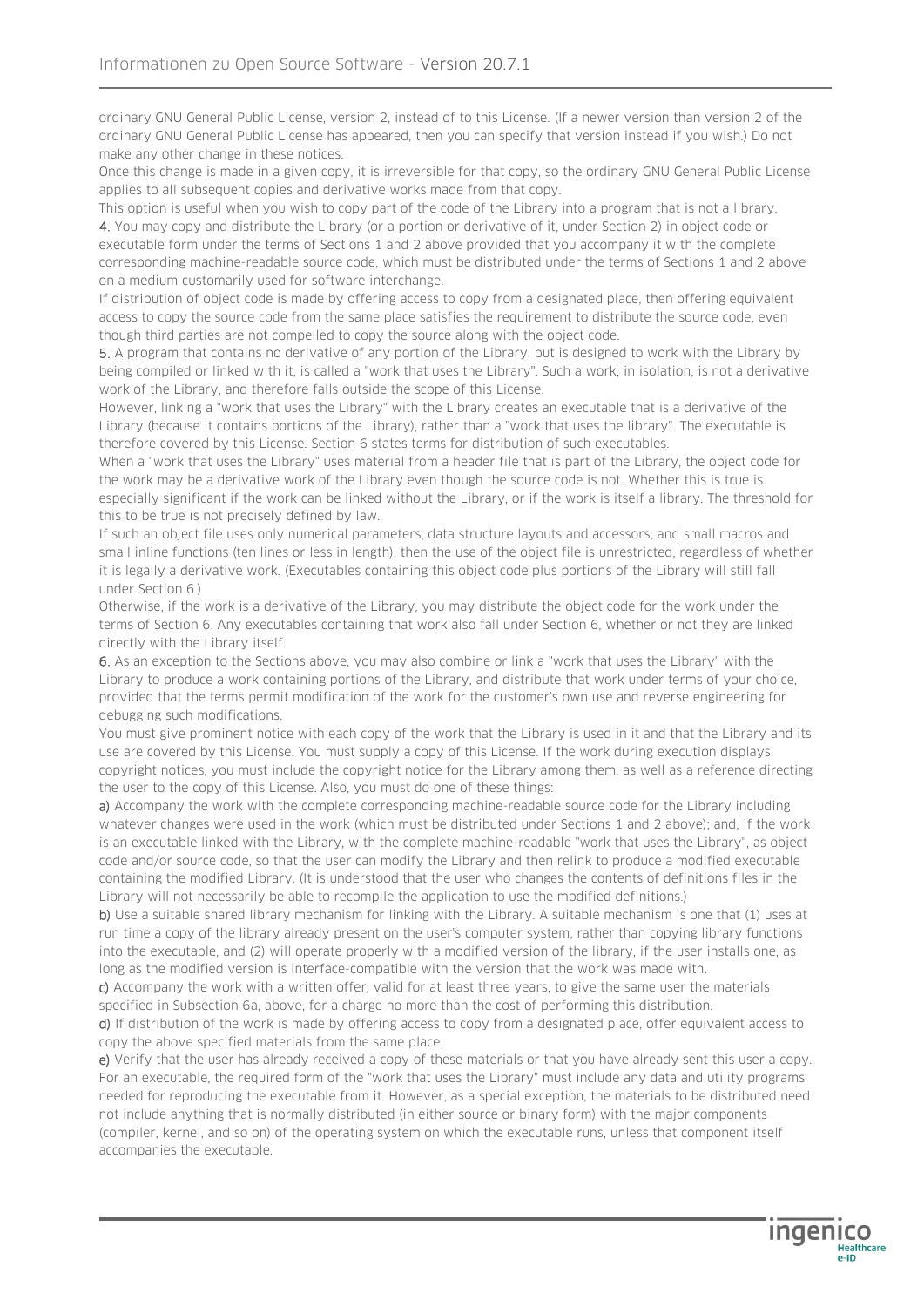ordinary GNU General Public License, version 2, instead of to this License. (If a newer version than version 2 of the ordinary GNU General Public License has appeared, then you can specify that version instead if you wish.) Do not make any other change in these notices.

Once this change is made in a given copy, it is irreversible for that copy, so the ordinary GNU General Public License applies to all subsequent copies and derivative works made from that copy.

This option is useful when you wish to copy part of the code of the Library into a program that is not a library.

4. You may copy and distribute the Library (or a portion or derivative of it, under Section 2) in object code or executable form under the terms of Sections 1 and 2 above provided that you accompany it with the complete corresponding machine-readable source code, which must be distributed under the terms of Sections 1 and 2 above on a medium customarily used for software interchange.

If distribution of object code is made by offering access to copy from a designated place, then offering equivalent access to copy the source code from the same place satisfies the requirement to distribute the source code, even though third parties are not compelled to copy the source along with the object code.

5. A program that contains no derivative of any portion of the Library, but is designed to work with the Library by being compiled or linked with it, is called a "work that uses the Library". Such a work, in isolation, is not a derivative work of the Library, and therefore falls outside the scope of this License.

However, linking a "work that uses the Library" with the Library creates an executable that is a derivative of the Library (because it contains portions of the Library), rather than a "work that uses the library". The executable is therefore covered by this License. Section 6 states terms for distribution of such executables.

When a "work that uses the Library" uses material from a header file that is part of the Library, the object code for the work may be a derivative work of the Library even though the source code is not. Whether this is true is especially significant if the work can be linked without the Library, or if the work is itself a library. The threshold for this to be true is not precisely defined by law.

If such an object file uses only numerical parameters, data structure layouts and accessors, and small macros and small inline functions (ten lines or less in length), then the use of the object file is unrestricted, regardless of whether it is legally a derivative work. (Executables containing this object code plus portions of the Library will still fall under Section 6.)

Otherwise, if the work is a derivative of the Library, you may distribute the object code for the work under the terms of Section 6. Any executables containing that work also fall under Section 6, whether or not they are linked directly with the Library itself.

6. As an exception to the Sections above, you may also combine or link a "work that uses the Library" with the Library to produce a work containing portions of the Library, and distribute that work under terms of your choice, provided that the terms permit modification of the work for the customer's own use and reverse engineering for debugging such modifications.

You must give prominent notice with each copy of the work that the Library is used in it and that the Library and its use are covered by this License. You must supply a copy of this License. If the work during execution displays copyright notices, you must include the copyright notice for the Library among them, as well as a reference directing the user to the copy of this License. Also, you must do one of these things:

a) Accompany the work with the complete corresponding machine-readable source code for the Library including whatever changes were used in the work (which must be distributed under Sections 1 and 2 above); and, if the work is an executable linked with the Library, with the complete machine-readable "work that uses the Library", as object code and/or source code, so that the user can modify the Library and then relink to produce a modified executable containing the modified Library. (It is understood that the user who changes the contents of definitions files in the Library will not necessarily be able to recompile the application to use the modified definitions.)

b) Use a suitable shared library mechanism for linking with the Library. A suitable mechanism is one that (1) uses at run time a copy of the library already present on the user's computer system, rather than copying library functions into the executable, and (2) will operate properly with a modified version of the library, if the user installs one, as long as the modified version is interface-compatible with the version that the work was made with.

c) Accompany the work with a written offer, valid for at least three years, to give the same user the materials specified in Subsection 6a, above, for a charge no more than the cost of performing this distribution.

d) If distribution of the work is made by offering access to copy from a designated place, offer equivalent access to copy the above specified materials from the same place.

e) Verify that the user has already received a copy of these materials or that you have already sent this user a copy.

For an executable, the required form of the "work that uses the Library" must include any data and utility programs needed for reproducing the executable from it. However, as a special exception, the materials to be distributed need not include anything that is normally distributed (in either source or binary form) with the major components (compiler, kernel, and so on) of the operating system on which the executable runs, unless that component itself accompanies the executable.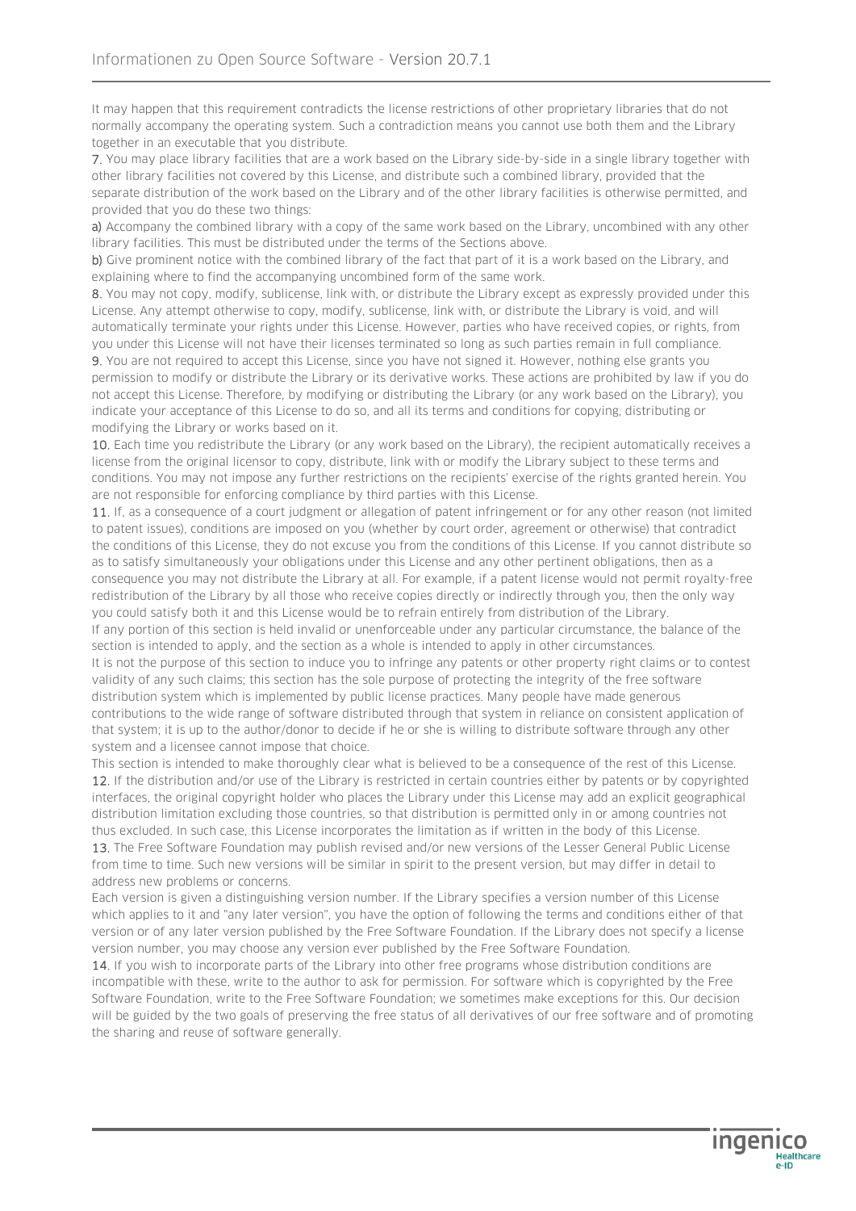It may happen that this requirement contradicts the license restrictions of other proprietary libraries that do not normally accompany the operating system. Such a contradiction means you cannot use both them and the Library together in an executable that you distribute.

7. You may place library facilities that are a work based on the Library side-by-side in a single library together with other library facilities not covered by this License, and distribute such a combined library, provided that the separate distribution of the work based on the Library and of the other library facilities is otherwise permitted, and provided that you do these two things:

a) Accompany the combined library with a copy of the same work based on the Library, uncombined with any other library facilities. This must be distributed under the terms of the Sections above.

b) Give prominent notice with the combined library of the fact that part of it is a work based on the Library, and explaining where to find the accompanying uncombined form of the same work.

8. You may not copy, modify, sublicense, link with, or distribute the Library except as expressly provided under this License. Any attempt otherwise to copy, modify, sublicense, link with, or distribute the Library is void, and will automatically terminate your rights under this License. However, parties who have received copies, or rights, from you under this License will not have their licenses terminated so long as such parties remain in full compliance.

9. You are not required to accept this License, since you have not signed it. However, nothing else grants you permission to modify or distribute the Library or its derivative works. These actions are prohibited by law if you do not accept this License. Therefore, by modifying or distributing the Library (or any work based on the Library), you indicate your acceptance of this License to do so, and all its terms and conditions for copying, distributing or modifying the Library or works based on it.

10. Each time you redistribute the Library (or any work based on the Library), the recipient automatically receives a license from the original licensor to copy, distribute, link with or modify the Library subject to these terms and conditions. You may not impose any further restrictions on the recipients' exercise of the rights granted herein. You are not responsible for enforcing compliance by third parties with this License.

11. If, as a consequence of a court judgment or allegation of patent infringement or for any other reason (not limited to patent issues), conditions are imposed on you (whether by court order, agreement or otherwise) that contradict the conditions of this License, they do not excuse you from the conditions of this License. If you cannot distribute so as to satisfy simultaneously your obligations under this License and any other pertinent obligations, then as a consequence you may not distribute the Library at all. For example, if a patent license would not permit royalty-free redistribution of the Library by all those who receive copies directly or indirectly through you, then the only way you could satisfy both it and this License would be to refrain entirely from distribution of the Library.

If any portion of this section is held invalid or unenforceable under any particular circumstance, the balance of the section is intended to apply, and the section as a whole is intended to apply in other circumstances.

It is not the purpose of this section to induce you to infringe any patents or other property right claims or to contest validity of any such claims; this section has the sole purpose of protecting the integrity of the free software distribution system which is implemented by public license practices. Many people have made generous contributions to the wide range of software distributed through that system in reliance on consistent application of that system; it is up to the author/donor to decide if he or she is willing to distribute software through any other system and a licensee cannot impose that choice.

This section is intended to make thoroughly clear what is believed to be a consequence of the rest of this License.

12. If the distribution and/or use of the Library is restricted in certain countries either by patents or by copyrighted interfaces, the original copyright holder who places the Library under this License may add an explicit geographical distribution limitation excluding those countries, so that distribution is permitted only in or among countries not thus excluded. In such case, this License incorporates the limitation as if written in the body of this License.

13. The Free Software Foundation may publish revised and/or new versions of the Lesser General Public License from time to time. Such new versions will be similar in spirit to the present version, but may differ in detail to address new problems or concerns.

Each version is given a distinguishing version number. If the Library specifies a version number of this License which applies to it and "any later version", you have the option of following the terms and conditions either of that version or of any later version published by the Free Software Foundation. If the Library does not specify a license version number, you may choose any version ever published by the Free Software Foundation.

14. If you wish to incorporate parts of the Library into other free programs whose distribution conditions are incompatible with these, write to the author to ask for permission. For software which is copyrighted by the Free Software Foundation, write to the Free Software Foundation; we sometimes make exceptions for this. Our decision will be guided by the two goals of preserving the free status of all derivatives of our free software and of promoting the sharing and reuse of software generally.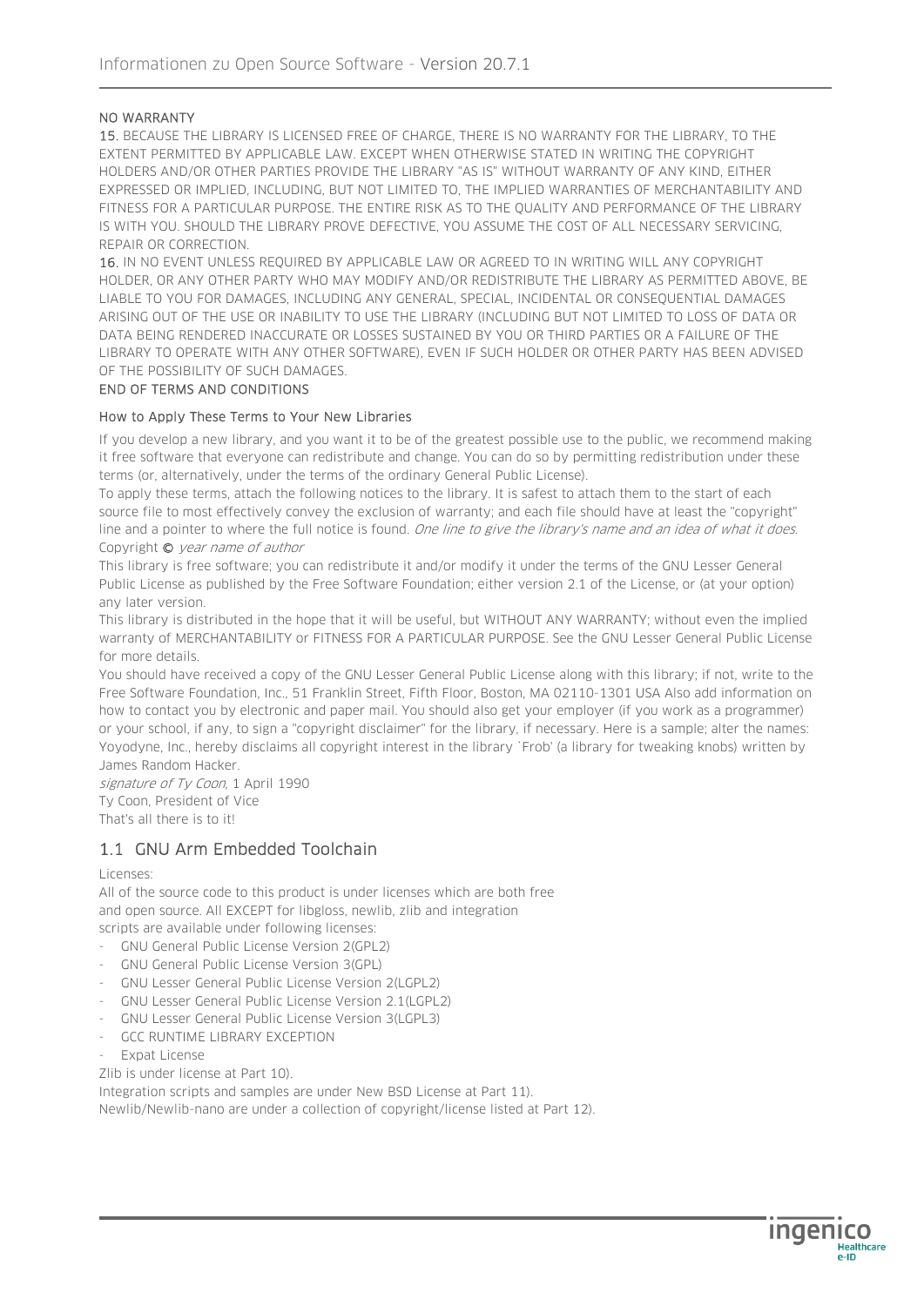NO WARRANTY

**15.** BECAUSE THE LIBRARY IS LICENSED FREE OF CHARGE, THERE IS NO WARRANTY FOR THE LIBRARY, TO THE EXTENT PERMITTED BY APPLICABLE LAW. EXCEPT WHEN OTHERWISE STATED IN WRITING THE COPYRIGHT HOLDERS AND/OR OTHER PARTIES PROVIDE THE LIBRARY "AS IS" WITHOUT WARRANTY OF ANY KIND, EITHER EXPRESSED OR IMPLIED, INCLUDING, BUT NOT LIMITED TO, THE IMPLIED WARRANTIES OF MERCHANTABILITY AND FITNESS FOR A PARTICULAR PURPOSE. THE ENTIRE RISK AS TO THE QUALITY AND PERFORMANCE OF THE LIBRARY IS WITH YOU. SHOULD THE LIBRARY PROVE DEFECTIVE, YOU ASSUME THE COST OF ALL NECESSARY SERVICING, REPAIR OR CORRECTION.

**16.** IN NO EVENT UNLESS REQUIRED BY APPLICABLE LAW OR AGREED TO IN WRITING WILL ANY COPYRIGHT HOLDER, OR ANY OTHER PARTY WHO MAY MODIFY AND/OR REDISTRIBUTE THE LIBRARY AS PERMITTED ABOVE, BE LIABLE TO YOU FOR DAMAGES, INCLUDING ANY GENERAL, SPECIAL, INCIDENTAL OR CONSEQUENTIAL DAMAGES ARISING OUT OF THE USE OR INABILITY TO USE THE LIBRARY (INCLUDING BUT NOT LIMITED TO LOSS OF DATA OR DATA BEING RENDERED INACCURATE OR LOSSES SUSTAINED BY YOU OR THIRD PARTIES OR A FAILURE OF THE LIBRARY TO OPERATE WITH ANY OTHER SOFTWARE), EVEN IF SUCH HOLDER OR OTHER PARTY HAS BEEN ADVISED OF THE POSSIBILITY OF SUCH DAMAGES.

END OF TERMS AND CONDITIONS

How to Apply These Terms to Your New Libraries

If you develop a new library, and you want it to be of the greatest possible use to the public, we recommend making it free software that everyone can redistribute and change. You can do so by permitting redistribution under these terms (or, alternatively, under the terms of the ordinary General Public License).

To apply these terms, attach the following notices to the library. It is safest to attach them to the start of each source file to most effectively convey the exclusion of warranty; and each file should have at least the "copyright" line and a pointer to where the full notice is found. *One line to give the library's name and an idea of what it does*.

Copyright © *year name of author*

This library is free software; you can redistribute it and/or modify it under the terms of the GNU Lesser General Public License as published by the Free Software Foundation; either version 2.1 of the License, or (at your option) any later version.

This library is distributed in the hope that it will be useful, but WITHOUT ANY WARRANTY; without even the implied warranty of MERCHANTABILITY or FITNESS FOR A PARTICULAR PURPOSE. See the GNU Lesser General Public License for more details.

You should have received a copy of the GNU Lesser General Public License along with this library; if not, write to the Free Software Foundation, Inc., 51 Franklin Street, Fifth Floor, Boston, MA 02110-1301 USA Also add information on how to contact you by electronic and paper mail. You should also get your employer (if you work as a programmer) or your school, if any, to sign a "copyright disclaimer" for the library, if necessary. Here is a sample; alter the names: Yoyodyne, Inc., hereby disclaims all copyright interest in the library `Frob' (a library for tweaking knobs) written by James Random Hacker.

*signature of Ty Coon*, 1 April 1990

Ty Coon, President of Vice

That's all there is to it!

## 1.1 GNU Arm Embedded Toolchain

Licenses:

All of the source code to this product is under licenses which are both free and open source. All EXCEPT for libgloss, newlib, zlib and integration scripts are available under following licenses:

- GNU General Public License Version 2(GPL2)
- GNU General Public License Version 3(GPL)
- GNU Lesser General Public License Version 2(LGPL2)
- GNU Lesser General Public License Version 2.1(LGPL2)
- GNU Lesser General Public License Version 3(LGPL3)
- GCC RUNTIME LIBRARY EXCEPTION
- Expat License

Zlib is under license at Part 10).

Integration scripts and samples are under New BSD License at Part 11).

Newlib/Newlib-nano are under a collection of copyright/license listed at Part 12).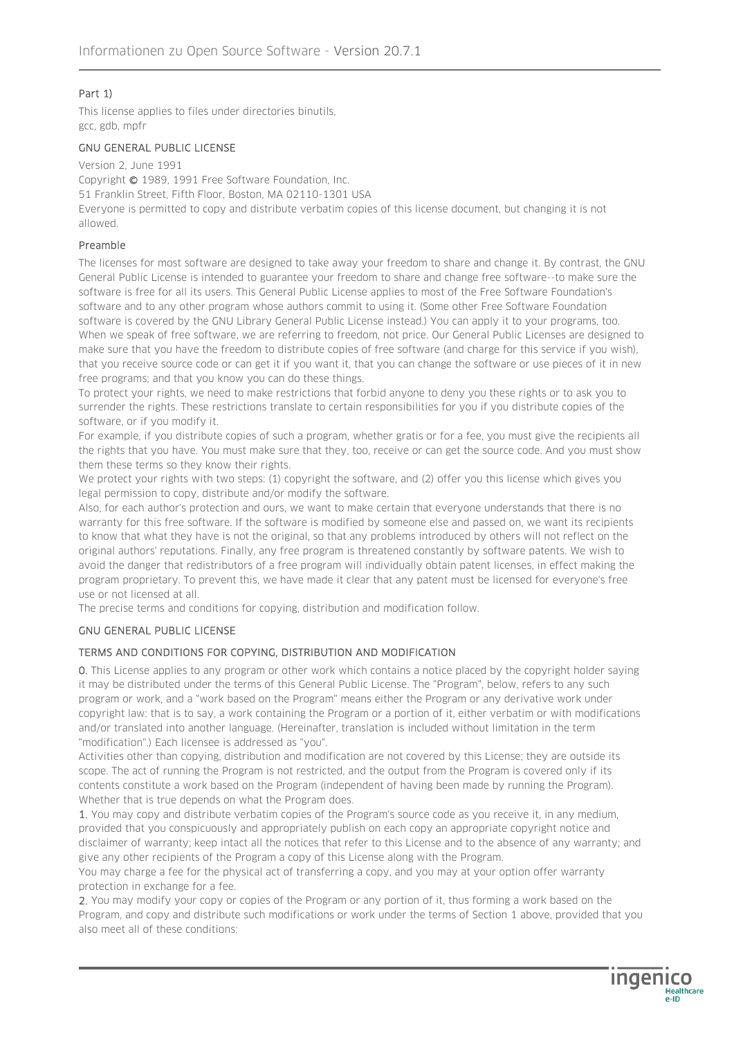Part 1)

This license applies to files under directories binutils, gcc, gdb, mpfr

### GNU GENERAL PUBLIC LICENSE

Version 2, June 1991
Copyright © 1989, 1991 Free Software Foundation, Inc.
51 Franklin Street, Fifth Floor, Boston, MA 02110-1301 USA
Everyone is permitted to copy and distribute verbatim copies of this license document, but changing it is not allowed.

### Preamble

The licenses for most software are designed to take away your freedom to share and change it. By contrast, the GNU General Public License is intended to guarantee your freedom to share and change free software--to make sure the software is free for all its users. This General Public License applies to most of the Free Software Foundation's software and to any other program whose authors commit to using it. (Some other Free Software Foundation software is covered by the GNU Library General Public License instead.) You can apply it to your programs, too.
When we speak of free software, we are referring to freedom, not price. Our General Public Licenses are designed to make sure that you have the freedom to distribute copies of free software (and charge for this service if you wish), that you receive source code or can get it if you want it, that you can change the software or use pieces of it in new free programs; and that you know you can do these things.
To protect your rights, we need to make restrictions that forbid anyone to deny you these rights or to ask you to surrender the rights. These restrictions translate to certain responsibilities for you if you distribute copies of the software, or if you modify it.
For example, if you distribute copies of such a program, whether gratis or for a fee, you must give the recipients all the rights that you have. You must make sure that they, too, receive or can get the source code. And you must show them these terms so they know their rights.
We protect your rights with two steps: (1) copyright the software, and (2) offer you this license which gives you legal permission to copy, distribute and/or modify the software.
Also, for each author's protection and ours, we want to make certain that everyone understands that there is no warranty for this free software. If the software is modified by someone else and passed on, we want its recipients to know that what they have is not the original, so that any problems introduced by others will not reflect on the original authors' reputations. Finally, any free program is threatened constantly by software patents. We wish to avoid the danger that redistributors of a free program will individually obtain patent licenses, in effect making the program proprietary. To prevent this, we have made it clear that any patent must be licensed for everyone's free use or not licensed at all.
The precise terms and conditions for copying, distribution and modification follow.

### GNU GENERAL PUBLIC LICENSE

### TERMS AND CONDITIONS FOR COPYING, DISTRIBUTION AND MODIFICATION

0. This License applies to any program or other work which contains a notice placed by the copyright holder saying it may be distributed under the terms of this General Public License. The "Program", below, refers to any such program or work, and a "work based on the Program" means either the Program or any derivative work under copyright law: that is to say, a work containing the Program or a portion of it, either verbatim or with modifications and/or translated into another language. (Hereinafter, translation is included without limitation in the term "modification".) Each licensee is addressed as "you".
Activities other than copying, distribution and modification are not covered by this License; they are outside its scope. The act of running the Program is not restricted, and the output from the Program is covered only if its contents constitute a work based on the Program (independent of having been made by running the Program). Whether that is true depends on what the Program does.
1. You may copy and distribute verbatim copies of the Program's source code as you receive it, in any medium, provided that you conspicuously and appropriately publish on each copy an appropriate copyright notice and disclaimer of warranty; keep intact all the notices that refer to this License and to the absence of any warranty; and give any other recipients of the Program a copy of this License along with the Program.
You may charge a fee for the physical act of transferring a copy, and you may at your option offer warranty protection in exchange for a fee.
2. You may modify your copy or copies of the Program or any portion of it, thus forming a work based on the Program, and copy and distribute such modifications or work under the terms of Section 1 above, provided that you also meet all of these conditions: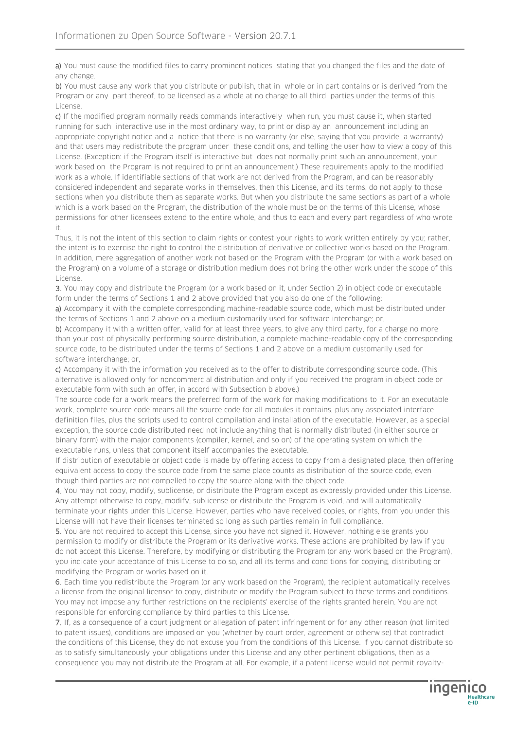**a)** You must cause the modified files to carry prominent notices stating that you changed the files and the date of any change.

**b)** You must cause any work that you distribute or publish, that in whole or in part contains or is derived from the Program or any part thereof, to be licensed as a whole at no charge to all third parties under the terms of this License.

**c)** If the modified program normally reads commands interactively when run, you must cause it, when started running for such interactive use in the most ordinary way, to print or display an announcement including an appropriate copyright notice and a notice that there is no warranty (or else, saying that you provide a warranty) and that users may redistribute the program under these conditions, and telling the user how to view a copy of this License. (Exception: if the Program itself is interactive but does not normally print such an announcement, your work based on the Program is not required to print an announcement.) These requirements apply to the modified work as a whole. If identifiable sections of that work are not derived from the Program, and can be reasonably considered independent and separate works in themselves, then this License, and its terms, do not apply to those sections when you distribute them as separate works. But when you distribute the same sections as part of a whole which is a work based on the Program, the distribution of the whole must be on the terms of this License, whose permissions for other licensees extend to the entire whole, and thus to each and every part regardless of who wrote it.

Thus, it is not the intent of this section to claim rights or contest your rights to work written entirely by you; rather, the intent is to exercise the right to control the distribution of derivative or collective works based on the Program. In addition, mere aggregation of another work not based on the Program with the Program (or with a work based on the Program) on a volume of a storage or distribution medium does not bring the other work under the scope of this License.

**3.** You may copy and distribute the Program (or a work based on it, under Section 2) in object code or executable form under the terms of Sections 1 and 2 above provided that you also do one of the following:

**a)** Accompany it with the complete corresponding machine-readable source code, which must be distributed under the terms of Sections 1 and 2 above on a medium customarily used for software interchange; or,

**b)** Accompany it with a written offer, valid for at least three years, to give any third party, for a charge no more than your cost of physically performing source distribution, a complete machine-readable copy of the corresponding source code, to be distributed under the terms of Sections 1 and 2 above on a medium customarily used for software interchange; or,

**c)** Accompany it with the information you received as to the offer to distribute corresponding source code. (This alternative is allowed only for noncommercial distribution and only if you received the program in object code or executable form with such an offer, in accord with Subsection b above.)

The source code for a work means the preferred form of the work for making modifications to it. For an executable work, complete source code means all the source code for all modules it contains, plus any associated interface definition files, plus the scripts used to control compilation and installation of the executable. However, as a special exception, the source code distributed need not include anything that is normally distributed (in either source or binary form) with the major components (compiler, kernel, and so on) of the operating system on which the executable runs, unless that component itself accompanies the executable.

If distribution of executable or object code is made by offering access to copy from a designated place, then offering equivalent access to copy the source code from the same place counts as distribution of the source code, even though third parties are not compelled to copy the source along with the object code.

**4.** You may not copy, modify, sublicense, or distribute the Program except as expressly provided under this License. Any attempt otherwise to copy, modify, sublicense or distribute the Program is void, and will automatically terminate your rights under this License. However, parties who have received copies, or rights, from you under this License will not have their licenses terminated so long as such parties remain in full compliance.

**5.** You are not required to accept this License, since you have not signed it. However, nothing else grants you permission to modify or distribute the Program or its derivative works. These actions are prohibited by law if you do not accept this License. Therefore, by modifying or distributing the Program (or any work based on the Program), you indicate your acceptance of this License to do so, and all its terms and conditions for copying, distributing or modifying the Program or works based on it.

**6.** Each time you redistribute the Program (or any work based on the Program), the recipient automatically receives a license from the original licensor to copy, distribute or modify the Program subject to these terms and conditions. You may not impose any further restrictions on the recipients' exercise of the rights granted herein. You are not responsible for enforcing compliance by third parties to this License.

**7.** If, as a consequence of a court judgment or allegation of patent infringement or for any other reason (not limited to patent issues), conditions are imposed on you (whether by court order, agreement or otherwise) that contradict the conditions of this License, they do not excuse you from the conditions of this License. If you cannot distribute so as to satisfy simultaneously your obligations under this License and any other pertinent obligations, then as a consequence you may not distribute the Program at all. For example, if a patent license would not permit royalty-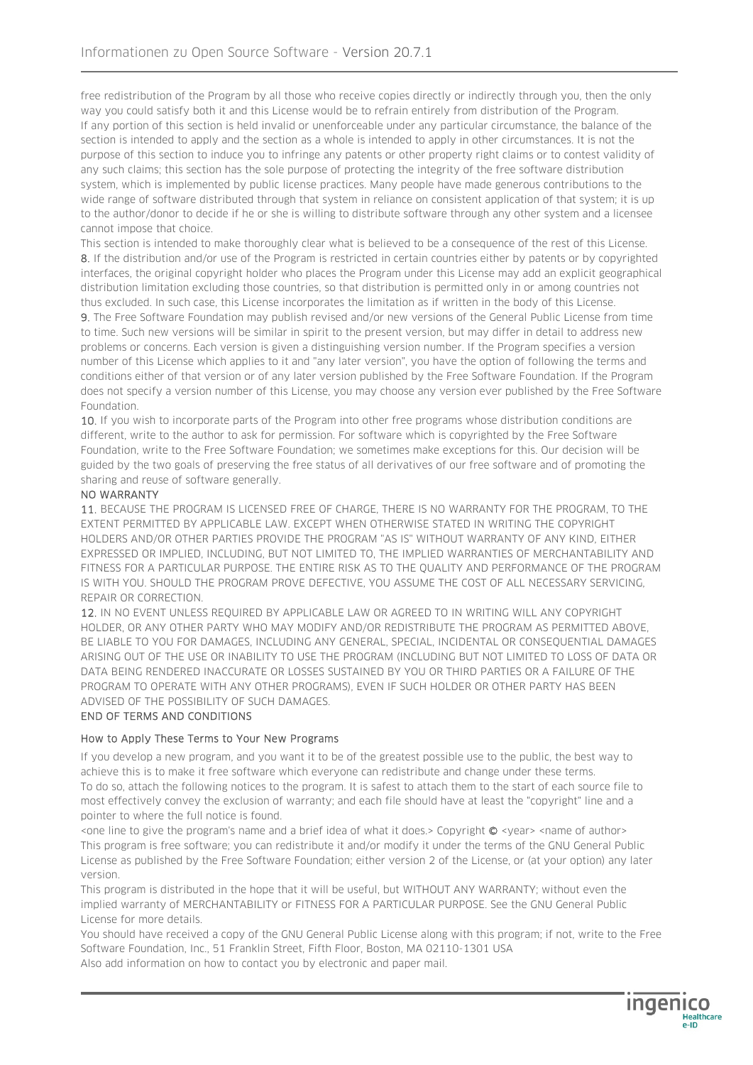free redistribution of the Program by all those who receive copies directly or indirectly through you, then the only way you could satisfy both it and this License would be to refrain entirely from distribution of the Program.
If any portion of this section is held invalid or unenforceable under any particular circumstance, the balance of the section is intended to apply and the section as a whole is intended to apply in other circumstances. It is not the purpose of this section to induce you to infringe any patents or other property right claims or to contest validity of any such claims; this section has the sole purpose of protecting the integrity of the free software distribution system, which is implemented by public license practices. Many people have made generous contributions to the wide range of software distributed through that system in reliance on consistent application of that system; it is up to the author/donor to decide if he or she is willing to distribute software through any other system and a licensee cannot impose that choice.
This section is intended to make thoroughly clear what is believed to be a consequence of the rest of this License.
8. If the distribution and/or use of the Program is restricted in certain countries either by patents or by copyrighted interfaces, the original copyright holder who places the Program under this License may add an explicit geographical distribution limitation excluding those countries, so that distribution is permitted only in or among countries not thus excluded. In such case, this License incorporates the limitation as if written in the body of this License.
9. The Free Software Foundation may publish revised and/or new versions of the General Public License from time to time. Such new versions will be similar in spirit to the present version, but may differ in detail to address new problems or concerns. Each version is given a distinguishing version number. If the Program specifies a version number of this License which applies to it and "any later version", you have the option of following the terms and conditions either of that version or of any later version published by the Free Software Foundation. If the Program does not specify a version number of this License, you may choose any version ever published by the Free Software Foundation.
10. If you wish to incorporate parts of the Program into other free programs whose distribution conditions are different, write to the author to ask for permission. For software which is copyrighted by the Free Software Foundation, write to the Free Software Foundation; we sometimes make exceptions for this. Our decision will be guided by the two goals of preserving the free status of all derivatives of our free software and of promoting the sharing and reuse of software generally.

NO WARRANTY

11. BECAUSE THE PROGRAM IS LICENSED FREE OF CHARGE, THERE IS NO WARRANTY FOR THE PROGRAM, TO THE EXTENT PERMITTED BY APPLICABLE LAW. EXCEPT WHEN OTHERWISE STATED IN WRITING THE COPYRIGHT HOLDERS AND/OR OTHER PARTIES PROVIDE THE PROGRAM "AS IS" WITHOUT WARRANTY OF ANY KIND, EITHER EXPRESSED OR IMPLIED, INCLUDING, BUT NOT LIMITED TO, THE IMPLIED WARRANTIES OF MERCHANTABILITY AND FITNESS FOR A PARTICULAR PURPOSE. THE ENTIRE RISK AS TO THE QUALITY AND PERFORMANCE OF THE PROGRAM IS WITH YOU. SHOULD THE PROGRAM PROVE DEFECTIVE, YOU ASSUME THE COST OF ALL NECESSARY SERVICING, REPAIR OR CORRECTION.
12. IN NO EVENT UNLESS REQUIRED BY APPLICABLE LAW OR AGREED TO IN WRITING WILL ANY COPYRIGHT HOLDER, OR ANY OTHER PARTY WHO MAY MODIFY AND/OR REDISTRIBUTE THE PROGRAM AS PERMITTED ABOVE, BE LIABLE TO YOU FOR DAMAGES, INCLUDING ANY GENERAL, SPECIAL, INCIDENTAL OR CONSEQUENTIAL DAMAGES ARISING OUT OF THE USE OR INABILITY TO USE THE PROGRAM (INCLUDING BUT NOT LIMITED TO LOSS OF DATA OR DATA BEING RENDERED INACCURATE OR LOSSES SUSTAINED BY YOU OR THIRD PARTIES OR A FAILURE OF THE PROGRAM TO OPERATE WITH ANY OTHER PROGRAMS), EVEN IF SUCH HOLDER OR OTHER PARTY HAS BEEN ADVISED OF THE POSSIBILITY OF SUCH DAMAGES.

END OF TERMS AND CONDITIONS

### How to Apply These Terms to Your New Programs

If you develop a new program, and you want it to be of the greatest possible use to the public, the best way to achieve this is to make it free software which everyone can redistribute and change under these terms.
To do so, attach the following notices to the program. It is safest to attach them to the start of each source file to most effectively convey the exclusion of warranty; and each file should have at least the "copyright" line and a pointer to where the full notice is found.
<one line to give the program's name and a brief idea of what it does.> Copyright © <year> <name of author>
This program is free software; you can redistribute it and/or modify it under the terms of the GNU General Public License as published by the Free Software Foundation; either version 2 of the License, or (at your option) any later version.
This program is distributed in the hope that it will be useful, but WITHOUT ANY WARRANTY; without even the implied warranty of MERCHANTABILITY or FITNESS FOR A PARTICULAR PURPOSE. See the GNU General Public License for more details.
You should have received a copy of the GNU General Public License along with this program; if not, write to the Free Software Foundation, Inc., 51 Franklin Street, Fifth Floor, Boston, MA 02110-1301 USA
Also add information on how to contact you by electronic and paper mail.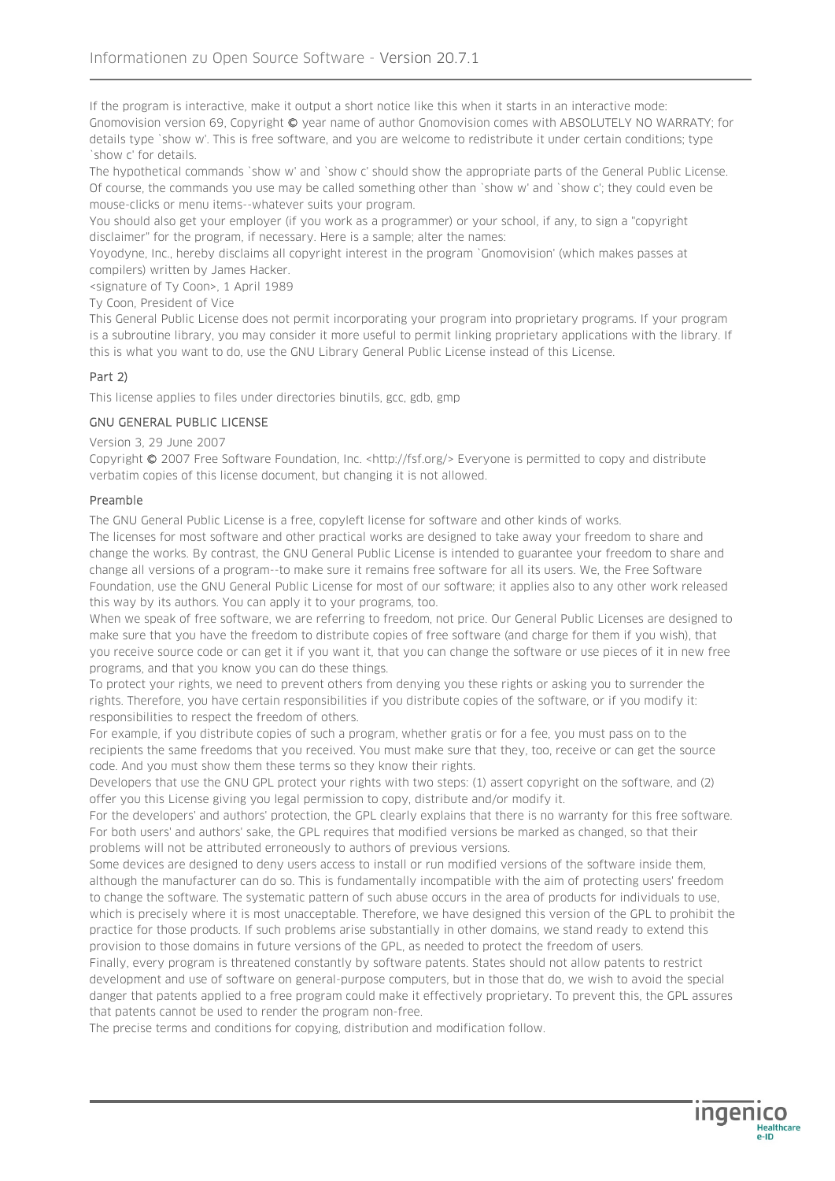If the program is interactive, make it output a short notice like this when it starts in an interactive mode:
Gnomovision version 69, Copyright © year name of author Gnomovision comes with ABSOLUTELY NO WARRATY; for details type `show w'. This is free software, and you are welcome to redistribute it under certain conditions; type `show c' for details.

The hypothetical commands `show w' and `show c' should show the appropriate parts of the General Public License. Of course, the commands you use may be called something other than `show w' and `show c'; they could even be mouse-clicks or menu items--whatever suits your program.

You should also get your employer (if you work as a programmer) or your school, if any, to sign a "copyright disclaimer" for the program, if necessary. Here is a sample; alter the names:

Yoyodyne, Inc., hereby disclaims all copyright interest in the program `Gnomovision' (which makes passes at compilers) written by James Hacker.

<signature of Ty Coon>, 1 April 1989

Ty Coon, President of Vice

This General Public License does not permit incorporating your program into proprietary programs. If your program is a subroutine library, you may consider it more useful to permit linking proprietary applications with the library. If this is what you want to do, use the GNU Library General Public License instead of this License.

### Part 2)

This license applies to files under directories binutils, gcc, gdb, gmp

### GNU GENERAL PUBLIC LICENSE

Version 3, 29 June 2007

Copyright © 2007 Free Software Foundation, Inc. <http://fsf.org/> Everyone is permitted to copy and distribute verbatim copies of this license document, but changing it is not allowed.

### Preamble

The GNU General Public License is a free, copyleft license for software and other kinds of works.

The licenses for most software and other practical works are designed to take away your freedom to share and change the works. By contrast, the GNU General Public License is intended to guarantee your freedom to share and change all versions of a program--to make sure it remains free software for all its users. We, the Free Software Foundation, use the GNU General Public License for most of our software; it applies also to any other work released this way by its authors. You can apply it to your programs, too.

When we speak of free software, we are referring to freedom, not price. Our General Public Licenses are designed to make sure that you have the freedom to distribute copies of free software (and charge for them if you wish), that you receive source code or can get it if you want it, that you can change the software or use pieces of it in new free programs, and that you know you can do these things.

To protect your rights, we need to prevent others from denying you these rights or asking you to surrender the rights. Therefore, you have certain responsibilities if you distribute copies of the software, or if you modify it: responsibilities to respect the freedom of others.

For example, if you distribute copies of such a program, whether gratis or for a fee, you must pass on to the recipients the same freedoms that you received. You must make sure that they, too, receive or can get the source code. And you must show them these terms so they know their rights.

Developers that use the GNU GPL protect your rights with two steps: (1) assert copyright on the software, and (2) offer you this License giving you legal permission to copy, distribute and/or modify it.

For the developers' and authors' protection, the GPL clearly explains that there is no warranty for this free software. For both users' and authors' sake, the GPL requires that modified versions be marked as changed, so that their problems will not be attributed erroneously to authors of previous versions.

Some devices are designed to deny users access to install or run modified versions of the software inside them, although the manufacturer can do so. This is fundamentally incompatible with the aim of protecting users' freedom to change the software. The systematic pattern of such abuse occurs in the area of products for individuals to use, which is precisely where it is most unacceptable. Therefore, we have designed this version of the GPL to prohibit the practice for those products. If such problems arise substantially in other domains, we stand ready to extend this provision to those domains in future versions of the GPL, as needed to protect the freedom of users.

Finally, every program is threatened constantly by software patents. States should not allow patents to restrict development and use of software on general-purpose computers, but in those that do, we wish to avoid the special danger that patents applied to a free program could make it effectively proprietary. To prevent this, the GPL assures that patents cannot be used to render the program non-free.

The precise terms and conditions for copying, distribution and modification follow.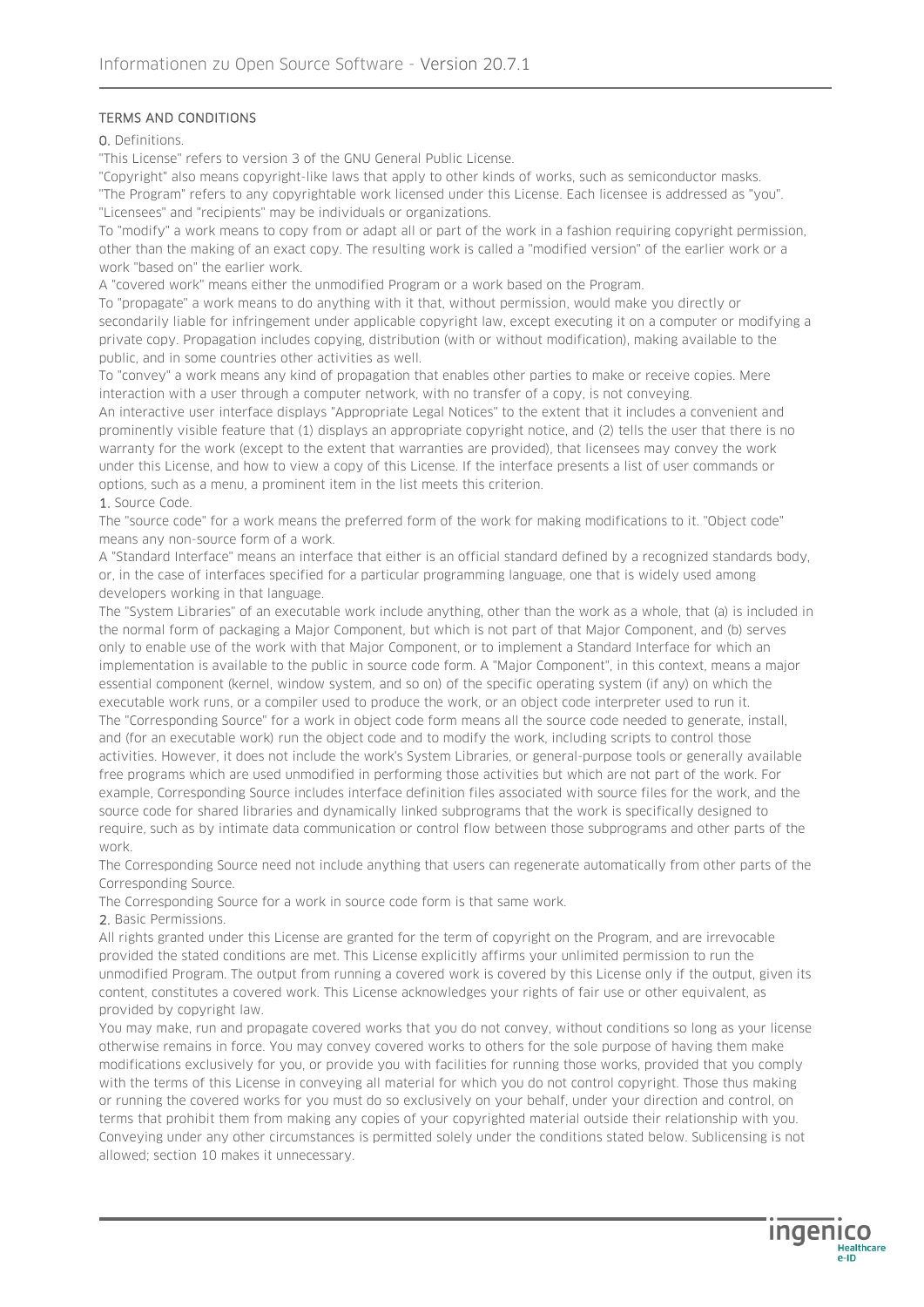## TERMS AND CONDITIONS

### 0. Definitions.

"This License" refers to version 3 of the GNU General Public License.

"Copyright" also means copyright-like laws that apply to other kinds of works, such as semiconductor masks.

"The Program" refers to any copyrightable work licensed under this License. Each licensee is addressed as "you". "Licensees" and "recipients" may be individuals or organizations.

To "modify" a work means to copy from or adapt all or part of the work in a fashion requiring copyright permission, other than the making of an exact copy. The resulting work is called a "modified version" of the earlier work or a work "based on" the earlier work.

A "covered work" means either the unmodified Program or a work based on the Program.

To "propagate" a work means to do anything with it that, without permission, would make you directly or secondarily liable for infringement under applicable copyright law, except executing it on a computer or modifying a private copy. Propagation includes copying, distribution (with or without modification), making available to the public, and in some countries other activities as well.

To "convey" a work means any kind of propagation that enables other parties to make or receive copies. Mere interaction with a user through a computer network, with no transfer of a copy, is not conveying.

An interactive user interface displays "Appropriate Legal Notices" to the extent that it includes a convenient and prominently visible feature that (1) displays an appropriate copyright notice, and (2) tells the user that there is no warranty for the work (except to the extent that warranties are provided), that licensees may convey the work under this License, and how to view a copy of this License. If the interface presents a list of user commands or options, such as a menu, a prominent item in the list meets this criterion.

### 1. Source Code.

The "source code" for a work means the preferred form of the work for making modifications to it. "Object code" means any non-source form of a work.

A "Standard Interface" means an interface that either is an official standard defined by a recognized standards body, or, in the case of interfaces specified for a particular programming language, one that is widely used among developers working in that language.

The "System Libraries" of an executable work include anything, other than the work as a whole, that (a) is included in the normal form of packaging a Major Component, but which is not part of that Major Component, and (b) serves only to enable use of the work with that Major Component, or to implement a Standard Interface for which an implementation is available to the public in source code form. A "Major Component", in this context, means a major essential component (kernel, window system, and so on) of the specific operating system (if any) on which the executable work runs, or a compiler used to produce the work, or an object code interpreter used to run it.

The "Corresponding Source" for a work in object code form means all the source code needed to generate, install, and (for an executable work) run the object code and to modify the work, including scripts to control those activities. However, it does not include the work's System Libraries, or general-purpose tools or generally available free programs which are used unmodified in performing those activities but which are not part of the work. For example, Corresponding Source includes interface definition files associated with source files for the work, and the source code for shared libraries and dynamically linked subprograms that the work is specifically designed to require, such as by intimate data communication or control flow between those subprograms and other parts of the work.

The Corresponding Source need not include anything that users can regenerate automatically from other parts of the Corresponding Source.

The Corresponding Source for a work in source code form is that same work.

### 2. Basic Permissions.

All rights granted under this License are granted for the term of copyright on the Program, and are irrevocable provided the stated conditions are met. This License explicitly affirms your unlimited permission to run the unmodified Program. The output from running a covered work is covered by this License only if the output, given its content, constitutes a covered work. This License acknowledges your rights of fair use or other equivalent, as provided by copyright law.

You may make, run and propagate covered works that you do not convey, without conditions so long as your license otherwise remains in force. You may convey covered works to others for the sole purpose of having them make modifications exclusively for you, or provide you with facilities for running those works, provided that you comply with the terms of this License in conveying all material for which you do not control copyright. Those thus making or running the covered works for you must do so exclusively on your behalf, under your direction and control, on terms that prohibit them from making any copies of your copyrighted material outside their relationship with you. Conveying under any other circumstances is permitted solely under the conditions stated below. Sublicensing is not allowed; section 10 makes it unnecessary.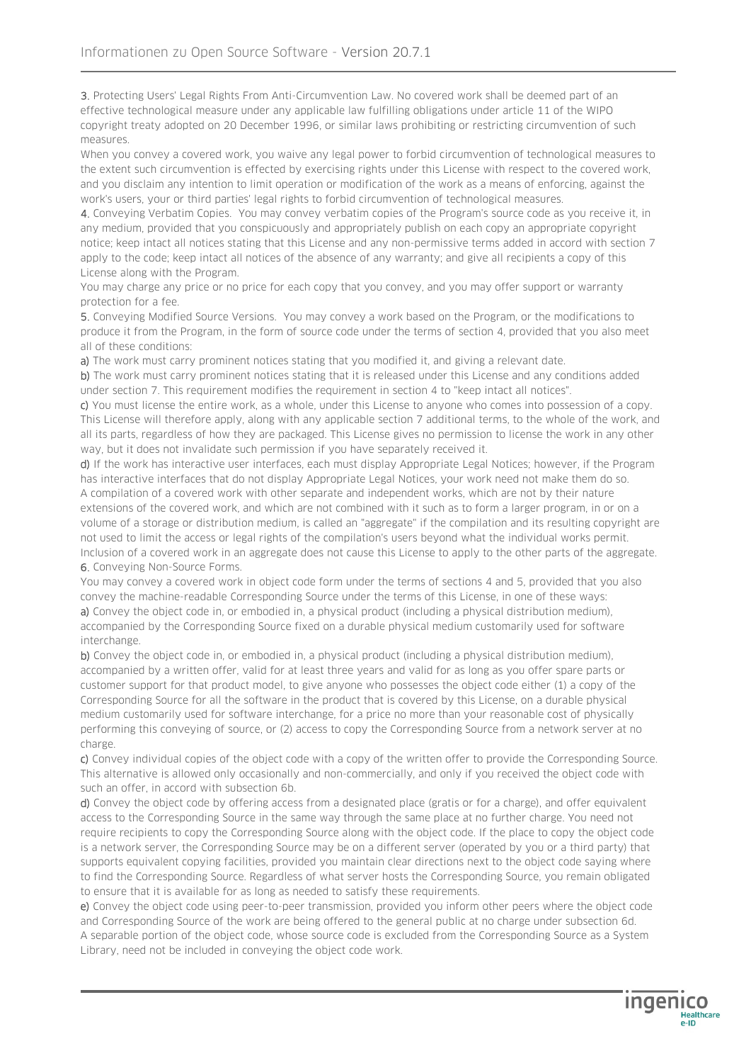**3.** Protecting Users' Legal Rights From Anti-Circumvention Law. No covered work shall be deemed part of an effective technological measure under any applicable law fulfilling obligations under article 11 of the WIPO copyright treaty adopted on 20 December 1996, or similar laws prohibiting or restricting circumvention of such measures.

When you convey a covered work, you waive any legal power to forbid circumvention of technological measures to the extent such circumvention is effected by exercising rights under this License with respect to the covered work, and you disclaim any intention to limit operation or modification of the work as a means of enforcing, against the work's users, your or third parties' legal rights to forbid circumvention of technological measures.

**4.** Conveying Verbatim Copies. You may convey verbatim copies of the Program's source code as you receive it, in any medium, provided that you conspicuously and appropriately publish on each copy an appropriate copyright notice; keep intact all notices stating that this License and any non-permissive terms added in accord with section 7 apply to the code; keep intact all notices of the absence of any warranty; and give all recipients a copy of this License along with the Program.

You may charge any price or no price for each copy that you convey, and you may offer support or warranty protection for a fee.

**5.** Conveying Modified Source Versions. You may convey a work based on the Program, or the modifications to produce it from the Program, in the form of source code under the terms of section 4, provided that you also meet all of these conditions:

**a)** The work must carry prominent notices stating that you modified it, and giving a relevant date.

**b)** The work must carry prominent notices stating that it is released under this License and any conditions added under section 7. This requirement modifies the requirement in section 4 to "keep intact all notices".

**c)** You must license the entire work, as a whole, under this License to anyone who comes into possession of a copy. This License will therefore apply, along with any applicable section 7 additional terms, to the whole of the work, and all its parts, regardless of how they are packaged. This License gives no permission to license the work in any other way, but it does not invalidate such permission if you have separately received it.

**d)** If the work has interactive user interfaces, each must display Appropriate Legal Notices; however, if the Program has interactive interfaces that do not display Appropriate Legal Notices, your work need not make them do so.

A compilation of a covered work with other separate and independent works, which are not by their nature extensions of the covered work, and which are not combined with it such as to form a larger program, in or on a volume of a storage or distribution medium, is called an "aggregate" if the compilation and its resulting copyright are not used to limit the access or legal rights of the compilation's users beyond what the individual works permit. Inclusion of a covered work in an aggregate does not cause this License to apply to the other parts of the aggregate.

**6.** Conveying Non-Source Forms.

You may convey a covered work in object code form under the terms of sections 4 and 5, provided that you also convey the machine-readable Corresponding Source under the terms of this License, in one of these ways:

**a)** Convey the object code in, or embodied in, a physical product (including a physical distribution medium), accompanied by the Corresponding Source fixed on a durable physical medium customarily used for software interchange.

**b)** Convey the object code in, or embodied in, a physical product (including a physical distribution medium), accompanied by a written offer, valid for at least three years and valid for as long as you offer spare parts or customer support for that product model, to give anyone who possesses the object code either (1) a copy of the Corresponding Source for all the software in the product that is covered by this License, on a durable physical medium customarily used for software interchange, for a price no more than your reasonable cost of physically performing this conveying of source, or (2) access to copy the Corresponding Source from a network server at no charge.

**c)** Convey individual copies of the object code with a copy of the written offer to provide the Corresponding Source. This alternative is allowed only occasionally and non-commercially, and only if you received the object code with such an offer, in accord with subsection 6b.

**d)** Convey the object code by offering access from a designated place (gratis or for a charge), and offer equivalent access to the Corresponding Source in the same way through the same place at no further charge. You need not require recipients to copy the Corresponding Source along with the object code. If the place to copy the object code is a network server, the Corresponding Source may be on a different server (operated by you or a third party) that supports equivalent copying facilities, provided you maintain clear directions next to the object code saying where to find the Corresponding Source. Regardless of what server hosts the Corresponding Source, you remain obligated to ensure that it is available for as long as needed to satisfy these requirements.

**e)** Convey the object code using peer-to-peer transmission, provided you inform other peers where the object code and Corresponding Source of the work are being offered to the general public at no charge under subsection 6d.

A separable portion of the object code, whose source code is excluded from the Corresponding Source as a System Library, need not be included in conveying the object code work.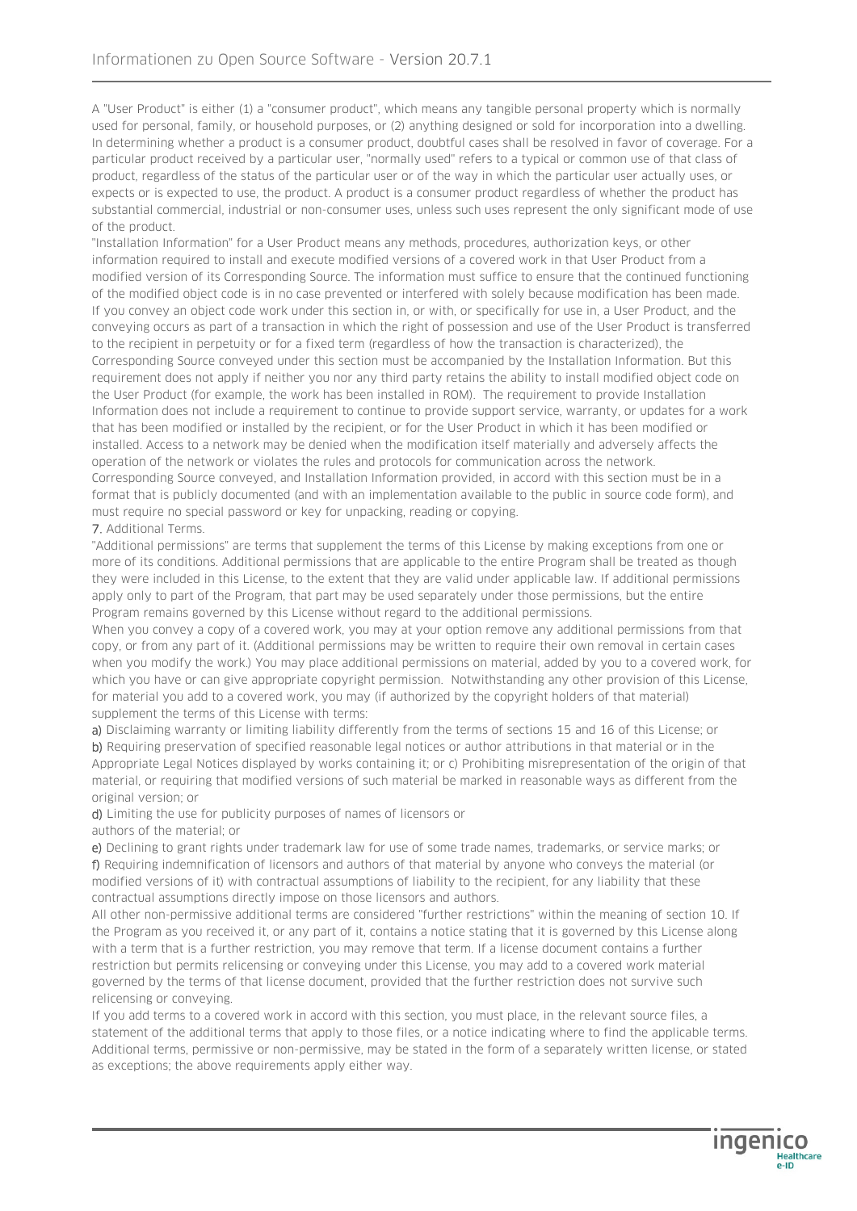A "User Product" is either (1) a "consumer product", which means any tangible personal property which is normally used for personal, family, or household purposes, or (2) anything designed or sold for incorporation into a dwelling. In determining whether a product is a consumer product, doubtful cases shall be resolved in favor of coverage. For a particular product received by a particular user, "normally used" refers to a typical or common use of that class of product, regardless of the status of the particular user or of the way in which the particular user actually uses, or expects or is expected to use, the product. A product is a consumer product regardless of whether the product has substantial commercial, industrial or non-consumer uses, unless such uses represent the only significant mode of use of the product.

"Installation Information" for a User Product means any methods, procedures, authorization keys, or other information required to install and execute modified versions of a covered work in that User Product from a modified version of its Corresponding Source. The information must suffice to ensure that the continued functioning of the modified object code is in no case prevented or interfered with solely because modification has been made. If you convey an object code work under this section in, or with, or specifically for use in, a User Product, and the conveying occurs as part of a transaction in which the right of possession and use of the User Product is transferred to the recipient in perpetuity or for a fixed term (regardless of how the transaction is characterized), the Corresponding Source conveyed under this section must be accompanied by the Installation Information. But this requirement does not apply if neither you nor any third party retains the ability to install modified object code on the User Product (for example, the work has been installed in ROM). The requirement to provide Installation Information does not include a requirement to continue to provide support service, warranty, or updates for a work that has been modified or installed by the recipient, or for the User Product in which it has been modified or installed. Access to a network may be denied when the modification itself materially and adversely affects the operation of the network or violates the rules and protocols for communication across the network.

Corresponding Source conveyed, and Installation Information provided, in accord with this section must be in a format that is publicly documented (and with an implementation available to the public in source code form), and must require no special password or key for unpacking, reading or copying.

7. Additional Terms.

"Additional permissions" are terms that supplement the terms of this License by making exceptions from one or more of its conditions. Additional permissions that are applicable to the entire Program shall be treated as though they were included in this License, to the extent that they are valid under applicable law. If additional permissions apply only to part of the Program, that part may be used separately under those permissions, but the entire Program remains governed by this License without regard to the additional permissions.

When you convey a copy of a covered work, you may at your option remove any additional permissions from that copy, or from any part of it. (Additional permissions may be written to require their own removal in certain cases when you modify the work.) You may place additional permissions on material, added by you to a covered work, for which you have or can give appropriate copyright permission. Notwithstanding any other provision of this License, for material you add to a covered work, you may (if authorized by the copyright holders of that material) supplement the terms of this License with terms:

a) Disclaiming warranty or limiting liability differently from the terms of sections 15 and 16 of this License; or
b) Requiring preservation of specified reasonable legal notices or author attributions in that material or in the Appropriate Legal Notices displayed by works containing it; or c) Prohibiting misrepresentation of the origin of that material, or requiring that modified versions of such material be marked in reasonable ways as different from the original version; or
d) Limiting the use for publicity purposes of names of licensors or authors of the material; or
e) Declining to grant rights under trademark law for use of some trade names, trademarks, or service marks; or
f) Requiring indemnification of licensors and authors of that material by anyone who conveys the material (or modified versions of it) with contractual assumptions of liability to the recipient, for any liability that these contractual assumptions directly impose on those licensors and authors.

All other non-permissive additional terms are considered "further restrictions" within the meaning of section 10. If the Program as you received it, or any part of it, contains a notice stating that it is governed by this License along with a term that is a further restriction, you may remove that term. If a license document contains a further restriction but permits relicensing or conveying under this License, you may add to a covered work material governed by the terms of that license document, provided that the further restriction does not survive such relicensing or conveying.

If you add terms to a covered work in accord with this section, you must place, in the relevant source files, a statement of the additional terms that apply to those files, or a notice indicating where to find the applicable terms. Additional terms, permissive or non-permissive, may be stated in the form of a separately written license, or stated as exceptions; the above requirements apply either way.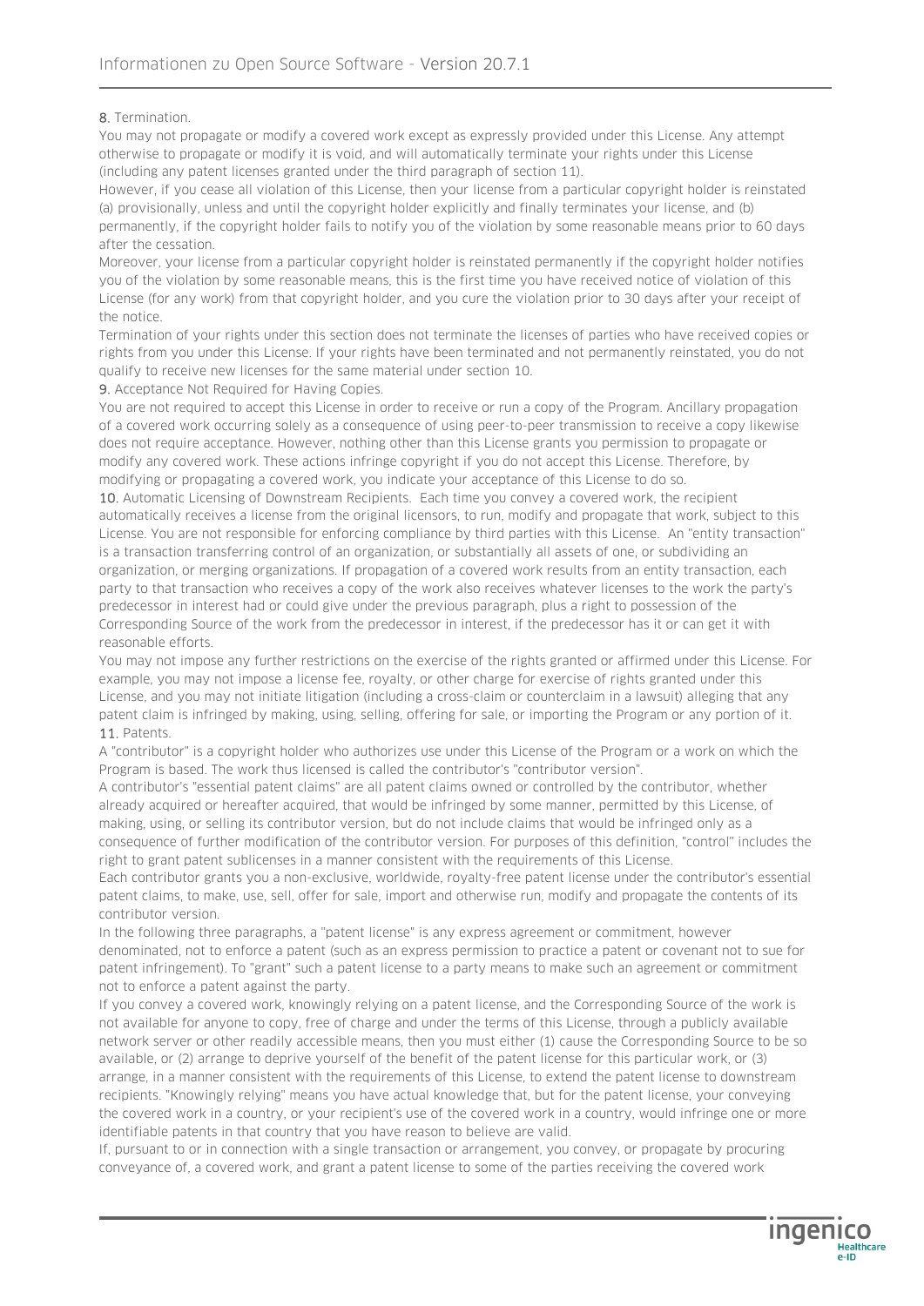8. Termination.

You may not propagate or modify a covered work except as expressly provided under this License. Any attempt otherwise to propagate or modify it is void, and will automatically terminate your rights under this License (including any patent licenses granted under the third paragraph of section 11).

However, if you cease all violation of this License, then your license from a particular copyright holder is reinstated (a) provisionally, unless and until the copyright holder explicitly and finally terminates your license, and (b) permanently, if the copyright holder fails to notify you of the violation by some reasonable means prior to 60 days after the cessation.

Moreover, your license from a particular copyright holder is reinstated permanently if the copyright holder notifies you of the violation by some reasonable means, this is the first time you have received notice of violation of this License (for any work) from that copyright holder, and you cure the violation prior to 30 days after your receipt of the notice.

Termination of your rights under this section does not terminate the licenses of parties who have received copies or rights from you under this License. If your rights have been terminated and not permanently reinstated, you do not qualify to receive new licenses for the same material under section 10.

9. Acceptance Not Required for Having Copies.

You are not required to accept this License in order to receive or run a copy of the Program. Ancillary propagation of a covered work occurring solely as a consequence of using peer-to-peer transmission to receive a copy likewise does not require acceptance. However, nothing other than this License grants you permission to propagate or modify any covered work. These actions infringe copyright if you do not accept this License. Therefore, by modifying or propagating a covered work, you indicate your acceptance of this License to do so.

10. Automatic Licensing of Downstream Recipients. Each time you convey a covered work, the recipient automatically receives a license from the original licensors, to run, modify and propagate that work, subject to this License. You are not responsible for enforcing compliance by third parties with this License. An "entity transaction" is a transaction transferring control of an organization, or substantially all assets of one, or subdividing an organization, or merging organizations. If propagation of a covered work results from an entity transaction, each party to that transaction who receives a copy of the work also receives whatever licenses to the work the party's predecessor in interest had or could give under the previous paragraph, plus a right to possession of the Corresponding Source of the work from the predecessor in interest, if the predecessor has it or can get it with reasonable efforts.

You may not impose any further restrictions on the exercise of the rights granted or affirmed under this License. For example, you may not impose a license fee, royalty, or other charge for exercise of rights granted under this License, and you may not initiate litigation (including a cross-claim or counterclaim in a lawsuit) alleging that any patent claim is infringed by making, using, selling, offering for sale, or importing the Program or any portion of it.

11. Patents.

A "contributor" is a copyright holder who authorizes use under this License of the Program or a work on which the Program is based. The work thus licensed is called the contributor's "contributor version".

A contributor's "essential patent claims" are all patent claims owned or controlled by the contributor, whether already acquired or hereafter acquired, that would be infringed by some manner, permitted by this License, of making, using, or selling its contributor version, but do not include claims that would be infringed only as a consequence of further modification of the contributor version. For purposes of this definition, "control" includes the right to grant patent sublicenses in a manner consistent with the requirements of this License.

Each contributor grants you a non-exclusive, worldwide, royalty-free patent license under the contributor's essential patent claims, to make, use, sell, offer for sale, import and otherwise run, modify and propagate the contents of its contributor version.

In the following three paragraphs, a "patent license" is any express agreement or commitment, however denominated, not to enforce a patent (such as an express permission to practice a patent or covenant not to sue for patent infringement). To "grant" such a patent license to a party means to make such an agreement or commitment not to enforce a patent against the party.

If you convey a covered work, knowingly relying on a patent license, and the Corresponding Source of the work is not available for anyone to copy, free of charge and under the terms of this License, through a publicly available network server or other readily accessible means, then you must either (1) cause the Corresponding Source to be so available, or (2) arrange to deprive yourself of the benefit of the patent license for this particular work, or (3) arrange, in a manner consistent with the requirements of this License, to extend the patent license to downstream recipients. "Knowingly relying" means you have actual knowledge that, but for the patent license, your conveying the covered work in a country, or your recipient's use of the covered work in a country, would infringe one or more identifiable patents in that country that you have reason to believe are valid.

If, pursuant to or in connection with a single transaction or arrangement, you convey, or propagate by procuring conveyance of, a covered work, and grant a patent license to some of the parties receiving the covered work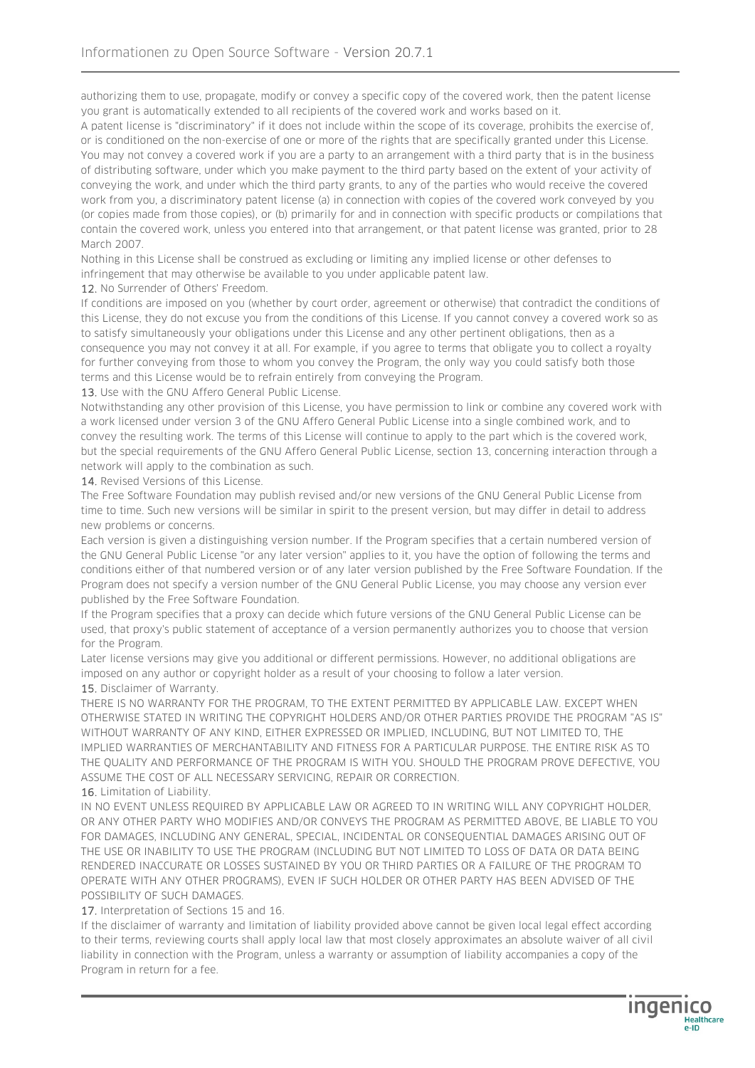authorizing them to use, propagate, modify or convey a specific copy of the covered work, then the patent license you grant is automatically extended to all recipients of the covered work and works based on it.

A patent license is "discriminatory" if it does not include within the scope of its coverage, prohibits the exercise of, or is conditioned on the non-exercise of one or more of the rights that are specifically granted under this License. You may not convey a covered work if you are a party to an arrangement with a third party that is in the business of distributing software, under which you make payment to the third party based on the extent of your activity of conveying the work, and under which the third party grants, to any of the parties who would receive the covered work from you, a discriminatory patent license (a) in connection with copies of the covered work conveyed by you (or copies made from those copies), or (b) primarily for and in connection with specific products or compilations that contain the covered work, unless you entered into that arrangement, or that patent license was granted, prior to 28 March 2007.

Nothing in this License shall be construed as excluding or limiting any implied license or other defenses to infringement that may otherwise be available to you under applicable patent law.

12. No Surrender of Others' Freedom.

If conditions are imposed on you (whether by court order, agreement or otherwise) that contradict the conditions of this License, they do not excuse you from the conditions of this License. If you cannot convey a covered work so as to satisfy simultaneously your obligations under this License and any other pertinent obligations, then as a consequence you may not convey it at all. For example, if you agree to terms that obligate you to collect a royalty for further conveying from those to whom you convey the Program, the only way you could satisfy both those terms and this License would be to refrain entirely from conveying the Program.

13. Use with the GNU Affero General Public License.

Notwithstanding any other provision of this License, you have permission to link or combine any covered work with a work licensed under version 3 of the GNU Affero General Public License into a single combined work, and to convey the resulting work. The terms of this License will continue to apply to the part which is the covered work, but the special requirements of the GNU Affero General Public License, section 13, concerning interaction through a network will apply to the combination as such.

14. Revised Versions of this License.

The Free Software Foundation may publish revised and/or new versions of the GNU General Public License from time to time. Such new versions will be similar in spirit to the present version, but may differ in detail to address new problems or concerns.

Each version is given a distinguishing version number. If the Program specifies that a certain numbered version of the GNU General Public License "or any later version" applies to it, you have the option of following the terms and conditions either of that numbered version or of any later version published by the Free Software Foundation. If the Program does not specify a version number of the GNU General Public License, you may choose any version ever published by the Free Software Foundation.

If the Program specifies that a proxy can decide which future versions of the GNU General Public License can be used, that proxy's public statement of acceptance of a version permanently authorizes you to choose that version for the Program.

Later license versions may give you additional or different permissions. However, no additional obligations are imposed on any author or copyright holder as a result of your choosing to follow a later version.

15. Disclaimer of Warranty.

THERE IS NO WARRANTY FOR THE PROGRAM, TO THE EXTENT PERMITTED BY APPLICABLE LAW. EXCEPT WHEN OTHERWISE STATED IN WRITING THE COPYRIGHT HOLDERS AND/OR OTHER PARTIES PROVIDE THE PROGRAM "AS IS" WITHOUT WARRANTY OF ANY KIND, EITHER EXPRESSED OR IMPLIED, INCLUDING, BUT NOT LIMITED TO, THE IMPLIED WARRANTIES OF MERCHANTABILITY AND FITNESS FOR A PARTICULAR PURPOSE. THE ENTIRE RISK AS TO THE QUALITY AND PERFORMANCE OF THE PROGRAM IS WITH YOU. SHOULD THE PROGRAM PROVE DEFECTIVE, YOU ASSUME THE COST OF ALL NECESSARY SERVICING, REPAIR OR CORRECTION.

16. Limitation of Liability.

IN NO EVENT UNLESS REQUIRED BY APPLICABLE LAW OR AGREED TO IN WRITING WILL ANY COPYRIGHT HOLDER, OR ANY OTHER PARTY WHO MODIFIES AND/OR CONVEYS THE PROGRAM AS PERMITTED ABOVE, BE LIABLE TO YOU FOR DAMAGES, INCLUDING ANY GENERAL, SPECIAL, INCIDENTAL OR CONSEQUENTIAL DAMAGES ARISING OUT OF THE USE OR INABILITY TO USE THE PROGRAM (INCLUDING BUT NOT LIMITED TO LOSS OF DATA OR DATA BEING RENDERED INACCURATE OR LOSSES SUSTAINED BY YOU OR THIRD PARTIES OR A FAILURE OF THE PROGRAM TO OPERATE WITH ANY OTHER PROGRAMS), EVEN IF SUCH HOLDER OR OTHER PARTY HAS BEEN ADVISED OF THE POSSIBILITY OF SUCH DAMAGES.

17. Interpretation of Sections 15 and 16.

If the disclaimer of warranty and limitation of liability provided above cannot be given local legal effect according to their terms, reviewing courts shall apply local law that most closely approximates an absolute waiver of all civil liability in connection with the Program, unless a warranty or assumption of liability accompanies a copy of the Program in return for a fee.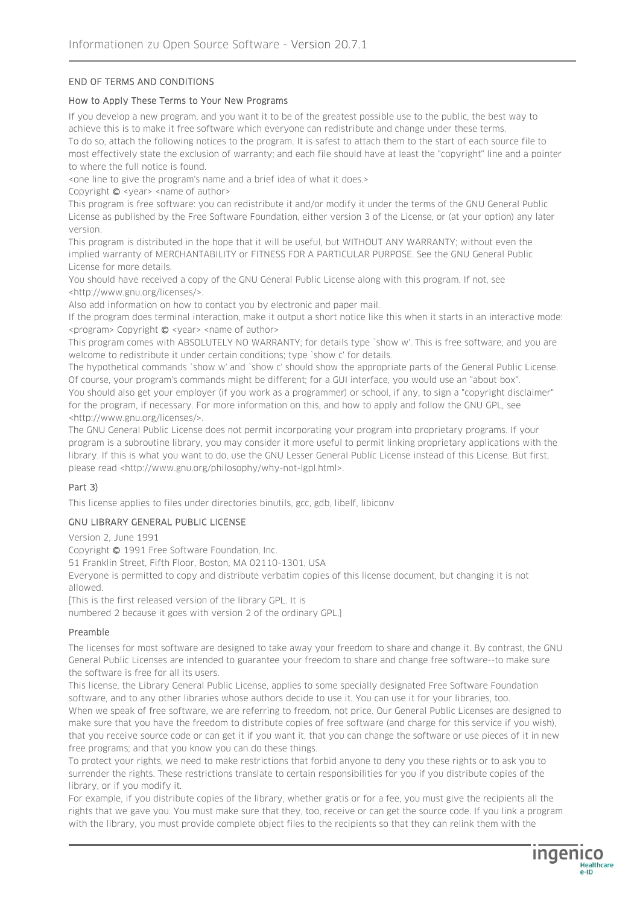END OF TERMS AND CONDITIONS

How to Apply These Terms to Your New Programs

If you develop a new program, and you want it to be of the greatest possible use to the public, the best way to achieve this is to make it free software which everyone can redistribute and change under these terms.
To do so, attach the following notices to the program. It is safest to attach them to the start of each source file to most effectively state the exclusion of warranty; and each file should have at least the "copyright" line and a pointer to where the full notice is found.
<one line to give the program's name and a brief idea of what it does.>
Copyright © <year> <name of author>
This program is free software: you can redistribute it and/or modify it under the terms of the GNU General Public License as published by the Free Software Foundation, either version 3 of the License, or (at your option) any later version.
This program is distributed in the hope that it will be useful, but WITHOUT ANY WARRANTY; without even the implied warranty of MERCHANTABILITY or FITNESS FOR A PARTICULAR PURPOSE. See the GNU General Public License for more details.
You should have received a copy of the GNU General Public License along with this program. If not, see <http://www.gnu.org/licenses/>.
Also add information on how to contact you by electronic and paper mail.
If the program does terminal interaction, make it output a short notice like this when it starts in an interactive mode:
<program> Copyright © <year> <name of author>
This program comes with ABSOLUTELY NO WARRANTY; for details type `show w'. This is free software, and you are welcome to redistribute it under certain conditions; type `show c' for details.
The hypothetical commands `show w' and `show c' should show the appropriate parts of the General Public License. Of course, your program's commands might be different; for a GUI interface, you would use an "about box".
You should also get your employer (if you work as a programmer) or school, if any, to sign a "copyright disclaimer" for the program, if necessary. For more information on this, and how to apply and follow the GNU GPL, see <http://www.gnu.org/licenses/>.
The GNU General Public License does not permit incorporating your program into proprietary programs. If your program is a subroutine library, you may consider it more useful to permit linking proprietary applications with the library. If this is what you want to do, use the GNU Lesser General Public License instead of this License. But first, please read <http://www.gnu.org/philosophy/why-not-lgpl.html>.

Part 3)

This license applies to files under directories binutils, gcc, gdb, libelf, libiconv

GNU LIBRARY GENERAL PUBLIC LICENSE

Version 2, June 1991
Copyright © 1991 Free Software Foundation, Inc.
51 Franklin Street, Fifth Floor, Boston, MA 02110-1301, USA
Everyone is permitted to copy and distribute verbatim copies of this license document, but changing it is not allowed.
[This is the first released version of the library GPL. It is
numbered 2 because it goes with version 2 of the ordinary GPL.]

Preamble

The licenses for most software are designed to take away your freedom to share and change it. By contrast, the GNU General Public Licenses are intended to guarantee your freedom to share and change free software--to make sure the software is free for all its users.
This license, the Library General Public License, applies to some specially designated Free Software Foundation software, and to any other libraries whose authors decide to use it. You can use it for your libraries, too.
When we speak of free software, we are referring to freedom, not price. Our General Public Licenses are designed to make sure that you have the freedom to distribute copies of free software (and charge for this service if you wish), that you receive source code or can get it if you want it, that you can change the software or use pieces of it in new free programs; and that you know you can do these things.
To protect your rights, we need to make restrictions that forbid anyone to deny you these rights or to ask you to surrender the rights. These restrictions translate to certain responsibilities for you if you distribute copies of the library, or if you modify it.
For example, if you distribute copies of the library, whether gratis or for a fee, you must give the recipients all the rights that we gave you. You must make sure that they, too, receive or can get the source code. If you link a program with the library, you must provide complete object files to the recipients so that they can relink them with the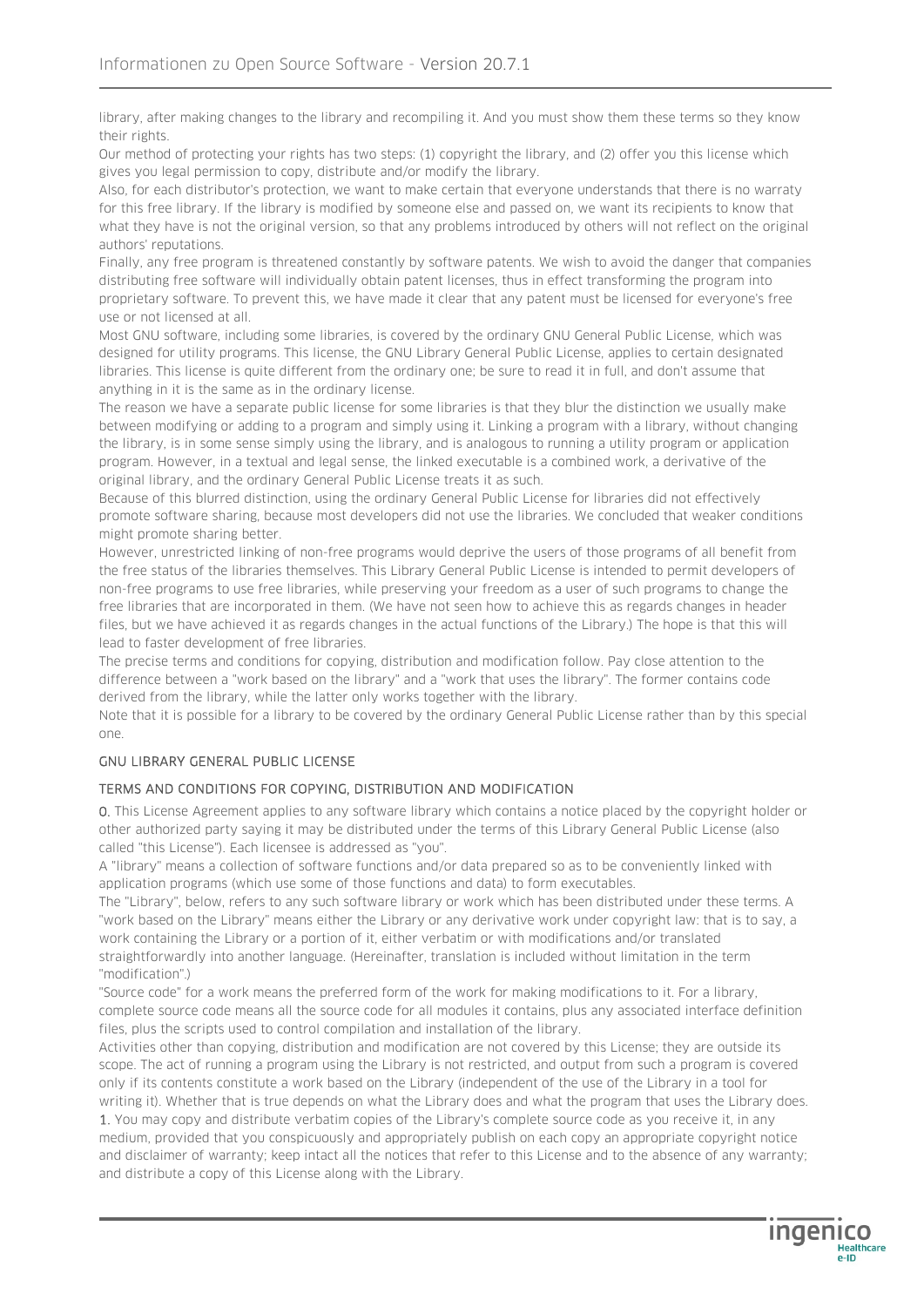library, after making changes to the library and recompiling it. And you must show them these terms so they know their rights.

Our method of protecting your rights has two steps: (1) copyright the library, and (2) offer you this license which gives you legal permission to copy, distribute and/or modify the library.

Also, for each distributor's protection, we want to make certain that everyone understands that there is no warraty for this free library. If the library is modified by someone else and passed on, we want its recipients to know that what they have is not the original version, so that any problems introduced by others will not reflect on the original authors' reputations.

Finally, any free program is threatened constantly by software patents. We wish to avoid the danger that companies distributing free software will individually obtain patent licenses, thus in effect transforming the program into proprietary software. To prevent this, we have made it clear that any patent must be licensed for everyone's free use or not licensed at all.

Most GNU software, including some libraries, is covered by the ordinary GNU General Public License, which was designed for utility programs. This license, the GNU Library General Public License, applies to certain designated libraries. This license is quite different from the ordinary one; be sure to read it in full, and don't assume that anything in it is the same as in the ordinary license.

The reason we have a separate public license for some libraries is that they blur the distinction we usually make between modifying or adding to a program and simply using it. Linking a program with a library, without changing the library, is in some sense simply using the library, and is analogous to running a utility program or application program. However, in a textual and legal sense, the linked executable is a combined work, a derivative of the original library, and the ordinary General Public License treats it as such.

Because of this blurred distinction, using the ordinary General Public License for libraries did not effectively promote software sharing, because most developers did not use the libraries. We concluded that weaker conditions might promote sharing better.

However, unrestricted linking of non-free programs would deprive the users of those programs of all benefit from the free status of the libraries themselves. This Library General Public License is intended to permit developers of non-free programs to use free libraries, while preserving your freedom as a user of such programs to change the free libraries that are incorporated in them. (We have not seen how to achieve this as regards changes in header files, but we have achieved it as regards changes in the actual functions of the Library.) The hope is that this will lead to faster development of free libraries.

The precise terms and conditions for copying, distribution and modification follow. Pay close attention to the difference between a "work based on the library" and a "work that uses the library". The former contains code derived from the library, while the latter only works together with the library.

Note that it is possible for a library to be covered by the ordinary General Public License rather than by this special one.

### GNU LIBRARY GENERAL PUBLIC LICENSE

### TERMS AND CONDITIONS FOR COPYING, DISTRIBUTION AND MODIFICATION

**0.** This License Agreement applies to any software library which contains a notice placed by the copyright holder or other authorized party saying it may be distributed under the terms of this Library General Public License (also called "this License"). Each licensee is addressed as "you".

A "library" means a collection of software functions and/or data prepared so as to be conveniently linked with application programs (which use some of those functions and data) to form executables.

The "Library", below, refers to any such software library or work which has been distributed under these terms. A "work based on the Library" means either the Library or any derivative work under copyright law: that is to say, a work containing the Library or a portion of it, either verbatim or with modifications and/or translated straightforwardly into another language. (Hereinafter, translation is included without limitation in the term "modification".)

"Source code" for a work means the preferred form of the work for making modifications to it. For a library, complete source code means all the source code for all modules it contains, plus any associated interface definition files, plus the scripts used to control compilation and installation of the library.

Activities other than copying, distribution and modification are not covered by this License; they are outside its scope. The act of running a program using the Library is not restricted, and output from such a program is covered only if its contents constitute a work based on the Library (independent of the use of the Library in a tool for writing it). Whether that is true depends on what the Library does and what the program that uses the Library does.

**1.** You may copy and distribute verbatim copies of the Library's complete source code as you receive it, in any medium, provided that you conspicuously and appropriately publish on each copy an appropriate copyright notice and disclaimer of warranty; keep intact all the notices that refer to this License and to the absence of any warranty; and distribute a copy of this License along with the Library.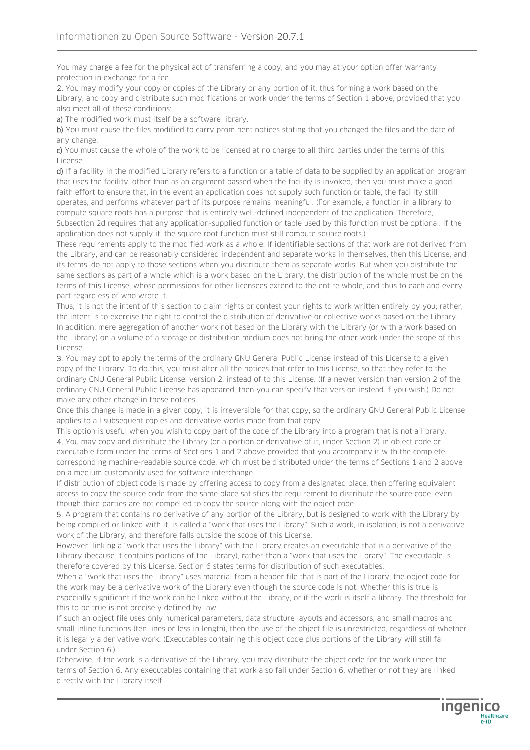You may charge a fee for the physical act of transferring a copy, and you may at your option offer warranty protection in exchange for a fee.

**2.** You may modify your copy or copies of the Library or any portion of it, thus forming a work based on the Library, and copy and distribute such modifications or work under the terms of Section 1 above, provided that you also meet all of these conditions:

**a)** The modified work must itself be a software library.

**b)** You must cause the files modified to carry prominent notices stating that you changed the files and the date of any change.

**c)** You must cause the whole of the work to be licensed at no charge to all third parties under the terms of this License.

**d)** If a facility in the modified Library refers to a function or a table of data to be supplied by an application program that uses the facility, other than as an argument passed when the facility is invoked, then you must make a good faith effort to ensure that, in the event an application does not supply such function or table, the facility still operates, and performs whatever part of its purpose remains meaningful. (For example, a function in a library to compute square roots has a purpose that is entirely well-defined independent of the application. Therefore, Subsection 2d requires that any application-supplied function or table used by this function must be optional: if the application does not supply it, the square root function must still compute square roots.)

These requirements apply to the modified work as a whole. If identifiable sections of that work are not derived from the Library, and can be reasonably considered independent and separate works in themselves, then this License, and its terms, do not apply to those sections when you distribute them as separate works. But when you distribute the same sections as part of a whole which is a work based on the Library, the distribution of the whole must be on the terms of this License, whose permissions for other licensees extend to the entire whole, and thus to each and every part regardless of who wrote it.

Thus, it is not the intent of this section to claim rights or contest your rights to work written entirely by you; rather, the intent is to exercise the right to control the distribution of derivative or collective works based on the Library.

In addition, mere aggregation of another work not based on the Library with the Library (or with a work based on the Library) on a volume of a storage or distribution medium does not bring the other work under the scope of this License.

**3.** You may opt to apply the terms of the ordinary GNU General Public License instead of this License to a given copy of the Library. To do this, you must alter all the notices that refer to this License, so that they refer to the ordinary GNU General Public License, version 2, instead of to this License. (If a newer version than version 2 of the ordinary GNU General Public License has appeared, then you can specify that version instead if you wish.) Do not make any other change in these notices.

Once this change is made in a given copy, it is irreversible for that copy, so the ordinary GNU General Public License applies to all subsequent copies and derivative works made from that copy.

This option is useful when you wish to copy part of the code of the Library into a program that is not a library.

**4.** You may copy and distribute the Library (or a portion or derivative of it, under Section 2) in object code or executable form under the terms of Sections 1 and 2 above provided that you accompany it with the complete corresponding machine-readable source code, which must be distributed under the terms of Sections 1 and 2 above on a medium customarily used for software interchange.

If distribution of object code is made by offering access to copy from a designated place, then offering equivalent access to copy the source code from the same place satisfies the requirement to distribute the source code, even though third parties are not compelled to copy the source along with the object code.

**5.** A program that contains no derivative of any portion of the Library, but is designed to work with the Library by being compiled or linked with it, is called a "work that uses the Library". Such a work, in isolation, is not a derivative work of the Library, and therefore falls outside the scope of this License.

However, linking a "work that uses the Library" with the Library creates an executable that is a derivative of the Library (because it contains portions of the Library), rather than a "work that uses the library". The executable is therefore covered by this License. Section 6 states terms for distribution of such executables.

When a "work that uses the Library" uses material from a header file that is part of the Library, the object code for the work may be a derivative work of the Library even though the source code is not. Whether this is true is especially significant if the work can be linked without the Library, or if the work is itself a library. The threshold for this to be true is not precisely defined by law.

If such an object file uses only numerical parameters, data structure layouts and accessors, and small macros and small inline functions (ten lines or less in length), then the use of the object file is unrestricted, regardless of whether it is legally a derivative work. (Executables containing this object code plus portions of the Library will still fall under Section 6.)

Otherwise, if the work is a derivative of the Library, you may distribute the object code for the work under the terms of Section 6. Any executables containing that work also fall under Section 6, whether or not they are linked directly with the Library itself.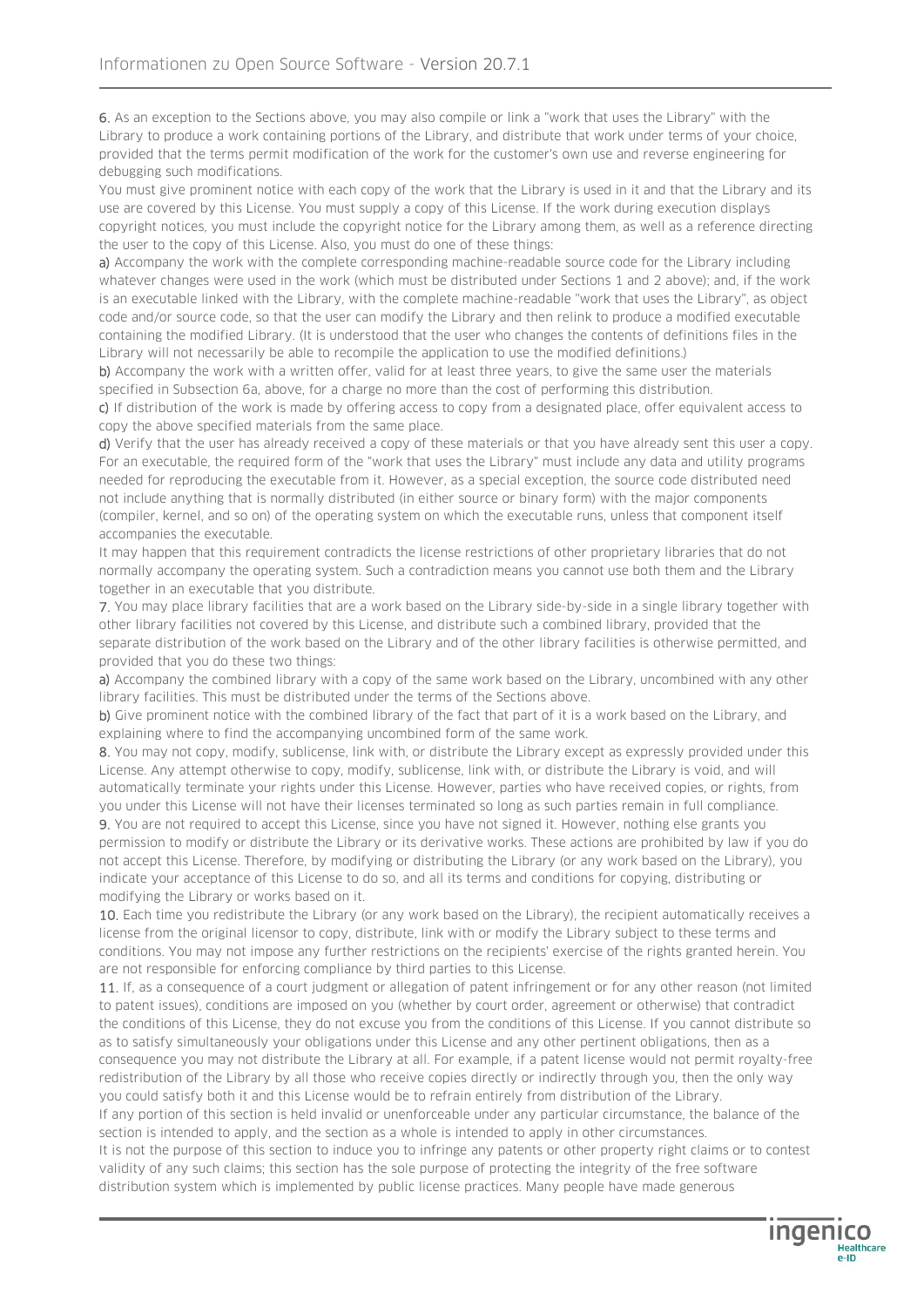**6.** As an exception to the Sections above, you may also compile or link a "work that uses the Library" with the Library to produce a work containing portions of the Library, and distribute that work under terms of your choice, provided that the terms permit modification of the work for the customer's own use and reverse engineering for debugging such modifications.

You must give prominent notice with each copy of the work that the Library is used in it and that the Library and its use are covered by this License. You must supply a copy of this License. If the work during execution displays copyright notices, you must include the copyright notice for the Library among them, as well as a reference directing the user to the copy of this License. Also, you must do one of these things:

**a)** Accompany the work with the complete corresponding machine-readable source code for the Library including whatever changes were used in the work (which must be distributed under Sections 1 and 2 above); and, if the work is an executable linked with the Library, with the complete machine-readable "work that uses the Library", as object code and/or source code, so that the user can modify the Library and then relink to produce a modified executable containing the modified Library. (It is understood that the user who changes the contents of definitions files in the Library will not necessarily be able to recompile the application to use the modified definitions.)

**b)** Accompany the work with a written offer, valid for at least three years, to give the same user the materials specified in Subsection 6a, above, for a charge no more than the cost of performing this distribution.

**c)** If distribution of the work is made by offering access to copy from a designated place, offer equivalent access to copy the above specified materials from the same place.

**d)** Verify that the user has already received a copy of these materials or that you have already sent this user a copy.

For an executable, the required form of the "work that uses the Library" must include any data and utility programs needed for reproducing the executable from it. However, as a special exception, the source code distributed need not include anything that is normally distributed (in either source or binary form) with the major components (compiler, kernel, and so on) of the operating system on which the executable runs, unless that component itself accompanies the executable.

It may happen that this requirement contradicts the license restrictions of other proprietary libraries that do not normally accompany the operating system. Such a contradiction means you cannot use both them and the Library together in an executable that you distribute.

**7.** You may place library facilities that are a work based on the Library side-by-side in a single library together with other library facilities not covered by this License, and distribute such a combined library, provided that the separate distribution of the work based on the Library and of the other library facilities is otherwise permitted, and provided that you do these two things:

**a)** Accompany the combined library with a copy of the same work based on the Library, uncombined with any other library facilities. This must be distributed under the terms of the Sections above.

**b)** Give prominent notice with the combined library of the fact that part of it is a work based on the Library, and explaining where to find the accompanying uncombined form of the same work.

**8.** You may not copy, modify, sublicense, link with, or distribute the Library except as expressly provided under this License. Any attempt otherwise to copy, modify, sublicense, link with, or distribute the Library is void, and will automatically terminate your rights under this License. However, parties who have received copies, or rights, from you under this License will not have their licenses terminated so long as such parties remain in full compliance.

**9.** You are not required to accept this License, since you have not signed it. However, nothing else grants you permission to modify or distribute the Library or its derivative works. These actions are prohibited by law if you do not accept this License. Therefore, by modifying or distributing the Library (or any work based on the Library), you indicate your acceptance of this License to do so, and all its terms and conditions for copying, distributing or modifying the Library or works based on it.

**10.** Each time you redistribute the Library (or any work based on the Library), the recipient automatically receives a license from the original licensor to copy, distribute, link with or modify the Library subject to these terms and conditions. You may not impose any further restrictions on the recipients' exercise of the rights granted herein. You are not responsible for enforcing compliance by third parties to this License.

**11.** If, as a consequence of a court judgment or allegation of patent infringement or for any other reason (not limited to patent issues), conditions are imposed on you (whether by court order, agreement or otherwise) that contradict the conditions of this License, they do not excuse you from the conditions of this License. If you cannot distribute so as to satisfy simultaneously your obligations under this License and any other pertinent obligations, then as a consequence you may not distribute the Library at all. For example, if a patent license would not permit royalty-free redistribution of the Library by all those who receive copies directly or indirectly through you, then the only way you could satisfy both it and this License would be to refrain entirely from distribution of the Library.

If any portion of this section is held invalid or unenforceable under any particular circumstance, the balance of the section is intended to apply, and the section as a whole is intended to apply in other circumstances.

It is not the purpose of this section to induce you to infringe any patents or other property right claims or to contest validity of any such claims; this section has the sole purpose of protecting the integrity of the free software distribution system which is implemented by public license practices. Many people have made generous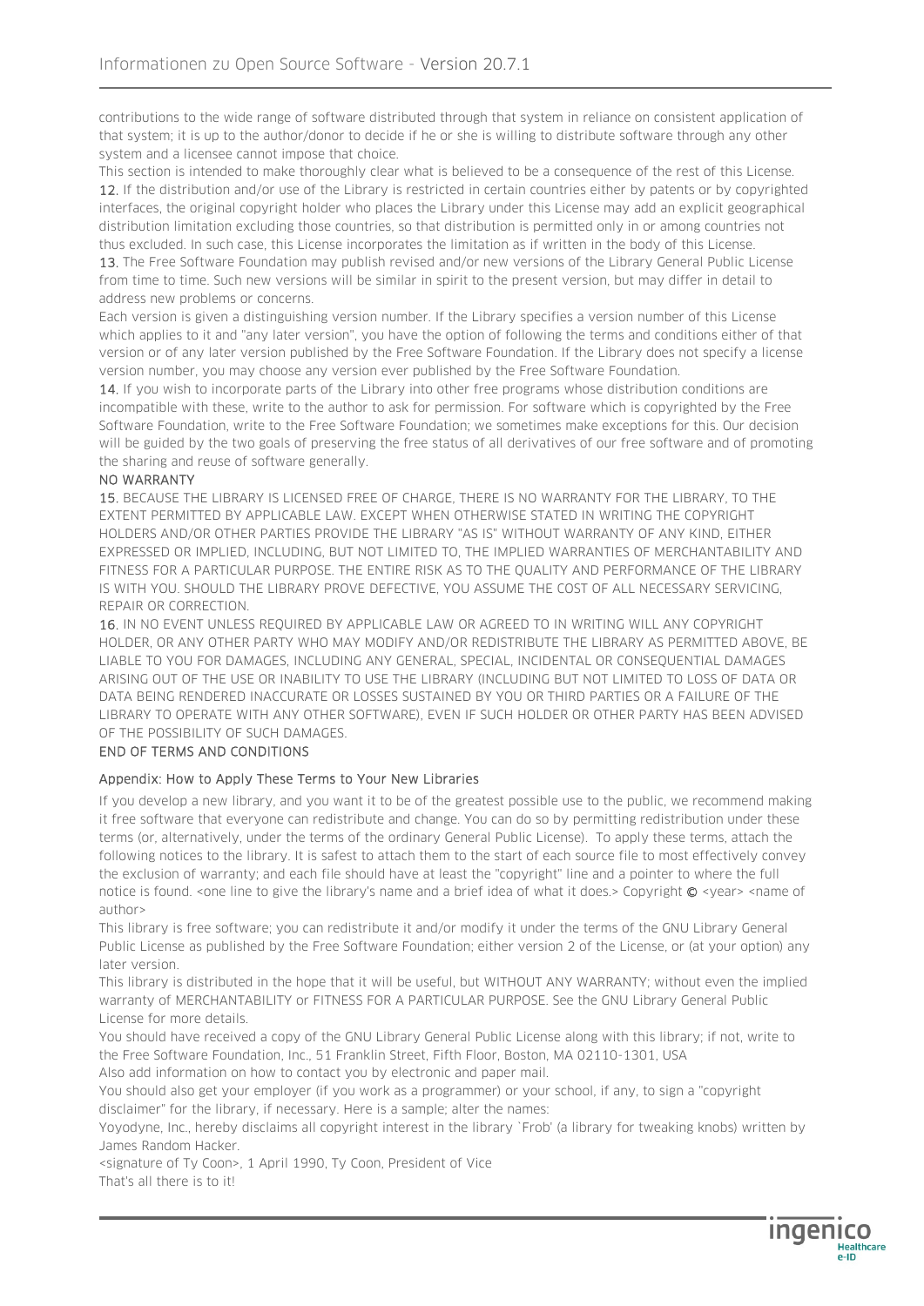contributions to the wide range of software distributed through that system in reliance on consistent application of that system; it is up to the author/donor to decide if he or she is willing to distribute software through any other system and a licensee cannot impose that choice.

This section is intended to make thoroughly clear what is believed to be a consequence of the rest of this License.

12. If the distribution and/or use of the Library is restricted in certain countries either by patents or by copyrighted interfaces, the original copyright holder who places the Library under this License may add an explicit geographical distribution limitation excluding those countries, so that distribution is permitted only in or among countries not thus excluded. In such case, this License incorporates the limitation as if written in the body of this License.

13. The Free Software Foundation may publish revised and/or new versions of the Library General Public License from time to time. Such new versions will be similar in spirit to the present version, but may differ in detail to address new problems or concerns.

Each version is given a distinguishing version number. If the Library specifies a version number of this License which applies to it and "any later version", you have the option of following the terms and conditions either of that version or of any later version published by the Free Software Foundation. If the Library does not specify a license version number, you may choose any version ever published by the Free Software Foundation.

14. If you wish to incorporate parts of the Library into other free programs whose distribution conditions are incompatible with these, write to the author to ask for permission. For software which is copyrighted by the Free Software Foundation, write to the Free Software Foundation; we sometimes make exceptions for this. Our decision will be guided by the two goals of preserving the free status of all derivatives of our free software and of promoting the sharing and reuse of software generally.

NO WARRANTY

15. BECAUSE THE LIBRARY IS LICENSED FREE OF CHARGE, THERE IS NO WARRANTY FOR THE LIBRARY, TO THE EXTENT PERMITTED BY APPLICABLE LAW. EXCEPT WHEN OTHERWISE STATED IN WRITING THE COPYRIGHT HOLDERS AND/OR OTHER PARTIES PROVIDE THE LIBRARY "AS IS" WITHOUT WARRANTY OF ANY KIND, EITHER EXPRESSED OR IMPLIED, INCLUDING, BUT NOT LIMITED TO, THE IMPLIED WARRANTIES OF MERCHANTABILITY AND FITNESS FOR A PARTICULAR PURPOSE. THE ENTIRE RISK AS TO THE QUALITY AND PERFORMANCE OF THE LIBRARY IS WITH YOU. SHOULD THE LIBRARY PROVE DEFECTIVE, YOU ASSUME THE COST OF ALL NECESSARY SERVICING, REPAIR OR CORRECTION.

16. IN NO EVENT UNLESS REQUIRED BY APPLICABLE LAW OR AGREED TO IN WRITING WILL ANY COPYRIGHT HOLDER, OR ANY OTHER PARTY WHO MAY MODIFY AND/OR REDISTRIBUTE THE LIBRARY AS PERMITTED ABOVE, BE LIABLE TO YOU FOR DAMAGES, INCLUDING ANY GENERAL, SPECIAL, INCIDENTAL OR CONSEQUENTIAL DAMAGES ARISING OUT OF THE USE OR INABILITY TO USE THE LIBRARY (INCLUDING BUT NOT LIMITED TO LOSS OF DATA OR DATA BEING RENDERED INACCURATE OR LOSSES SUSTAINED BY YOU OR THIRD PARTIES OR A FAILURE OF THE LIBRARY TO OPERATE WITH ANY OTHER SOFTWARE), EVEN IF SUCH HOLDER OR OTHER PARTY HAS BEEN ADVISED OF THE POSSIBILITY OF SUCH DAMAGES.

END OF TERMS AND CONDITIONS

Appendix: How to Apply These Terms to Your New Libraries

If you develop a new library, and you want it to be of the greatest possible use to the public, we recommend making it free software that everyone can redistribute and change. You can do so by permitting redistribution under these terms (or, alternatively, under the terms of the ordinary General Public License). To apply these terms, attach the following notices to the library. It is safest to attach them to the start of each source file to most effectively convey the exclusion of warranty; and each file should have at least the "copyright" line and a pointer to where the full notice is found. <one line to give the library's name and a brief idea of what it does.> Copyright © <year> <name of author>

This library is free software; you can redistribute it and/or modify it under the terms of the GNU Library General Public License as published by the Free Software Foundation; either version 2 of the License, or (at your option) any later version.

This library is distributed in the hope that it will be useful, but WITHOUT ANY WARRANTY; without even the implied warranty of MERCHANTABILITY or FITNESS FOR A PARTICULAR PURPOSE. See the GNU Library General Public License for more details.

You should have received a copy of the GNU Library General Public License along with this library; if not, write to the Free Software Foundation, Inc., 51 Franklin Street, Fifth Floor, Boston, MA 02110-1301, USA

Also add information on how to contact you by electronic and paper mail.

You should also get your employer (if you work as a programmer) or your school, if any, to sign a "copyright disclaimer" for the library, if necessary. Here is a sample; alter the names:

Yoyodyne, Inc., hereby disclaims all copyright interest in the library `Frob' (a library for tweaking knobs) written by James Random Hacker.

<signature of Ty Coon>, 1 April 1990, Ty Coon, President of Vice

That's all there is to it!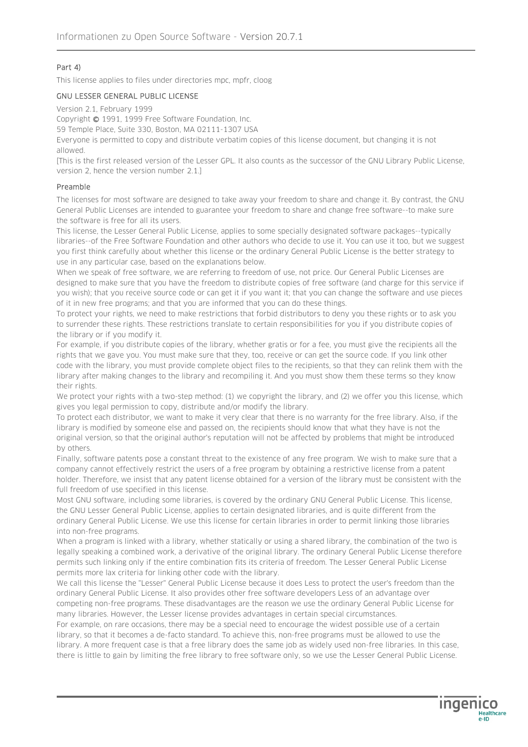Part 4)

This license applies to files under directories mpc, mpfr, cloog

GNU LESSER GENERAL PUBLIC LICENSE

Version 2.1, February 1999

Copyright © 1991, 1999 Free Software Foundation, Inc.

59 Temple Place, Suite 330, Boston, MA 02111-1307 USA

Everyone is permitted to copy and distribute verbatim copies of this license document, but changing it is not allowed.

[This is the first released version of the Lesser GPL. It also counts as the successor of the GNU Library Public License, version 2, hence the version number 2.1.]

Preamble

The licenses for most software are designed to take away your freedom to share and change it. By contrast, the GNU General Public Licenses are intended to guarantee your freedom to share and change free software--to make sure the software is free for all its users.

This license, the Lesser General Public License, applies to some specially designated software packages--typically libraries--of the Free Software Foundation and other authors who decide to use it. You can use it too, but we suggest you first think carefully about whether this license or the ordinary General Public License is the better strategy to use in any particular case, based on the explanations below.

When we speak of free software, we are referring to freedom of use, not price. Our General Public Licenses are designed to make sure that you have the freedom to distribute copies of free software (and charge for this service if you wish); that you receive source code or can get it if you want it; that you can change the software and use pieces of it in new free programs; and that you are informed that you can do these things.

To protect your rights, we need to make restrictions that forbid distributors to deny you these rights or to ask you to surrender these rights. These restrictions translate to certain responsibilities for you if you distribute copies of the library or if you modify it.

For example, if you distribute copies of the library, whether gratis or for a fee, you must give the recipients all the rights that we gave you. You must make sure that they, too, receive or can get the source code. If you link other code with the library, you must provide complete object files to the recipients, so that they can relink them with the library after making changes to the library and recompiling it. And you must show them these terms so they know their rights.

We protect your rights with a two-step method: (1) we copyright the library, and (2) we offer you this license, which gives you legal permission to copy, distribute and/or modify the library.

To protect each distributor, we want to make it very clear that there is no warranty for the free library. Also, if the library is modified by someone else and passed on, the recipients should know that what they have is not the original version, so that the original author's reputation will not be affected by problems that might be introduced by others.

Finally, software patents pose a constant threat to the existence of any free program. We wish to make sure that a company cannot effectively restrict the users of a free program by obtaining a restrictive license from a patent holder. Therefore, we insist that any patent license obtained for a version of the library must be consistent with the full freedom of use specified in this license.

Most GNU software, including some libraries, is covered by the ordinary GNU General Public License. This license, the GNU Lesser General Public License, applies to certain designated libraries, and is quite different from the ordinary General Public License. We use this license for certain libraries in order to permit linking those libraries into non-free programs.

When a program is linked with a library, whether statically or using a shared library, the combination of the two is legally speaking a combined work, a derivative of the original library. The ordinary General Public License therefore permits such linking only if the entire combination fits its criteria of freedom. The Lesser General Public License permits more lax criteria for linking other code with the library.

We call this license the "Lesser" General Public License because it does Less to protect the user's freedom than the ordinary General Public License. It also provides other free software developers Less of an advantage over competing non-free programs. These disadvantages are the reason we use the ordinary General Public License for many libraries. However, the Lesser license provides advantages in certain special circumstances.

For example, on rare occasions, there may be a special need to encourage the widest possible use of a certain library, so that it becomes a de-facto standard. To achieve this, non-free programs must be allowed to use the library. A more frequent case is that a free library does the same job as widely used non-free libraries. In this case, there is little to gain by limiting the free library to free software only, so we use the Lesser General Public License.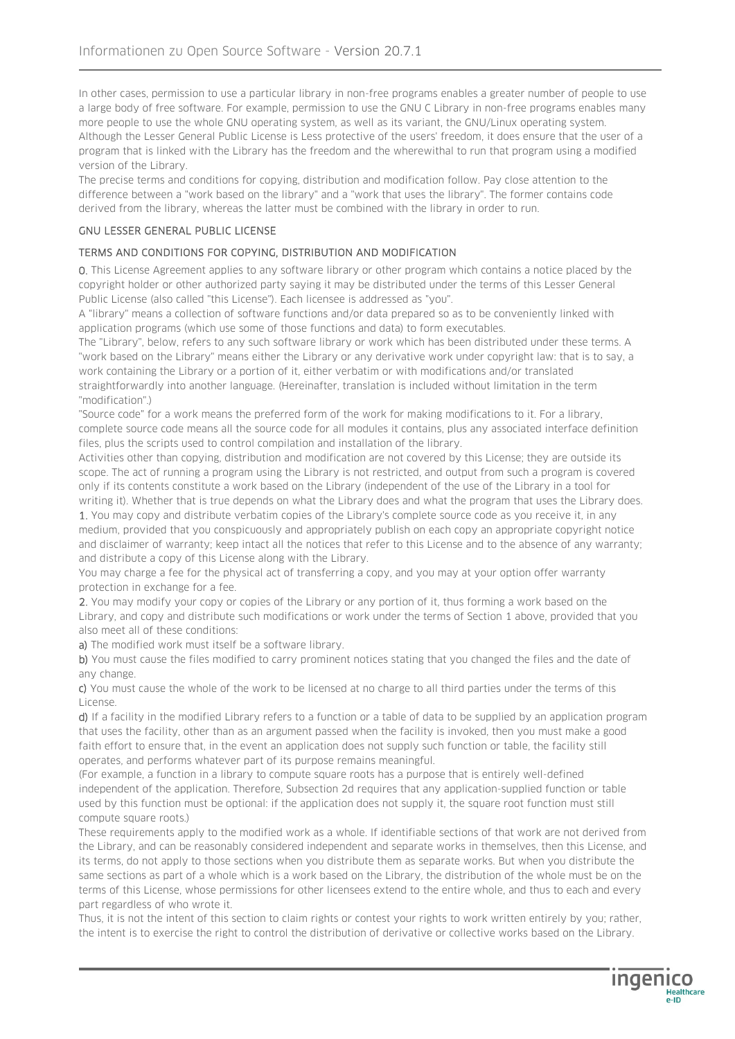In other cases, permission to use a particular library in non-free programs enables a greater number of people to use a large body of free software. For example, permission to use the GNU C Library in non-free programs enables many more people to use the whole GNU operating system, as well as its variant, the GNU/Linux operating system.
Although the Lesser General Public License is Less protective of the users' freedom, it does ensure that the user of a program that is linked with the Library has the freedom and the wherewithal to run that program using a modified version of the Library.
The precise terms and conditions for copying, distribution and modification follow. Pay close attention to the difference between a "work based on the library" and a "work that uses the library". The former contains code derived from the library, whereas the latter must be combined with the library in order to run.

### GNU LESSER GENERAL PUBLIC LICENSE

### TERMS AND CONDITIONS FOR COPYING, DISTRIBUTION AND MODIFICATION

**0.** This License Agreement applies to any software library or other program which contains a notice placed by the copyright holder or other authorized party saying it may be distributed under the terms of this Lesser General Public License (also called "this License"). Each licensee is addressed as "you".
A "library" means a collection of software functions and/or data prepared so as to be conveniently linked with application programs (which use some of those functions and data) to form executables.
The "Library", below, refers to any such software library or work which has been distributed under these terms. A "work based on the Library" means either the Library or any derivative work under copyright law: that is to say, a work containing the Library or a portion of it, either verbatim or with modifications and/or translated straightforwardly into another language. (Hereinafter, translation is included without limitation in the term "modification".)
"Source code" for a work means the preferred form of the work for making modifications to it. For a library, complete source code means all the source code for all modules it contains, plus any associated interface definition files, plus the scripts used to control compilation and installation of the library.
Activities other than copying, distribution and modification are not covered by this License; they are outside its scope. The act of running a program using the Library is not restricted, and output from such a program is covered only if its contents constitute a work based on the Library (independent of the use of the Library in a tool for writing it). Whether that is true depends on what the Library does and what the program that uses the Library does.
**1.** You may copy and distribute verbatim copies of the Library's complete source code as you receive it, in any medium, provided that you conspicuously and appropriately publish on each copy an appropriate copyright notice and disclaimer of warranty; keep intact all the notices that refer to this License and to the absence of any warranty; and distribute a copy of this License along with the Library.
You may charge a fee for the physical act of transferring a copy, and you may at your option offer warranty protection in exchange for a fee.
**2.** You may modify your copy or copies of the Library or any portion of it, thus forming a work based on the Library, and copy and distribute such modifications or work under the terms of Section 1 above, provided that you also meet all of these conditions:
**a)** The modified work must itself be a software library.
**b)** You must cause the files modified to carry prominent notices stating that you changed the files and the date of any change.
**c)** You must cause the whole of the work to be licensed at no charge to all third parties under the terms of this License.
**d)** If a facility in the modified Library refers to a function or a table of data to be supplied by an application program that uses the facility, other than as an argument passed when the facility is invoked, then you must make a good faith effort to ensure that, in the event an application does not supply such function or table, the facility still operates, and performs whatever part of its purpose remains meaningful.
(For example, a function in a library to compute square roots has a purpose that is entirely well-defined independent of the application. Therefore, Subsection 2d requires that any application-supplied function or table used by this function must be optional: if the application does not supply it, the square root function must still compute square roots.)
These requirements apply to the modified work as a whole. If identifiable sections of that work are not derived from the Library, and can be reasonably considered independent and separate works in themselves, then this License, and its terms, do not apply to those sections when you distribute them as separate works. But when you distribute the same sections as part of a whole which is a work based on the Library, the distribution of the whole must be on the terms of this License, whose permissions for other licensees extend to the entire whole, and thus to each and every part regardless of who wrote it.
Thus, it is not the intent of this section to claim rights or contest your rights to work written entirely by you; rather, the intent is to exercise the right to control the distribution of derivative or collective works based on the Library.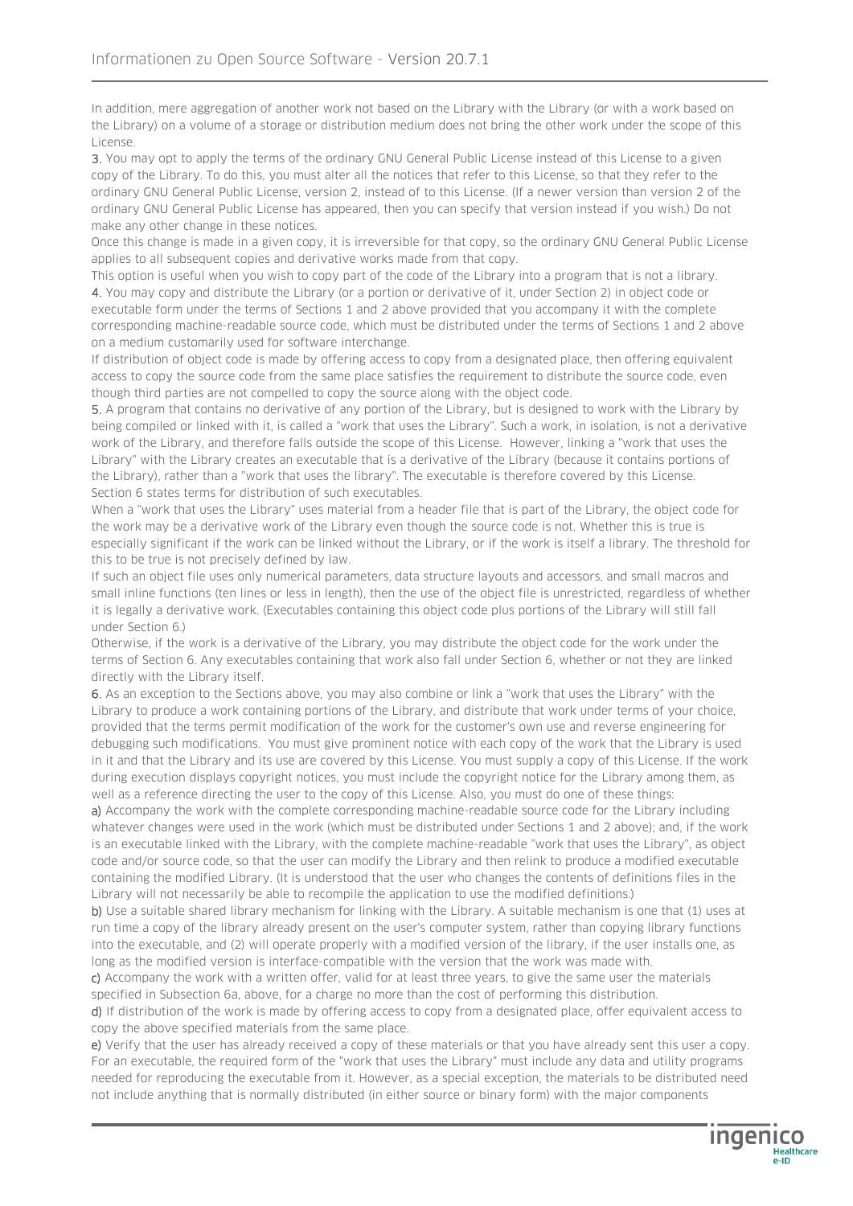In addition, mere aggregation of another work not based on the Library with the Library (or with a work based on the Library) on a volume of a storage or distribution medium does not bring the other work under the scope of this License.

**3.** You may opt to apply the terms of the ordinary GNU General Public License instead of this License to a given copy of the Library. To do this, you must alter all the notices that refer to this License, so that they refer to the ordinary GNU General Public License, version 2, instead of to this License. (If a newer version than version 2 of the ordinary GNU General Public License has appeared, then you can specify that version instead if you wish.) Do not make any other change in these notices.

Once this change is made in a given copy, it is irreversible for that copy, so the ordinary GNU General Public License applies to all subsequent copies and derivative works made from that copy.

This option is useful when you wish to copy part of the code of the Library into a program that is not a library.

**4.** You may copy and distribute the Library (or a portion or derivative of it, under Section 2) in object code or executable form under the terms of Sections 1 and 2 above provided that you accompany it with the complete corresponding machine-readable source code, which must be distributed under the terms of Sections 1 and 2 above on a medium customarily used for software interchange.

If distribution of object code is made by offering access to copy from a designated place, then offering equivalent access to copy the source code from the same place satisfies the requirement to distribute the source code, even though third parties are not compelled to copy the source along with the object code.

**5.** A program that contains no derivative of any portion of the Library, but is designed to work with the Library by being compiled or linked with it, is called a "work that uses the Library". Such a work, in isolation, is not a derivative work of the Library, and therefore falls outside the scope of this License. However, linking a "work that uses the Library" with the Library creates an executable that is a derivative of the Library (because it contains portions of the Library), rather than a "work that uses the library". The executable is therefore covered by this License. Section 6 states terms for distribution of such executables.

When a "work that uses the Library" uses material from a header file that is part of the Library, the object code for the work may be a derivative work of the Library even though the source code is not. Whether this is true is especially significant if the work can be linked without the Library, or if the work is itself a library. The threshold for this to be true is not precisely defined by law.

If such an object file uses only numerical parameters, data structure layouts and accessors, and small macros and small inline functions (ten lines or less in length), then the use of the object file is unrestricted, regardless of whether it is legally a derivative work. (Executables containing this object code plus portions of the Library will still fall under Section 6.)

Otherwise, if the work is a derivative of the Library, you may distribute the object code for the work under the terms of Section 6. Any executables containing that work also fall under Section 6, whether or not they are linked directly with the Library itself.

**6.** As an exception to the Sections above, you may also combine or link a "work that uses the Library" with the Library to produce a work containing portions of the Library, and distribute that work under terms of your choice, provided that the terms permit modification of the work for the customer's own use and reverse engineering for debugging such modifications. You must give prominent notice with each copy of the work that the Library is used in it and that the Library and its use are covered by this License. You must supply a copy of this License. If the work during execution displays copyright notices, you must include the copyright notice for the Library among them, as well as a reference directing the user to the copy of this License. Also, you must do one of these things:

**a)** Accompany the work with the complete corresponding machine-readable source code for the Library including whatever changes were used in the work (which must be distributed under Sections 1 and 2 above); and, if the work is an executable linked with the Library, with the complete machine-readable "work that uses the Library", as object code and/or source code, so that the user can modify the Library and then relink to produce a modified executable containing the modified Library. (It is understood that the user who changes the contents of definitions files in the Library will not necessarily be able to recompile the application to use the modified definitions.)

**b)** Use a suitable shared library mechanism for linking with the Library. A suitable mechanism is one that (1) uses at run time a copy of the library already present on the user's computer system, rather than copying library functions into the executable, and (2) will operate properly with a modified version of the library, if the user installs one, as long as the modified version is interface-compatible with the version that the work was made with.

**c)** Accompany the work with a written offer, valid for at least three years, to give the same user the materials specified in Subsection 6a, above, for a charge no more than the cost of performing this distribution.

**d)** If distribution of the work is made by offering access to copy from a designated place, offer equivalent access to copy the above specified materials from the same place.

**e)** Verify that the user has already received a copy of these materials or that you have already sent this user a copy.

For an executable, the required form of the "work that uses the Library" must include any data and utility programs needed for reproducing the executable from it. However, as a special exception, the materials to be distributed need not include anything that is normally distributed (in either source or binary form) with the major components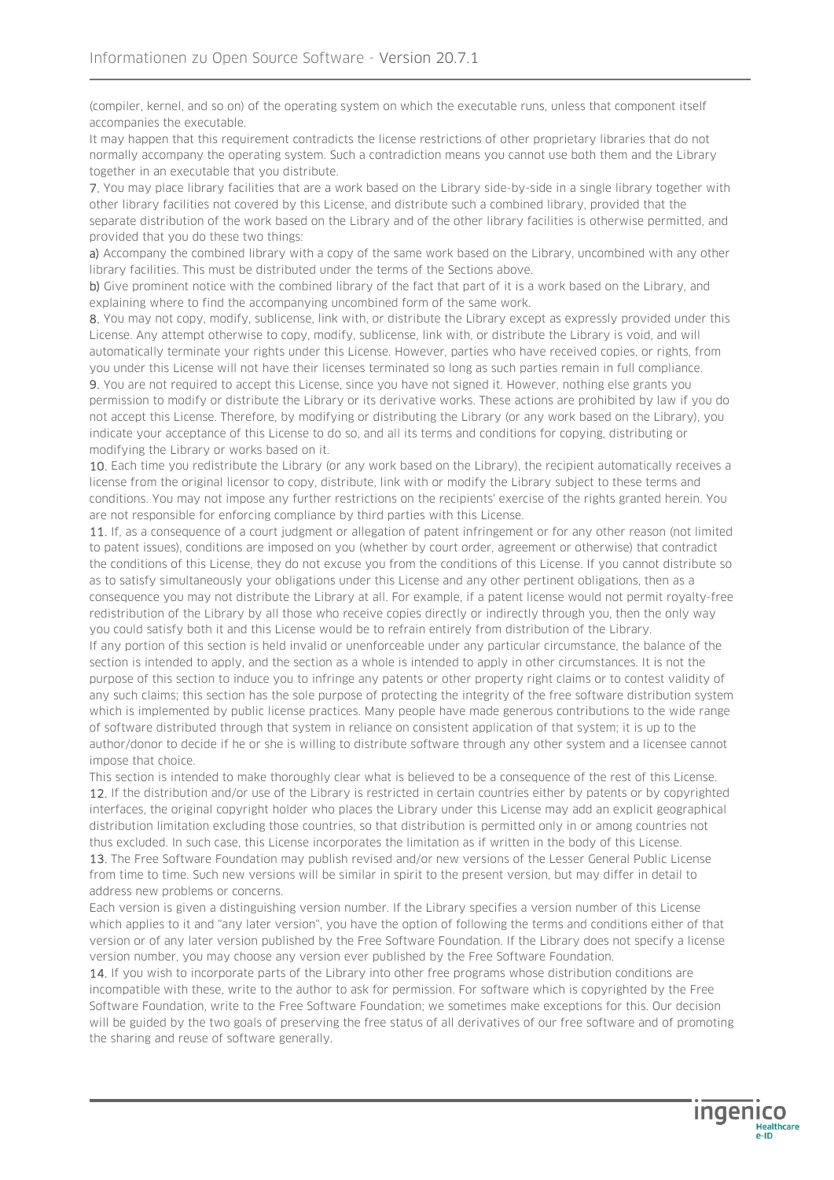(compiler, kernel, and so on) of the operating system on which the executable runs, unless that component itself accompanies the executable.

It may happen that this requirement contradicts the license restrictions of other proprietary libraries that do not normally accompany the operating system. Such a contradiction means you cannot use both them and the Library together in an executable that you distribute.

7. You may place library facilities that are a work based on the Library side-by-side in a single library together with other library facilities not covered by this License, and distribute such a combined library, provided that the separate distribution of the work based on the Library and of the other library facilities is otherwise permitted, and provided that you do these two things:

a) Accompany the combined library with a copy of the same work based on the Library, uncombined with any other library facilities. This must be distributed under the terms of the Sections above.

b) Give prominent notice with the combined library of the fact that part of it is a work based on the Library, and explaining where to find the accompanying uncombined form of the same work.

8. You may not copy, modify, sublicense, link with, or distribute the Library except as expressly provided under this License. Any attempt otherwise to copy, modify, sublicense, link with, or distribute the Library is void, and will automatically terminate your rights under this License. However, parties who have received copies, or rights, from you under this License will not have their licenses terminated so long as such parties remain in full compliance.

9. You are not required to accept this License, since you have not signed it. However, nothing else grants you permission to modify or distribute the Library or its derivative works. These actions are prohibited by law if you do not accept this License. Therefore, by modifying or distributing the Library (or any work based on the Library), you indicate your acceptance of this License to do so, and all its terms and conditions for copying, distributing or modifying the Library or works based on it.

10. Each time you redistribute the Library (or any work based on the Library), the recipient automatically receives a license from the original licensor to copy, distribute, link with or modify the Library subject to these terms and conditions. You may not impose any further restrictions on the recipients' exercise of the rights granted herein. You are not responsible for enforcing compliance by third parties with this License.

11. If, as a consequence of a court judgment or allegation of patent infringement or for any other reason (not limited to patent issues), conditions are imposed on you (whether by court order, agreement or otherwise) that contradict the conditions of this License, they do not excuse you from the conditions of this License. If you cannot distribute so as to satisfy simultaneously your obligations under this License and any other pertinent obligations, then as a consequence you may not distribute the Library at all. For example, if a patent license would not permit royalty-free redistribution of the Library by all those who receive copies directly or indirectly through you, then the only way you could satisfy both it and this License would be to refrain entirely from distribution of the Library.

If any portion of this section is held invalid or unenforceable under any particular circumstance, the balance of the section is intended to apply, and the section as a whole is intended to apply in other circumstances. It is not the purpose of this section to induce you to infringe any patents or other property right claims or to contest validity of any such claims; this section has the sole purpose of protecting the integrity of the free software distribution system which is implemented by public license practices. Many people have made generous contributions to the wide range of software distributed through that system in reliance on consistent application of that system; it is up to the author/donor to decide if he or she is willing to distribute software through any other system and a licensee cannot impose that choice.

This section is intended to make thoroughly clear what is believed to be a consequence of the rest of this License.

12. If the distribution and/or use of the Library is restricted in certain countries either by patents or by copyrighted interfaces, the original copyright holder who places the Library under this License may add an explicit geographical distribution limitation excluding those countries, so that distribution is permitted only in or among countries not thus excluded. In such case, this License incorporates the limitation as if written in the body of this License.

13. The Free Software Foundation may publish revised and/or new versions of the Lesser General Public License from time to time. Such new versions will be similar in spirit to the present version, but may differ in detail to address new problems or concerns.

Each version is given a distinguishing version number. If the Library specifies a version number of this License which applies to it and "any later version", you have the option of following the terms and conditions either of that version or of any later version published by the Free Software Foundation. If the Library does not specify a license version number, you may choose any version ever published by the Free Software Foundation.

14. If you wish to incorporate parts of the Library into other free programs whose distribution conditions are incompatible with these, write to the author to ask for permission. For software which is copyrighted by the Free Software Foundation, write to the Free Software Foundation; we sometimes make exceptions for this. Our decision will be guided by the two goals of preserving the free status of all derivatives of our free software and of promoting the sharing and reuse of software generally.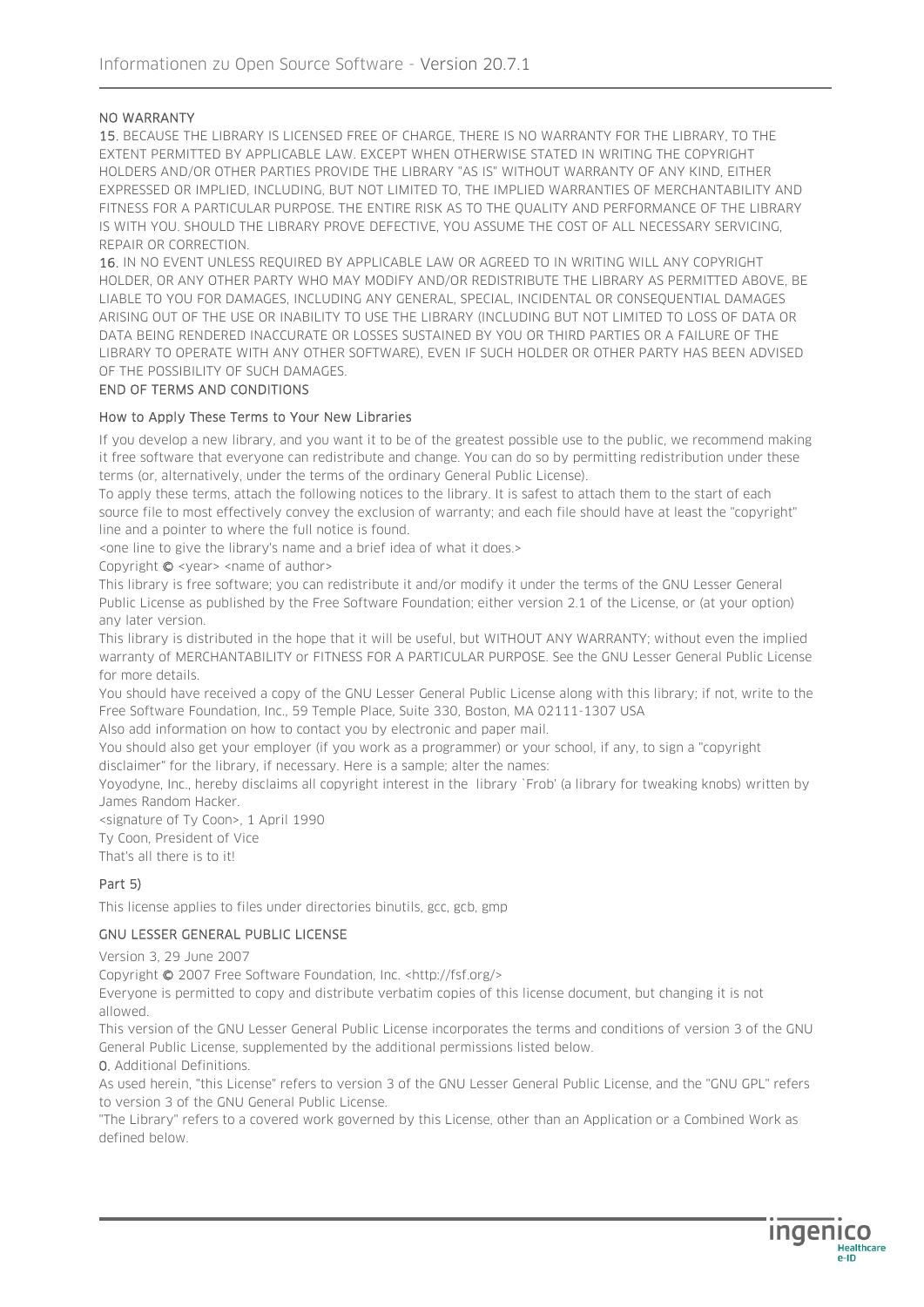NO WARRANTY

15. BECAUSE THE LIBRARY IS LICENSED FREE OF CHARGE, THERE IS NO WARRANTY FOR THE LIBRARY, TO THE EXTENT PERMITTED BY APPLICABLE LAW. EXCEPT WHEN OTHERWISE STATED IN WRITING THE COPYRIGHT HOLDERS AND/OR OTHER PARTIES PROVIDE THE LIBRARY "AS IS" WITHOUT WARRANTY OF ANY KIND, EITHER EXPRESSED OR IMPLIED, INCLUDING, BUT NOT LIMITED TO, THE IMPLIED WARRANTIES OF MERCHANTABILITY AND FITNESS FOR A PARTICULAR PURPOSE. THE ENTIRE RISK AS TO THE QUALITY AND PERFORMANCE OF THE LIBRARY IS WITH YOU. SHOULD THE LIBRARY PROVE DEFECTIVE, YOU ASSUME THE COST OF ALL NECESSARY SERVICING, REPAIR OR CORRECTION.

16. IN NO EVENT UNLESS REQUIRED BY APPLICABLE LAW OR AGREED TO IN WRITING WILL ANY COPYRIGHT HOLDER, OR ANY OTHER PARTY WHO MAY MODIFY AND/OR REDISTRIBUTE THE LIBRARY AS PERMITTED ABOVE, BE LIABLE TO YOU FOR DAMAGES, INCLUDING ANY GENERAL, SPECIAL, INCIDENTAL OR CONSEQUENTIAL DAMAGES ARISING OUT OF THE USE OR INABILITY TO USE THE LIBRARY (INCLUDING BUT NOT LIMITED TO LOSS OF DATA OR DATA BEING RENDERED INACCURATE OR LOSSES SUSTAINED BY YOU OR THIRD PARTIES OR A FAILURE OF THE LIBRARY TO OPERATE WITH ANY OTHER SOFTWARE), EVEN IF SUCH HOLDER OR OTHER PARTY HAS BEEN ADVISED OF THE POSSIBILITY OF SUCH DAMAGES.

END OF TERMS AND CONDITIONS

How to Apply These Terms to Your New Libraries

If you develop a new library, and you want it to be of the greatest possible use to the public, we recommend making it free software that everyone can redistribute and change. You can do so by permitting redistribution under these terms (or, alternatively, under the terms of the ordinary General Public License).

To apply these terms, attach the following notices to the library. It is safest to attach them to the start of each source file to most effectively convey the exclusion of warranty; and each file should have at least the "copyright" line and a pointer to where the full notice is found.

<one line to give the library's name and a brief idea of what it does.>

Copyright © <year> <name of author>

This library is free software; you can redistribute it and/or modify it under the terms of the GNU Lesser General Public License as published by the Free Software Foundation; either version 2.1 of the License, or (at your option) any later version.

This library is distributed in the hope that it will be useful, but WITHOUT ANY WARRANTY; without even the implied warranty of MERCHANTABILITY or FITNESS FOR A PARTICULAR PURPOSE. See the GNU Lesser General Public License for more details.

You should have received a copy of the GNU Lesser General Public License along with this library; if not, write to the Free Software Foundation, Inc., 59 Temple Place, Suite 330, Boston, MA 02111-1307 USA

Also add information on how to contact you by electronic and paper mail.

You should also get your employer (if you work as a programmer) or your school, if any, to sign a "copyright disclaimer" for the library, if necessary. Here is a sample; alter the names:

Yoyodyne, Inc., hereby disclaims all copyright interest in the library `Frob' (a library for tweaking knobs) written by James Random Hacker.

<signature of Ty Coon>, 1 April 1990

Ty Coon, President of Vice

That's all there is to it!

Part 5)

This license applies to files under directories binutils, gcc, gcb, gmp

GNU LESSER GENERAL PUBLIC LICENSE

Version 3, 29 June 2007

Copyright © 2007 Free Software Foundation, Inc. <http://fsf.org/>

Everyone is permitted to copy and distribute verbatim copies of this license document, but changing it is not allowed.

This version of the GNU Lesser General Public License incorporates the terms and conditions of version 3 of the GNU General Public License, supplemented by the additional permissions listed below.

0. Additional Definitions.

As used herein, "this License" refers to version 3 of the GNU Lesser General Public License, and the "GNU GPL" refers to version 3 of the GNU General Public License.

"The Library" refers to a covered work governed by this License, other than an Application or a Combined Work as defined below.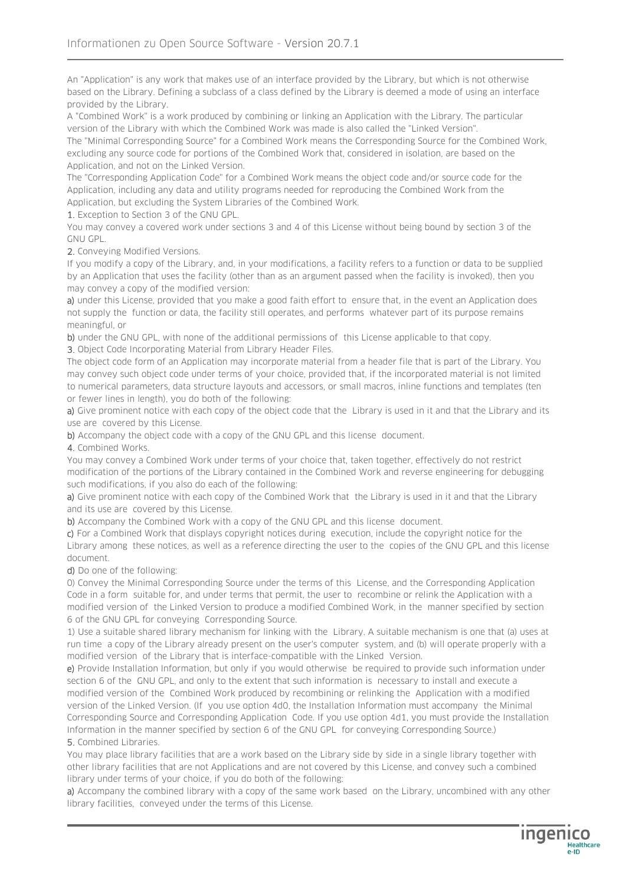An "Application" is any work that makes use of an interface provided by the Library, but which is not otherwise based on the Library. Defining a subclass of a class defined by the Library is deemed a mode of using an interface provided by the Library.

A "Combined Work" is a work produced by combining or linking an Application with the Library. The particular version of the Library with which the Combined Work was made is also called the "Linked Version".

The "Minimal Corresponding Source" for a Combined Work means the Corresponding Source for the Combined Work, excluding any source code for portions of the Combined Work that, considered in isolation, are based on the Application, and not on the Linked Version.

The "Corresponding Application Code" for a Combined Work means the object code and/or source code for the Application, including any data and utility programs needed for reproducing the Combined Work from the Application, but excluding the System Libraries of the Combined Work.

1. Exception to Section 3 of the GNU GPL.

You may convey a covered work under sections 3 and 4 of this License without being bound by section 3 of the GNU GPL.

2. Conveying Modified Versions.

If you modify a copy of the Library, and, in your modifications, a facility refers to a function or data to be supplied by an Application that uses the facility (other than as an argument passed when the facility is invoked), then you may convey a copy of the modified version:

a) under this License, provided that you make a good faith effort to ensure that, in the event an Application does not supply the function or data, the facility still operates, and performs whatever part of its purpose remains meaningful, or

b) under the GNU GPL, with none of the additional permissions of this License applicable to that copy.

3. Object Code Incorporating Material from Library Header Files.

The object code form of an Application may incorporate material from a header file that is part of the Library. You may convey such object code under terms of your choice, provided that, if the incorporated material is not limited to numerical parameters, data structure layouts and accessors, or small macros, inline functions and templates (ten or fewer lines in length), you do both of the following:

a) Give prominent notice with each copy of the object code that the Library is used in it and that the Library and its use are covered by this License.

b) Accompany the object code with a copy of the GNU GPL and this license document.

4. Combined Works.

You may convey a Combined Work under terms of your choice that, taken together, effectively do not restrict modification of the portions of the Library contained in the Combined Work and reverse engineering for debugging such modifications, if you also do each of the following:

a) Give prominent notice with each copy of the Combined Work that the Library is used in it and that the Library and its use are covered by this License.

b) Accompany the Combined Work with a copy of the GNU GPL and this license document.

c) For a Combined Work that displays copyright notices during execution, include the copyright notice for the Library among these notices, as well as a reference directing the user to the copies of the GNU GPL and this license document.

d) Do one of the following:

0) Convey the Minimal Corresponding Source under the terms of this License, and the Corresponding Application Code in a form suitable for, and under terms that permit, the user to recombine or relink the Application with a modified version of the Linked Version to produce a modified Combined Work, in the manner specified by section 6 of the GNU GPL for conveying Corresponding Source.

1) Use a suitable shared library mechanism for linking with the Library. A suitable mechanism is one that (a) uses at run time a copy of the Library already present on the user's computer system, and (b) will operate properly with a modified version of the Library that is interface-compatible with the Linked Version.

e) Provide Installation Information, but only if you would otherwise be required to provide such information under section 6 of the GNU GPL, and only to the extent that such information is necessary to install and execute a modified version of the Combined Work produced by recombining or relinking the Application with a modified version of the Linked Version. (If you use option 4d0, the Installation Information must accompany the Minimal Corresponding Source and Corresponding Application Code. If you use option 4d1, you must provide the Installation Information in the manner specified by section 6 of the GNU GPL for conveying Corresponding Source.)

5. Combined Libraries.

You may place library facilities that are a work based on the Library side by side in a single library together with other library facilities that are not Applications and are not covered by this License, and convey such a combined library under terms of your choice, if you do both of the following:

a) Accompany the combined library with a copy of the same work based on the Library, uncombined with any other library facilities, conveyed under the terms of this License.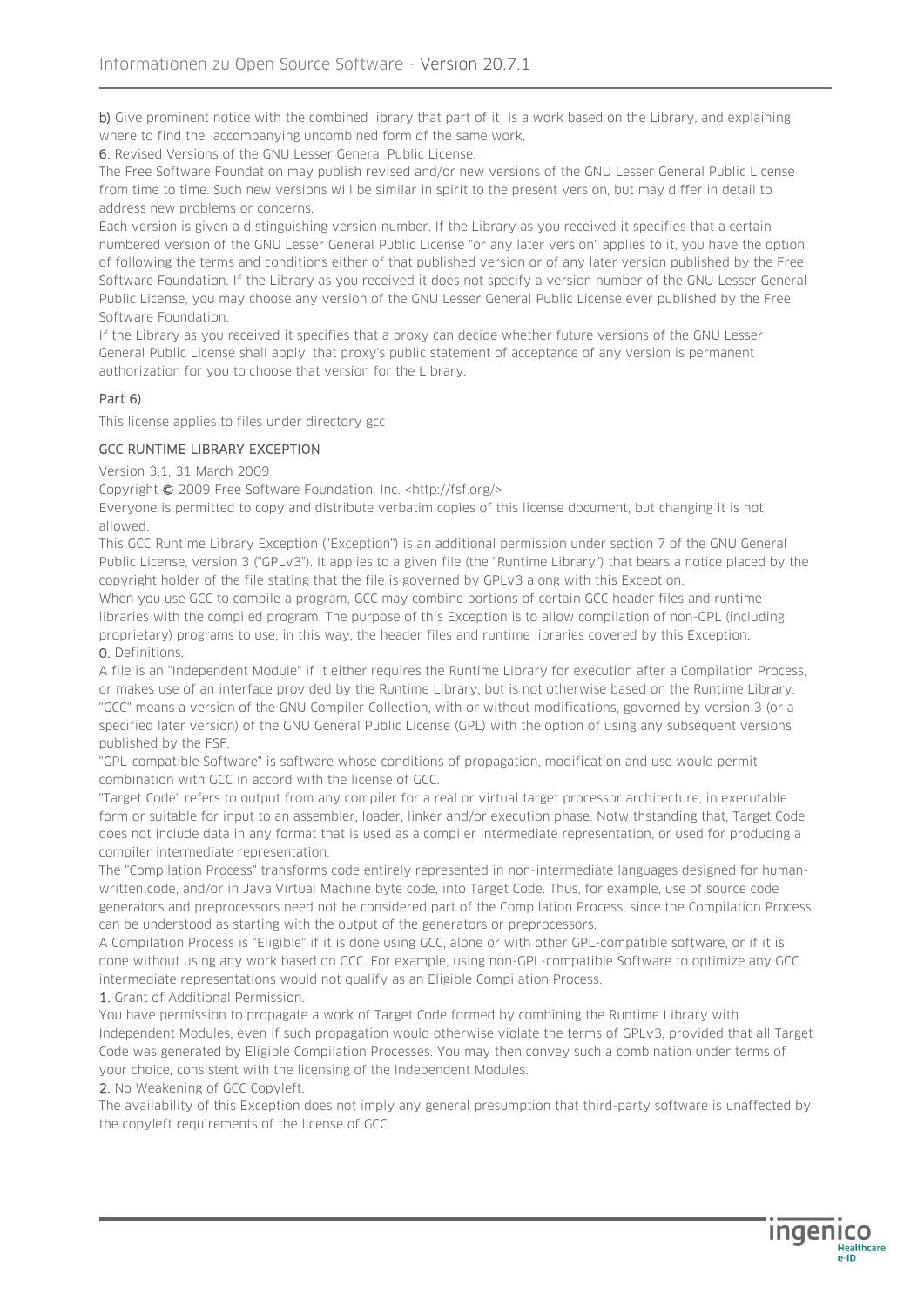b) Give prominent notice with the combined library that part of it is a work based on the Library, and explaining where to find the accompanying uncombined form of the same work.

6. Revised Versions of the GNU Lesser General Public License.

The Free Software Foundation may publish revised and/or new versions of the GNU Lesser General Public License from time to time. Such new versions will be similar in spirit to the present version, but may differ in detail to address new problems or concerns.

Each version is given a distinguishing version number. If the Library as you received it specifies that a certain numbered version of the GNU Lesser General Public License "or any later version" applies to it, you have the option of following the terms and conditions either of that published version or of any later version published by the Free Software Foundation. If the Library as you received it does not specify a version number of the GNU Lesser General Public License, you may choose any version of the GNU Lesser General Public License ever published by the Free Software Foundation.

If the Library as you received it specifies that a proxy can decide whether future versions of the GNU Lesser General Public License shall apply, that proxy's public statement of acceptance of any version is permanent authorization for you to choose that version for the Library.

## Part 6)

This license applies to files under directory gcc

### GCC RUNTIME LIBRARY EXCEPTION

Version 3.1, 31 March 2009

Copyright © 2009 Free Software Foundation, Inc. <http://fsf.org/>

Everyone is permitted to copy and distribute verbatim copies of this license document, but changing it is not allowed.

This GCC Runtime Library Exception ("Exception") is an additional permission under section 7 of the GNU General Public License, version 3 ("GPLv3"). It applies to a given file (the "Runtime Library") that bears a notice placed by the copyright holder of the file stating that the file is governed by GPLv3 along with this Exception.

When you use GCC to compile a program, GCC may combine portions of certain GCC header files and runtime libraries with the compiled program. The purpose of this Exception is to allow compilation of non-GPL (including proprietary) programs to use, in this way, the header files and runtime libraries covered by this Exception.

0. Definitions.

A file is an "Independent Module" if it either requires the Runtime Library for execution after a Compilation Process, or makes use of an interface provided by the Runtime Library, but is not otherwise based on the Runtime Library.

"GCC" means a version of the GNU Compiler Collection, with or without modifications, governed by version 3 (or a specified later version) of the GNU General Public License (GPL) with the option of using any subsequent versions published by the FSF.

"GPL-compatible Software" is software whose conditions of propagation, modification and use would permit combination with GCC in accord with the license of GCC.

"Target Code" refers to output from any compiler for a real or virtual target processor architecture, in executable form or suitable for input to an assembler, loader, linker and/or execution phase. Notwithstanding that, Target Code does not include data in any format that is used as a compiler intermediate representation, or used for producing a compiler intermediate representation.

The "Compilation Process" transforms code entirely represented in non-intermediate languages designed for human-written code, and/or in Java Virtual Machine byte code, into Target Code. Thus, for example, use of source code generators and preprocessors need not be considered part of the Compilation Process, since the Compilation Process can be understood as starting with the output of the generators or preprocessors.

A Compilation Process is "Eligible" if it is done using GCC, alone or with other GPL-compatible software, or if it is done without using any work based on GCC. For example, using non-GPL-compatible Software to optimize any GCC intermediate representations would not qualify as an Eligible Compilation Process.

1. Grant of Additional Permission.

You have permission to propagate a work of Target Code formed by combining the Runtime Library with Independent Modules, even if such propagation would otherwise violate the terms of GPLv3, provided that all Target Code was generated by Eligible Compilation Processes. You may then convey such a combination under terms of your choice, consistent with the licensing of the Independent Modules.

2. No Weakening of GCC Copyleft.

The availability of this Exception does not imply any general presumption that third-party software is unaffected by the copyleft requirements of the license of GCC.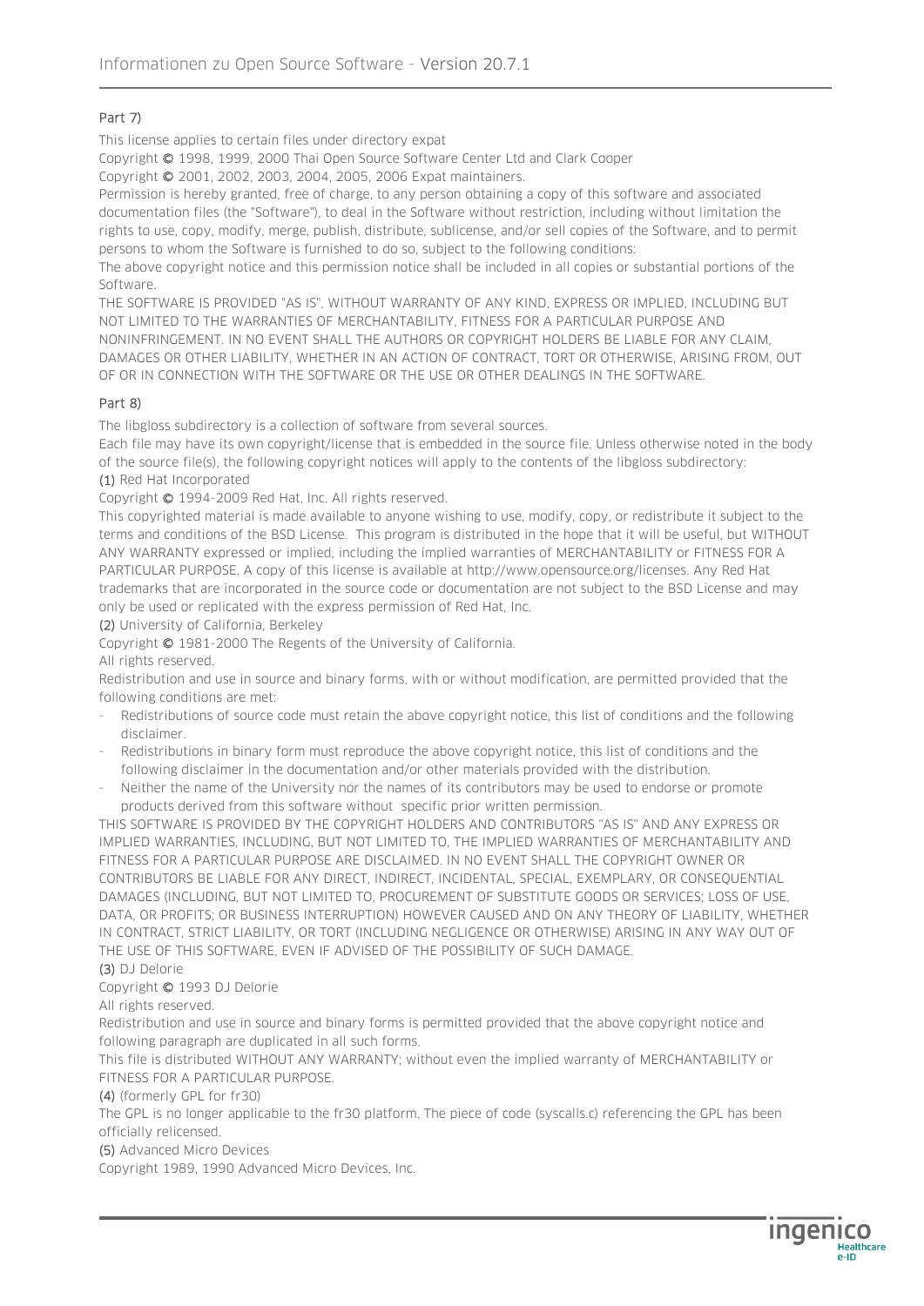### Part 7)

This license applies to certain files under directory expat

Copyright © 1998, 1999, 2000 Thai Open Source Software Center Ltd and Clark Cooper

Copyright © 2001, 2002, 2003, 2004, 2005, 2006 Expat maintainers.

Permission is hereby granted, free of charge, to any person obtaining a copy of this software and associated documentation files (the "Software"), to deal in the Software without restriction, including without limitation the rights to use, copy, modify, merge, publish, distribute, sublicense, and/or sell copies of the Software, and to permit persons to whom the Software is furnished to do so, subject to the following conditions:

The above copyright notice and this permission notice shall be included in all copies or substantial portions of the Software.

THE SOFTWARE IS PROVIDED "AS IS", WITHOUT WARRANTY OF ANY KIND, EXPRESS OR IMPLIED, INCLUDING BUT NOT LIMITED TO THE WARRANTIES OF MERCHANTABILITY, FITNESS FOR A PARTICULAR PURPOSE AND NONINFRINGEMENT. IN NO EVENT SHALL THE AUTHORS OR COPYRIGHT HOLDERS BE LIABLE FOR ANY CLAIM, DAMAGES OR OTHER LIABILITY, WHETHER IN AN ACTION OF CONTRACT, TORT OR OTHERWISE, ARISING FROM, OUT OF OR IN CONNECTION WITH THE SOFTWARE OR THE USE OR OTHER DEALINGS IN THE SOFTWARE.

### Part 8)

The libgloss subdirectory is a collection of software from several sources.

Each file may have its own copyright/license that is embedded in the source file. Unless otherwise noted in the body of the source file(s), the following copyright notices will apply to the contents of the libgloss subdirectory:

(1) Red Hat Incorporated

Copyright © 1994-2009 Red Hat, Inc. All rights reserved.

This copyrighted material is made available to anyone wishing to use, modify, copy, or redistribute it subject to the terms and conditions of the BSD License. This program is distributed in the hope that it will be useful, but WITHOUT ANY WARRANTY expressed or implied, including the implied warranties of MERCHANTABILITY or FITNESS FOR A PARTICULAR PURPOSE. A copy of this license is available at http://www.opensource.org/licenses. Any Red Hat trademarks that are incorporated in the source code or documentation are not subject to the BSD License and may only be used or replicated with the express permission of Red Hat, Inc.

(2) University of California, Berkeley

Copyright © 1981-2000 The Regents of the University of California.

All rights reserved.

Redistribution and use in source and binary forms, with or without modification, are permitted provided that the following conditions are met:

- Redistributions of source code must retain the above copyright notice, this list of conditions and the following disclaimer.
- Redistributions in binary form must reproduce the above copyright notice, this list of conditions and the following disclaimer in the documentation and/or other materials provided with the distribution.
- Neither the name of the University nor the names of its contributors may be used to endorse or promote products derived from this software without specific prior written permission.

THIS SOFTWARE IS PROVIDED BY THE COPYRIGHT HOLDERS AND CONTRIBUTORS "AS IS" AND ANY EXPRESS OR IMPLIED WARRANTIES, INCLUDING, BUT NOT LIMITED TO, THE IMPLIED WARRANTIES OF MERCHANTABILITY AND FITNESS FOR A PARTICULAR PURPOSE ARE DISCLAIMED. IN NO EVENT SHALL THE COPYRIGHT OWNER OR CONTRIBUTORS BE LIABLE FOR ANY DIRECT, INDIRECT, INCIDENTAL, SPECIAL, EXEMPLARY, OR CONSEQUENTIAL DAMAGES (INCLUDING, BUT NOT LIMITED TO, PROCUREMENT OF SUBSTITUTE GOODS OR SERVICES; LOSS OF USE, DATA, OR PROFITS; OR BUSINESS INTERRUPTION) HOWEVER CAUSED AND ON ANY THEORY OF LIABILITY, WHETHER IN CONTRACT, STRICT LIABILITY, OR TORT (INCLUDING NEGLIGENCE OR OTHERWISE) ARISING IN ANY WAY OUT OF THE USE OF THIS SOFTWARE, EVEN IF ADVISED OF THE POSSIBILITY OF SUCH DAMAGE.

(3) DJ Delorie

Copyright © 1993 DJ Delorie

All rights reserved.

Redistribution and use in source and binary forms is permitted provided that the above copyright notice and following paragraph are duplicated in all such forms.

This file is distributed WITHOUT ANY WARRANTY; without even the implied warranty of MERCHANTABILITY or FITNESS FOR A PARTICULAR PURPOSE.

(4) (formerly GPL for fr30)

The GPL is no longer applicable to the fr30 platform. The piece of code (syscalls.c) referencing the GPL has been officially relicensed.

(5) Advanced Micro Devices

Copyright 1989, 1990 Advanced Micro Devices, Inc.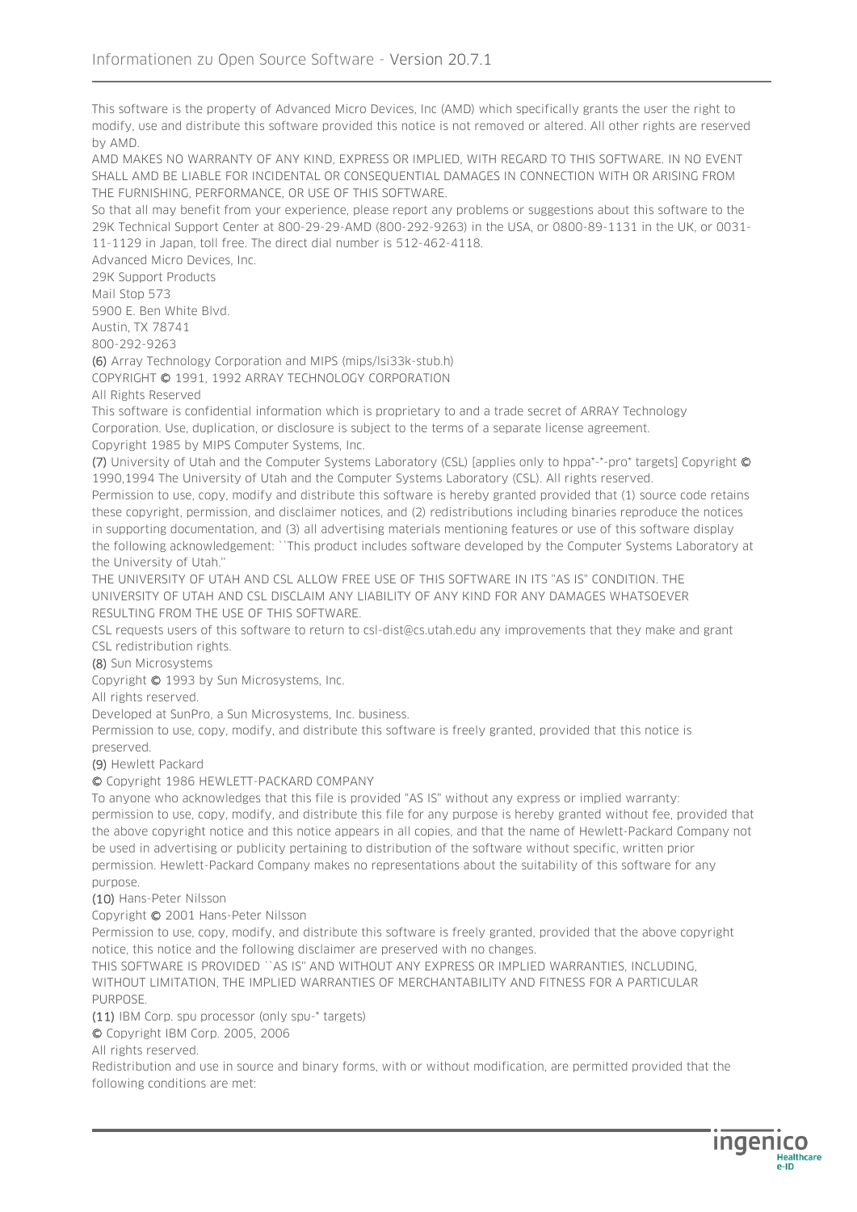This software is the property of Advanced Micro Devices, Inc (AMD) which specifically grants the user the right to modify, use and distribute this software provided this notice is not removed or altered. All other rights are reserved by AMD.

AMD MAKES NO WARRANTY OF ANY KIND, EXPRESS OR IMPLIED, WITH REGARD TO THIS SOFTWARE. IN NO EVENT SHALL AMD BE LIABLE FOR INCIDENTAL OR CONSEQUENTIAL DAMAGES IN CONNECTION WITH OR ARISING FROM THE FURNISHING, PERFORMANCE, OR USE OF THIS SOFTWARE.

So that all may benefit from your experience, please report any problems or suggestions about this software to the 29K Technical Support Center at 800-29-29-AMD (800-292-9263) in the USA, or 0800-89-1131 in the UK, or 0031-11-1129 in Japan, toll free. The direct dial number is 512-462-4118.

Advanced Micro Devices, Inc.

29K Support Products

Mail Stop 573

5900 E. Ben White Blvd.

Austin, TX 78741

800-292-9263

(6) Array Technology Corporation and MIPS (mips/lsi33k-stub.h)

COPYRIGHT © 1991, 1992 ARRAY TECHNOLOGY CORPORATION

All Rights Reserved

This software is confidential information which is proprietary to and a trade secret of ARRAY Technology Corporation. Use, duplication, or disclosure is subject to the terms of a separate license agreement.

Copyright 1985 by MIPS Computer Systems, Inc.

(7) University of Utah and the Computer Systems Laboratory (CSL) [applies only to hppa*-*-pro* targets] Copyright © 1990,1994 The University of Utah and the Computer Systems Laboratory (CSL). All rights reserved.

Permission to use, copy, modify and distribute this software is hereby granted provided that (1) source code retains these copyright, permission, and disclaimer notices, and (2) redistributions including binaries reproduce the notices in supporting documentation, and (3) all advertising materials mentioning features or use of this software display the following acknowledgement: ``This product includes software developed by the Computer Systems Laboratory at the University of Utah.''

THE UNIVERSITY OF UTAH AND CSL ALLOW FREE USE OF THIS SOFTWARE IN ITS "AS IS" CONDITION. THE UNIVERSITY OF UTAH AND CSL DISCLAIM ANY LIABILITY OF ANY KIND FOR ANY DAMAGES WHATSOEVER RESULTING FROM THE USE OF THIS SOFTWARE.

CSL requests users of this software to return to csl-dist@cs.utah.edu any improvements that they make and grant CSL redistribution rights.

(8) Sun Microsystems

Copyright © 1993 by Sun Microsystems, Inc.

All rights reserved.

Developed at SunPro, a Sun Microsystems, Inc. business.

Permission to use, copy, modify, and distribute this software is freely granted, provided that this notice is preserved.

(9) Hewlett Packard

© Copyright 1986 HEWLETT-PACKARD COMPANY

To anyone who acknowledges that this file is provided "AS IS" without any express or implied warranty:

permission to use, copy, modify, and distribute this file for any purpose is hereby granted without fee, provided that the above copyright notice and this notice appears in all copies, and that the name of Hewlett-Packard Company not be used in advertising or publicity pertaining to distribution of the software without specific, written prior permission. Hewlett-Packard Company makes no representations about the suitability of this software for any purpose.

(10) Hans-Peter Nilsson

Copyright © 2001 Hans-Peter Nilsson

Permission to use, copy, modify, and distribute this software is freely granted, provided that the above copyright notice, this notice and the following disclaimer are preserved with no changes.

THIS SOFTWARE IS PROVIDED ``AS IS'' AND WITHOUT ANY EXPRESS OR IMPLIED WARRANTIES, INCLUDING, WITHOUT LIMITATION, THE IMPLIED WARRANTIES OF MERCHANTABILITY AND FITNESS FOR A PARTICULAR PURPOSE.

(11) IBM Corp. spu processor (only spu-* targets)

© Copyright IBM Corp. 2005, 2006

All rights reserved.

Redistribution and use in source and binary forms, with or without modification, are permitted provided that the following conditions are met: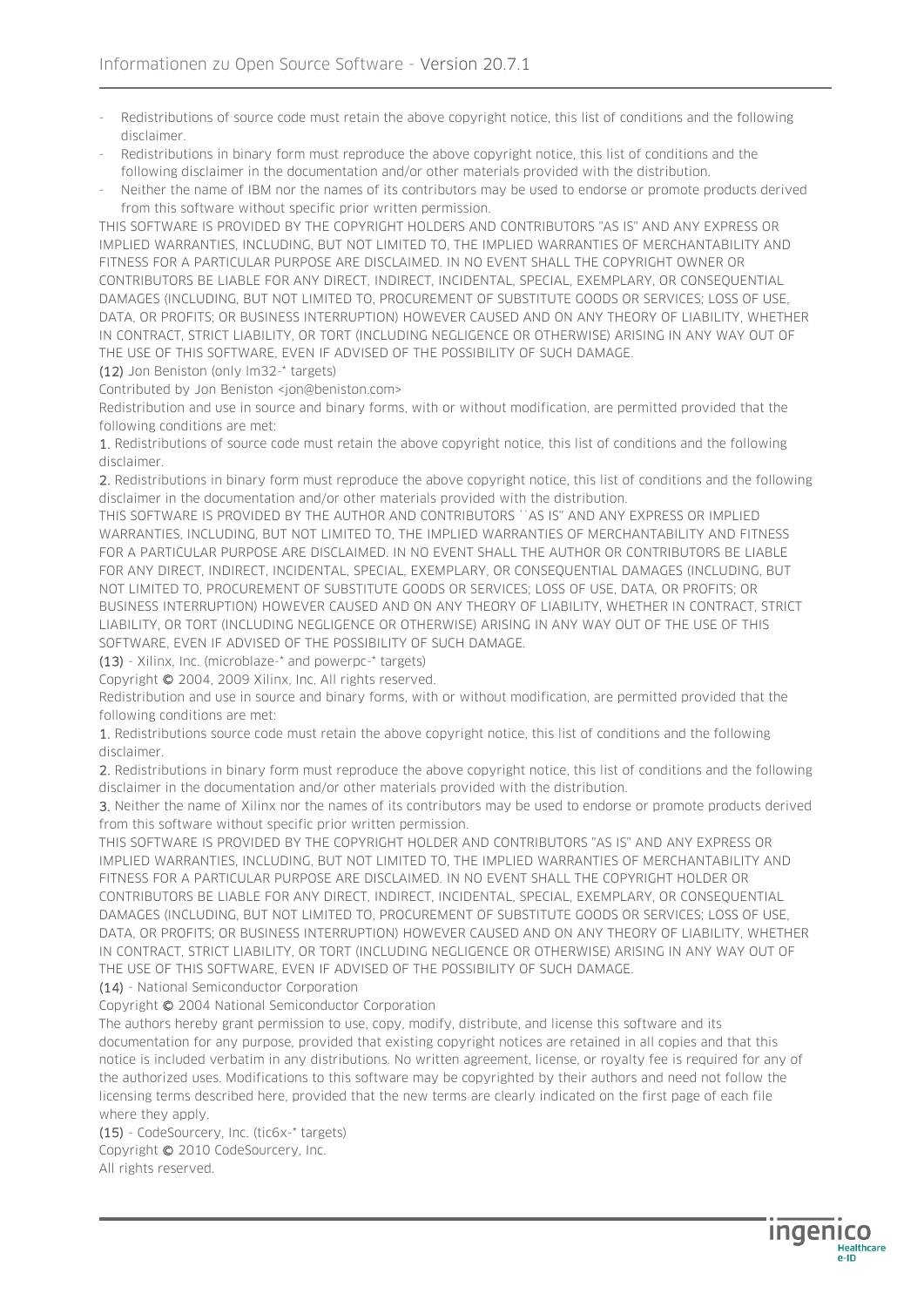- Redistributions of source code must retain the above copyright notice, this list of conditions and the following disclaimer.
- Redistributions in binary form must reproduce the above copyright notice, this list of conditions and the following disclaimer in the documentation and/or other materials provided with the distribution.
- Neither the name of IBM nor the names of its contributors may be used to endorse or promote products derived from this software without specific prior written permission.

THIS SOFTWARE IS PROVIDED BY THE COPYRIGHT HOLDERS AND CONTRIBUTORS "AS IS" AND ANY EXPRESS OR IMPLIED WARRANTIES, INCLUDING, BUT NOT LIMITED TO, THE IMPLIED WARRANTIES OF MERCHANTABILITY AND FITNESS FOR A PARTICULAR PURPOSE ARE DISCLAIMED. IN NO EVENT SHALL THE COPYRIGHT OWNER OR CONTRIBUTORS BE LIABLE FOR ANY DIRECT, INDIRECT, INCIDENTAL, SPECIAL, EXEMPLARY, OR CONSEQUENTIAL DAMAGES (INCLUDING, BUT NOT LIMITED TO, PROCUREMENT OF SUBSTITUTE GOODS OR SERVICES; LOSS OF USE, DATA, OR PROFITS; OR BUSINESS INTERRUPTION) HOWEVER CAUSED AND ON ANY THEORY OF LIABILITY, WHETHER IN CONTRACT, STRICT LIABILITY, OR TORT (INCLUDING NEGLIGENCE OR OTHERWISE) ARISING IN ANY WAY OUT OF THE USE OF THIS SOFTWARE, EVEN IF ADVISED OF THE POSSIBILITY OF SUCH DAMAGE.

(12) Jon Beniston (only lm32-* targets)

Contributed by Jon Beniston <jon@beniston.com>

Redistribution and use in source and binary forms, with or without modification, are permitted provided that the following conditions are met:

1. Redistributions of source code must retain the above copyright notice, this list of conditions and the following disclaimer.
2. Redistributions in binary form must reproduce the above copyright notice, this list of conditions and the following disclaimer in the documentation and/or other materials provided with the distribution.

THIS SOFTWARE IS PROVIDED BY THE AUTHOR AND CONTRIBUTORS ``AS IS'' AND ANY EXPRESS OR IMPLIED WARRANTIES, INCLUDING, BUT NOT LIMITED TO, THE IMPLIED WARRANTIES OF MERCHANTABILITY AND FITNESS FOR A PARTICULAR PURPOSE ARE DISCLAIMED. IN NO EVENT SHALL THE AUTHOR OR CONTRIBUTORS BE LIABLE FOR ANY DIRECT, INDIRECT, INCIDENTAL, SPECIAL, EXEMPLARY, OR CONSEQUENTIAL DAMAGES (INCLUDING, BUT NOT LIMITED TO, PROCUREMENT OF SUBSTITUTE GOODS OR SERVICES; LOSS OF USE, DATA, OR PROFITS; OR BUSINESS INTERRUPTION) HOWEVER CAUSED AND ON ANY THEORY OF LIABILITY, WHETHER IN CONTRACT, STRICT LIABILITY, OR TORT (INCLUDING NEGLIGENCE OR OTHERWISE) ARISING IN ANY WAY OUT OF THE USE OF THIS SOFTWARE, EVEN IF ADVISED OF THE POSSIBILITY OF SUCH DAMAGE.

(13) - Xilinx, Inc. (microblaze-* and powerpc-* targets)

Copyright © 2004, 2009 Xilinx, Inc. All rights reserved.

Redistribution and use in source and binary forms, with or without modification, are permitted provided that the following conditions are met:

1. Redistributions source code must retain the above copyright notice, this list of conditions and the following disclaimer.
2. Redistributions in binary form must reproduce the above copyright notice, this list of conditions and the following disclaimer in the documentation and/or other materials provided with the distribution.
3. Neither the name of Xilinx nor the names of its contributors may be used to endorse or promote products derived from this software without specific prior written permission.

THIS SOFTWARE IS PROVIDED BY THE COPYRIGHT HOLDER AND CONTRIBUTORS "AS IS" AND ANY EXPRESS OR IMPLIED WARRANTIES, INCLUDING, BUT NOT LIMITED TO, THE IMPLIED WARRANTIES OF MERCHANTABILITY AND FITNESS FOR A PARTICULAR PURPOSE ARE DISCLAIMED. IN NO EVENT SHALL THE COPYRIGHT HOLDER OR CONTRIBUTORS BE LIABLE FOR ANY DIRECT, INDIRECT, INCIDENTAL, SPECIAL, EXEMPLARY, OR CONSEQUENTIAL DAMAGES (INCLUDING, BUT NOT LIMITED TO, PROCUREMENT OF SUBSTITUTE GOODS OR SERVICES; LOSS OF USE, DATA, OR PROFITS; OR BUSINESS INTERRUPTION) HOWEVER CAUSED AND ON ANY THEORY OF LIABILITY, WHETHER IN CONTRACT, STRICT LIABILITY, OR TORT (INCLUDING NEGLIGENCE OR OTHERWISE) ARISING IN ANY WAY OUT OF THE USE OF THIS SOFTWARE, EVEN IF ADVISED OF THE POSSIBILITY OF SUCH DAMAGE.

(14) - National Semiconductor Corporation

Copyright © 2004 National Semiconductor Corporation

The authors hereby grant permission to use, copy, modify, distribute, and license this software and its documentation for any purpose, provided that existing copyright notices are retained in all copies and that this notice is included verbatim in any distributions. No written agreement, license, or royalty fee is required for any of the authorized uses. Modifications to this software may be copyrighted by their authors and need not follow the licensing terms described here, provided that the new terms are clearly indicated on the first page of each file where they apply.

(15) - CodeSourcery, Inc. (tic6x-* targets)

Copyright © 2010 CodeSourcery, Inc.

All rights reserved.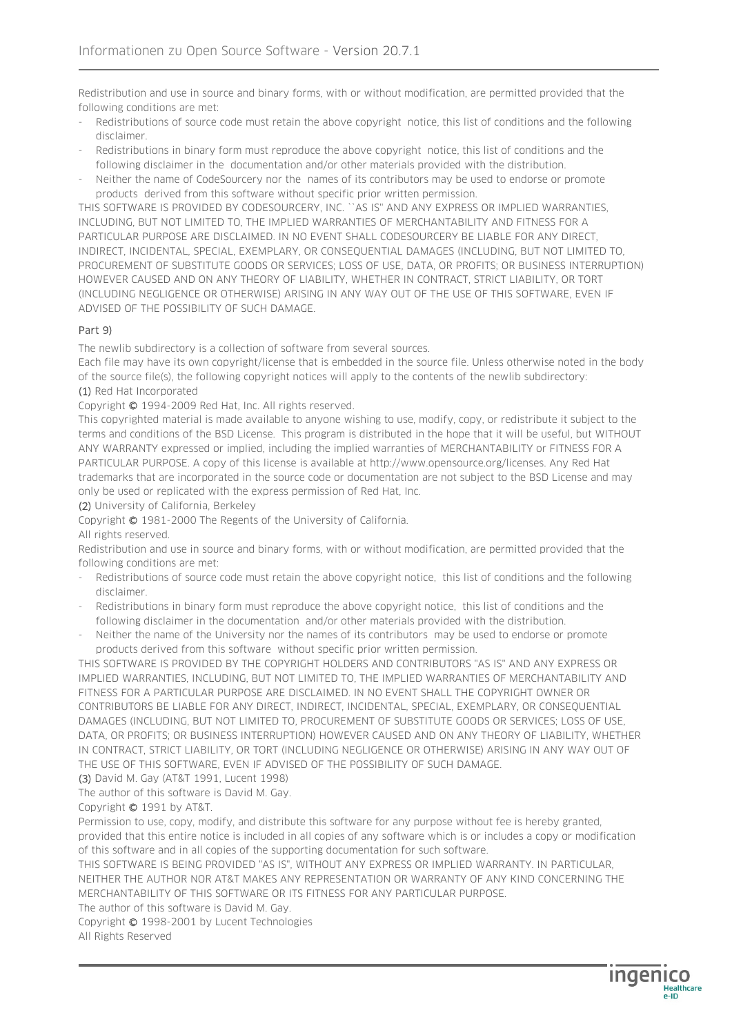Redistribution and use in source and binary forms, with or without modification, are permitted provided that the following conditions are met:

- Redistributions of source code must retain the above copyright notice, this list of conditions and the following disclaimer.
- Redistributions in binary form must reproduce the above copyright notice, this list of conditions and the following disclaimer in the documentation and/or other materials provided with the distribution.
- Neither the name of CodeSourcery nor the names of its contributors may be used to endorse or promote products derived from this software without specific prior written permission.

THIS SOFTWARE IS PROVIDED BY CODESOURCERY, INC. ``AS IS'' AND ANY EXPRESS OR IMPLIED WARRANTIES, INCLUDING, BUT NOT LIMITED TO, THE IMPLIED WARRANTIES OF MERCHANTABILITY AND FITNESS FOR A PARTICULAR PURPOSE ARE DISCLAIMED. IN NO EVENT SHALL CODESOURCERY BE LIABLE FOR ANY DIRECT, INDIRECT, INCIDENTAL, SPECIAL, EXEMPLARY, OR CONSEQUENTIAL DAMAGES (INCLUDING, BUT NOT LIMITED TO, PROCUREMENT OF SUBSTITUTE GOODS OR SERVICES; LOSS OF USE, DATA, OR PROFITS; OR BUSINESS INTERRUPTION) HOWEVER CAUSED AND ON ANY THEORY OF LIABILITY, WHETHER IN CONTRACT, STRICT LIABILITY, OR TORT (INCLUDING NEGLIGENCE OR OTHERWISE) ARISING IN ANY WAY OUT OF THE USE OF THIS SOFTWARE, EVEN IF ADVISED OF THE POSSIBILITY OF SUCH DAMAGE.

#### Part 9)

The newlib subdirectory is a collection of software from several sources.
Each file may have its own copyright/license that is embedded in the source file. Unless otherwise noted in the body of the source file(s), the following copyright notices will apply to the contents of the newlib subdirectory:
(1) Red Hat Incorporated
Copyright © 1994-2009 Red Hat, Inc. All rights reserved.
This copyrighted material is made available to anyone wishing to use, modify, copy, or redistribute it subject to the terms and conditions of the BSD License. This program is distributed in the hope that it will be useful, but WITHOUT ANY WARRANTY expressed or implied, including the implied warranties of MERCHANTABILITY or FITNESS FOR A PARTICULAR PURPOSE. A copy of this license is available at http://www.opensource.org/licenses. Any Red Hat trademarks that are incorporated in the source code or documentation are not subject to the BSD License and may only be used or replicated with the express permission of Red Hat, Inc.
(2) University of California, Berkeley
Copyright © 1981-2000 The Regents of the University of California.
All rights reserved.
Redistribution and use in source and binary forms, with or without modification, are permitted provided that the following conditions are met:

- Redistributions of source code must retain the above copyright notice, this list of conditions and the following disclaimer.
- Redistributions in binary form must reproduce the above copyright notice, this list of conditions and the following disclaimer in the documentation and/or other materials provided with the distribution.
- Neither the name of the University nor the names of its contributors may be used to endorse or promote products derived from this software without specific prior written permission.

THIS SOFTWARE IS PROVIDED BY THE COPYRIGHT HOLDERS AND CONTRIBUTORS "AS IS" AND ANY EXPRESS OR IMPLIED WARRANTIES, INCLUDING, BUT NOT LIMITED TO, THE IMPLIED WARRANTIES OF MERCHANTABILITY AND FITNESS FOR A PARTICULAR PURPOSE ARE DISCLAIMED. IN NO EVENT SHALL THE COPYRIGHT OWNER OR CONTRIBUTORS BE LIABLE FOR ANY DIRECT, INDIRECT, INCIDENTAL, SPECIAL, EXEMPLARY, OR CONSEQUENTIAL DAMAGES (INCLUDING, BUT NOT LIMITED TO, PROCUREMENT OF SUBSTITUTE GOODS OR SERVICES; LOSS OF USE, DATA, OR PROFITS; OR BUSINESS INTERRUPTION) HOWEVER CAUSED AND ON ANY THEORY OF LIABILITY, WHETHER IN CONTRACT, STRICT LIABILITY, OR TORT (INCLUDING NEGLIGENCE OR OTHERWISE) ARISING IN ANY WAY OUT OF THE USE OF THIS SOFTWARE, EVEN IF ADVISED OF THE POSSIBILITY OF SUCH DAMAGE.
(3) David M. Gay (AT&T 1991, Lucent 1998)
The author of this software is David M. Gay.
Copyright © 1991 by AT&T.
Permission to use, copy, modify, and distribute this software for any purpose without fee is hereby granted, provided that this entire notice is included in all copies of any software which is or includes a copy or modification of this software and in all copies of the supporting documentation for such software.
THIS SOFTWARE IS BEING PROVIDED "AS IS", WITHOUT ANY EXPRESS OR IMPLIED WARRANTY. IN PARTICULAR, NEITHER THE AUTHOR NOR AT&T MAKES ANY REPRESENTATION OR WARRANTY OF ANY KIND CONCERNING THE MERCHANTABILITY OF THIS SOFTWARE OR ITS FITNESS FOR ANY PARTICULAR PURPOSE.
The author of this software is David M. Gay.
Copyright © 1998-2001 by Lucent Technologies
All Rights Reserved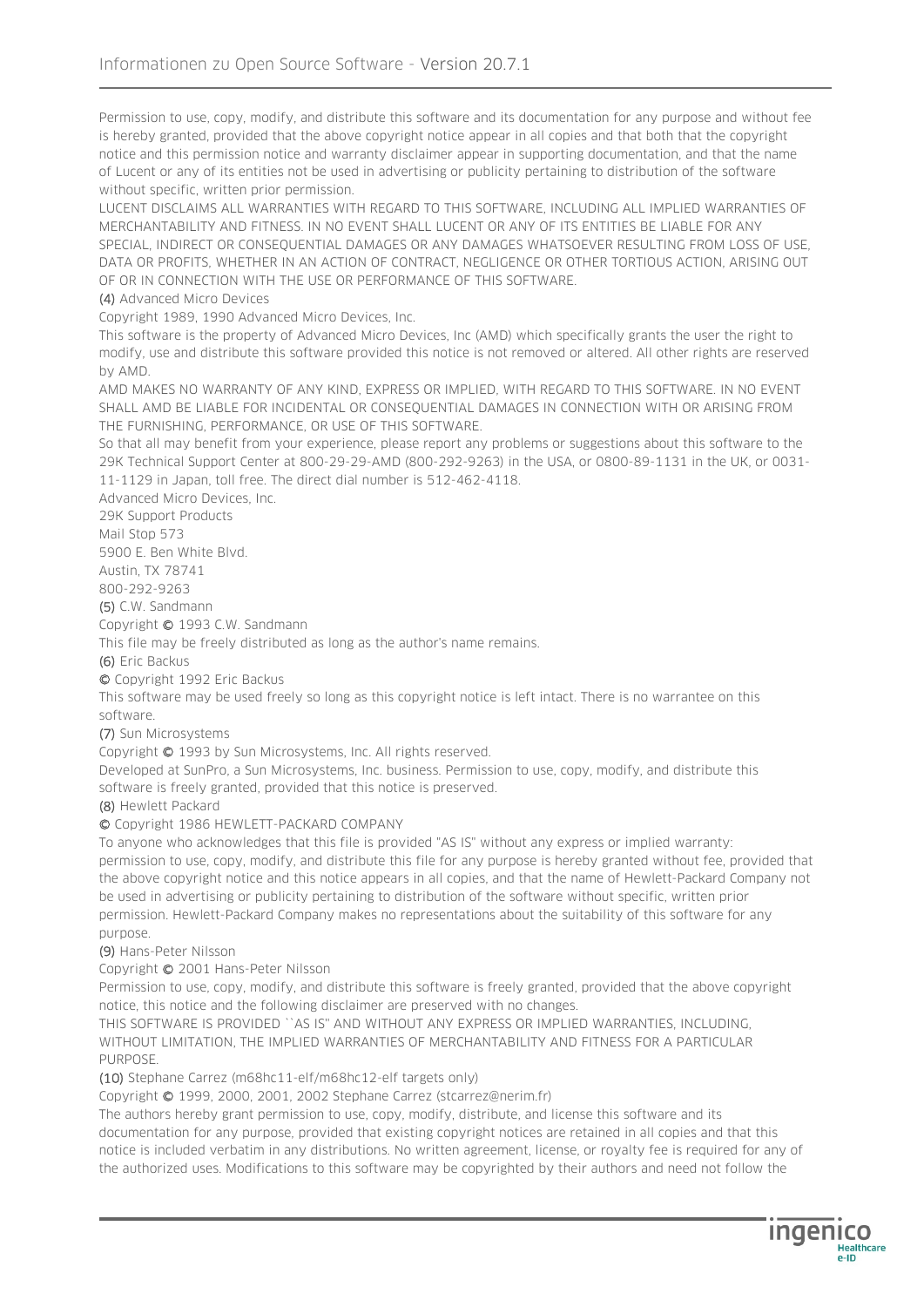Permission to use, copy, modify, and distribute this software and its documentation for any purpose and without fee is hereby granted, provided that the above copyright notice appear in all copies and that both that the copyright notice and this permission notice and warranty disclaimer appear in supporting documentation, and that the name of Lucent or any of its entities not be used in advertising or publicity pertaining to distribution of the software without specific, written prior permission.

LUCENT DISCLAIMS ALL WARRANTIES WITH REGARD TO THIS SOFTWARE, INCLUDING ALL IMPLIED WARRANTIES OF MERCHANTABILITY AND FITNESS. IN NO EVENT SHALL LUCENT OR ANY OF ITS ENTITIES BE LIABLE FOR ANY SPECIAL, INDIRECT OR CONSEQUENTIAL DAMAGES OR ANY DAMAGES WHATSOEVER RESULTING FROM LOSS OF USE, DATA OR PROFITS, WHETHER IN AN ACTION OF CONTRACT, NEGLIGENCE OR OTHER TORTIOUS ACTION, ARISING OUT OF OR IN CONNECTION WITH THE USE OR PERFORMANCE OF THIS SOFTWARE.

(4) Advanced Micro Devices

Copyright 1989, 1990 Advanced Micro Devices, Inc.

This software is the property of Advanced Micro Devices, Inc (AMD) which specifically grants the user the right to modify, use and distribute this software provided this notice is not removed or altered. All other rights are reserved by AMD.

AMD MAKES NO WARRANTY OF ANY KIND, EXPRESS OR IMPLIED, WITH REGARD TO THIS SOFTWARE. IN NO EVENT SHALL AMD BE LIABLE FOR INCIDENTAL OR CONSEQUENTIAL DAMAGES IN CONNECTION WITH OR ARISING FROM THE FURNISHING, PERFORMANCE, OR USE OF THIS SOFTWARE.

So that all may benefit from your experience, please report any problems or suggestions about this software to the 29K Technical Support Center at 800-29-29-AMD (800-292-9263) in the USA, or 0800-89-1131 in the UK, or 0031-11-1129 in Japan, toll free. The direct dial number is 512-462-4118.

Advanced Micro Devices, Inc.
29K Support Products
Mail Stop 573
5900 E. Ben White Blvd.
Austin, TX 78741
800-292-9263

(5) C.W. Sandmann

Copyright © 1993 C.W. Sandmann

This file may be freely distributed as long as the author's name remains.

(6) Eric Backus

© Copyright 1992 Eric Backus

This software may be used freely so long as this copyright notice is left intact. There is no warrantee on this software.

(7) Sun Microsystems

Copyright © 1993 by Sun Microsystems, Inc. All rights reserved.

Developed at SunPro, a Sun Microsystems, Inc. business. Permission to use, copy, modify, and distribute this software is freely granted, provided that this notice is preserved.

(8) Hewlett Packard

© Copyright 1986 HEWLETT-PACKARD COMPANY

To anyone who acknowledges that this file is provided "AS IS" without any express or implied warranty: permission to use, copy, modify, and distribute this file for any purpose is hereby granted without fee, provided that the above copyright notice and this notice appears in all copies, and that the name of Hewlett-Packard Company not be used in advertising or publicity pertaining to distribution of the software without specific, written prior permission. Hewlett-Packard Company makes no representations about the suitability of this software for any purpose.

(9) Hans-Peter Nilsson

Copyright © 2001 Hans-Peter Nilsson

Permission to use, copy, modify, and distribute this software is freely granted, provided that the above copyright notice, this notice and the following disclaimer are preserved with no changes.

THIS SOFTWARE IS PROVIDED ``AS IS'' AND WITHOUT ANY EXPRESS OR IMPLIED WARRANTIES, INCLUDING, WITHOUT LIMITATION, THE IMPLIED WARRANTIES OF MERCHANTABILITY AND FITNESS FOR A PARTICULAR PURPOSE.

(10) Stephane Carrez (m68hc11-elf/m68hc12-elf targets only)

Copyright © 1999, 2000, 2001, 2002 Stephane Carrez (stcarrez@nerim.fr)

The authors hereby grant permission to use, copy, modify, distribute, and license this software and its documentation for any purpose, provided that existing copyright notices are retained in all copies and that this notice is included verbatim in any distributions. No written agreement, license, or royalty fee is required for any of the authorized uses. Modifications to this software may be copyrighted by their authors and need not follow the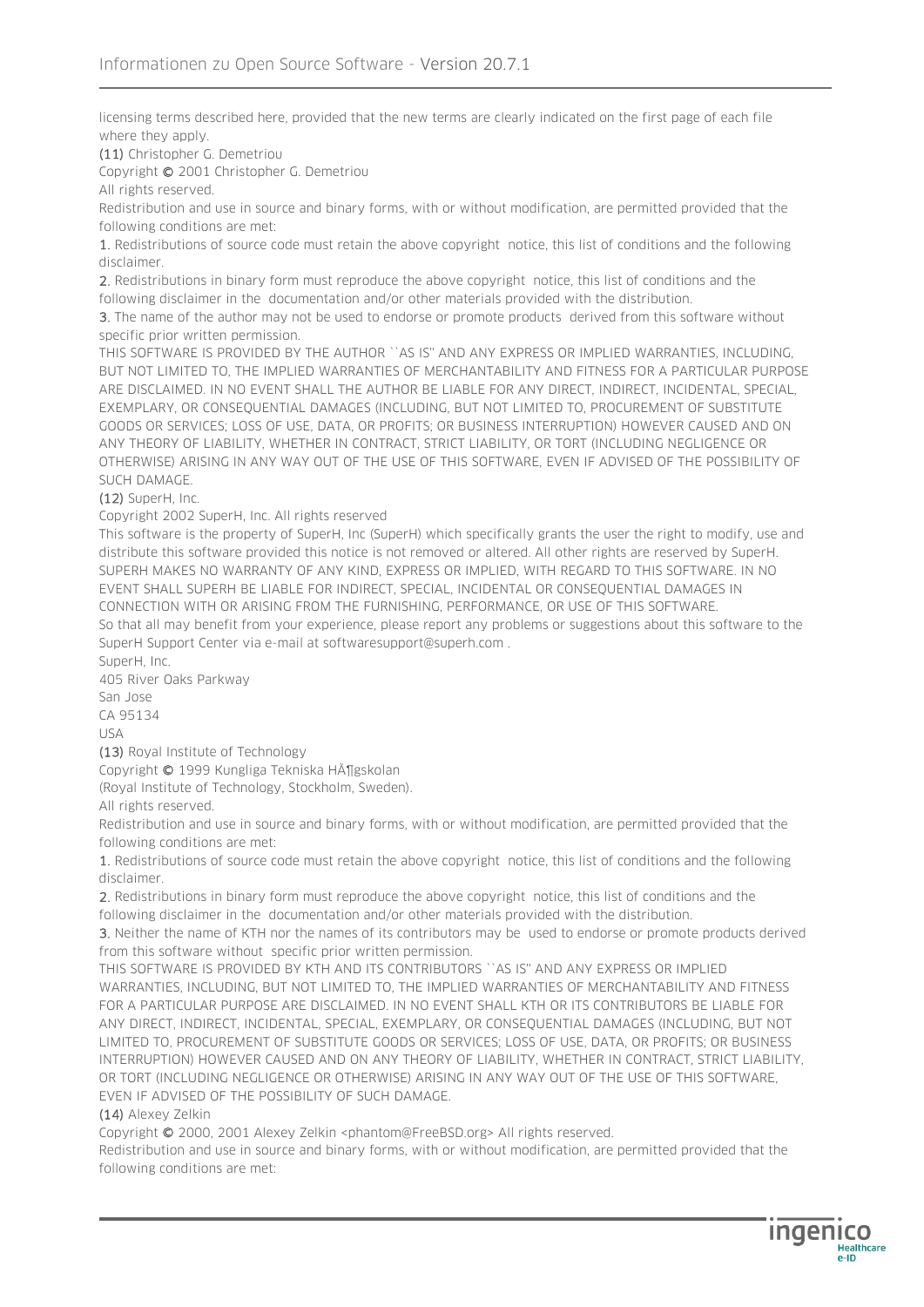licensing terms described here, provided that the new terms are clearly indicated on the first page of each file where they apply.

(11) Christopher G. Demetriou

Copyright © 2001 Christopher G. Demetriou

All rights reserved.

Redistribution and use in source and binary forms, with or without modification, are permitted provided that the following conditions are met:

1. Redistributions of source code must retain the above copyright notice, this list of conditions and the following disclaimer.
2. Redistributions in binary form must reproduce the above copyright notice, this list of conditions and the following disclaimer in the documentation and/or other materials provided with the distribution.
3. The name of the author may not be used to endorse or promote products derived from this software without specific prior written permission.

THIS SOFTWARE IS PROVIDED BY THE AUTHOR ``AS IS'' AND ANY EXPRESS OR IMPLIED WARRANTIES, INCLUDING, BUT NOT LIMITED TO, THE IMPLIED WARRANTIES OF MERCHANTABILITY AND FITNESS FOR A PARTICULAR PURPOSE ARE DISCLAIMED. IN NO EVENT SHALL THE AUTHOR BE LIABLE FOR ANY DIRECT, INDIRECT, INCIDENTAL, SPECIAL, EXEMPLARY, OR CONSEQUENTIAL DAMAGES (INCLUDING, BUT NOT LIMITED TO, PROCUREMENT OF SUBSTITUTE GOODS OR SERVICES; LOSS OF USE, DATA, OR PROFITS; OR BUSINESS INTERRUPTION) HOWEVER CAUSED AND ON ANY THEORY OF LIABILITY, WHETHER IN CONTRACT, STRICT LIABILITY, OR TORT (INCLUDING NEGLIGENCE OR OTHERWISE) ARISING IN ANY WAY OUT OF THE USE OF THIS SOFTWARE, EVEN IF ADVISED OF THE POSSIBILITY OF SUCH DAMAGE.

(12) SuperH, Inc.

Copyright 2002 SuperH, Inc. All rights reserved

This software is the property of SuperH, Inc (SuperH) which specifically grants the user the right to modify, use and distribute this software provided this notice is not removed or altered. All other rights are reserved by SuperH. SUPERH MAKES NO WARRANTY OF ANY KIND, EXPRESS OR IMPLIED, WITH REGARD TO THIS SOFTWARE. IN NO EVENT SHALL SUPERH BE LIABLE FOR INDIRECT, SPECIAL, INCIDENTAL OR CONSEQUENTIAL DAMAGES IN CONNECTION WITH OR ARISING FROM THE FURNISHING, PERFORMANCE, OR USE OF THIS SOFTWARE.

So that all may benefit from your experience, please report any problems or suggestions about this software to the SuperH Support Center via e-mail at softwaresupport@superh.com .

SuperH, Inc.

405 River Oaks Parkway

San Jose

CA 95134

USA

(13) Royal Institute of Technology

Copyright © 1999 Kungliga Tekniska HÃ¶gskolan

(Royal Institute of Technology, Stockholm, Sweden).

All rights reserved.

Redistribution and use in source and binary forms, with or without modification, are permitted provided that the following conditions are met:

1. Redistributions of source code must retain the above copyright notice, this list of conditions and the following disclaimer.
2. Redistributions in binary form must reproduce the above copyright notice, this list of conditions and the following disclaimer in the documentation and/or other materials provided with the distribution.
3. Neither the name of KTH nor the names of its contributors may be used to endorse or promote products derived from this software without specific prior written permission.

THIS SOFTWARE IS PROVIDED BY KTH AND ITS CONTRIBUTORS ``AS IS'' AND ANY EXPRESS OR IMPLIED WARRANTIES, INCLUDING, BUT NOT LIMITED TO, THE IMPLIED WARRANTIES OF MERCHANTABILITY AND FITNESS FOR A PARTICULAR PURPOSE ARE DISCLAIMED. IN NO EVENT SHALL KTH OR ITS CONTRIBUTORS BE LIABLE FOR ANY DIRECT, INDIRECT, INCIDENTAL, SPECIAL, EXEMPLARY, OR CONSEQUENTIAL DAMAGES (INCLUDING, BUT NOT LIMITED TO, PROCUREMENT OF SUBSTITUTE GOODS OR SERVICES; LOSS OF USE, DATA, OR PROFITS; OR BUSINESS INTERRUPTION) HOWEVER CAUSED AND ON ANY THEORY OF LIABILITY, WHETHER IN CONTRACT, STRICT LIABILITY, OR TORT (INCLUDING NEGLIGENCE OR OTHERWISE) ARISING IN ANY WAY OUT OF THE USE OF THIS SOFTWARE, EVEN IF ADVISED OF THE POSSIBILITY OF SUCH DAMAGE.

(14) Alexey Zelkin

Copyright © 2000, 2001 Alexey Zelkin <phantom@FreeBSD.org> All rights reserved.

Redistribution and use in source and binary forms, with or without modification, are permitted provided that the following conditions are met: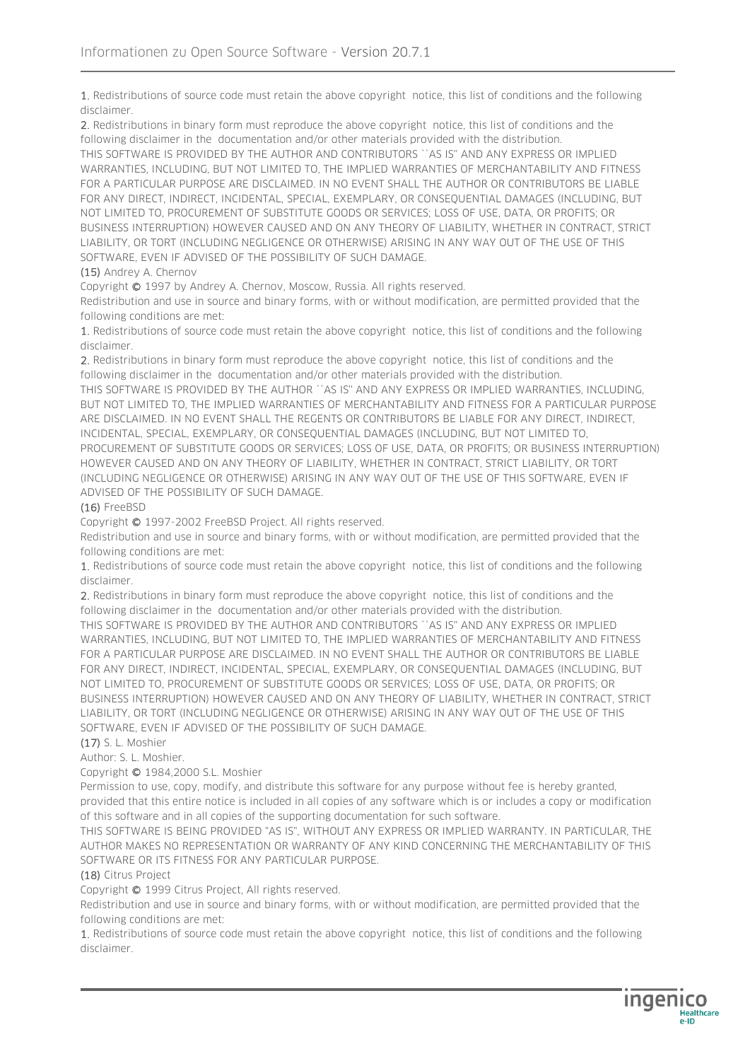1. Redistributions of source code must retain the above copyright notice, this list of conditions and the following disclaimer.

2. Redistributions in binary form must reproduce the above copyright notice, this list of conditions and the following disclaimer in the documentation and/or other materials provided with the distribution.

THIS SOFTWARE IS PROVIDED BY THE AUTHOR AND CONTRIBUTORS ``AS IS'' AND ANY EXPRESS OR IMPLIED WARRANTIES, INCLUDING, BUT NOT LIMITED TO, THE IMPLIED WARRANTIES OF MERCHANTABILITY AND FITNESS FOR A PARTICULAR PURPOSE ARE DISCLAIMED. IN NO EVENT SHALL THE AUTHOR OR CONTRIBUTORS BE LIABLE FOR ANY DIRECT, INDIRECT, INCIDENTAL, SPECIAL, EXEMPLARY, OR CONSEQUENTIAL DAMAGES (INCLUDING, BUT NOT LIMITED TO, PROCUREMENT OF SUBSTITUTE GOODS OR SERVICES; LOSS OF USE, DATA, OR PROFITS; OR BUSINESS INTERRUPTION) HOWEVER CAUSED AND ON ANY THEORY OF LIABILITY, WHETHER IN CONTRACT, STRICT LIABILITY, OR TORT (INCLUDING NEGLIGENCE OR OTHERWISE) ARISING IN ANY WAY OUT OF THE USE OF THIS SOFTWARE, EVEN IF ADVISED OF THE POSSIBILITY OF SUCH DAMAGE.

(15) Andrey A. Chernov

Copyright © 1997 by Andrey A. Chernov, Moscow, Russia. All rights reserved.

Redistribution and use in source and binary forms, with or without modification, are permitted provided that the following conditions are met:

1. Redistributions of source code must retain the above copyright notice, this list of conditions and the following disclaimer.

2. Redistributions in binary form must reproduce the above copyright notice, this list of conditions and the following disclaimer in the documentation and/or other materials provided with the distribution.

THIS SOFTWARE IS PROVIDED BY THE AUTHOR ``AS IS'' AND ANY EXPRESS OR IMPLIED WARRANTIES, INCLUDING, BUT NOT LIMITED TO, THE IMPLIED WARRANTIES OF MERCHANTABILITY AND FITNESS FOR A PARTICULAR PURPOSE ARE DISCLAIMED. IN NO EVENT SHALL THE REGENTS OR CONTRIBUTORS BE LIABLE FOR ANY DIRECT, INDIRECT, INCIDENTAL, SPECIAL, EXEMPLARY, OR CONSEQUENTIAL DAMAGES (INCLUDING, BUT NOT LIMITED TO, PROCUREMENT OF SUBSTITUTE GOODS OR SERVICES; LOSS OF USE, DATA, OR PROFITS; OR BUSINESS INTERRUPTION) HOWEVER CAUSED AND ON ANY THEORY OF LIABILITY, WHETHER IN CONTRACT, STRICT LIABILITY, OR TORT (INCLUDING NEGLIGENCE OR OTHERWISE) ARISING IN ANY WAY OUT OF THE USE OF THIS SOFTWARE, EVEN IF ADVISED OF THE POSSIBILITY OF SUCH DAMAGE.

(16) FreeBSD

Copyright © 1997-2002 FreeBSD Project. All rights reserved.

Redistribution and use in source and binary forms, with or without modification, are permitted provided that the following conditions are met:

1. Redistributions of source code must retain the above copyright notice, this list of conditions and the following disclaimer.

2. Redistributions in binary form must reproduce the above copyright notice, this list of conditions and the following disclaimer in the documentation and/or other materials provided with the distribution.

THIS SOFTWARE IS PROVIDED BY THE AUTHOR AND CONTRIBUTORS ``AS IS'' AND ANY EXPRESS OR IMPLIED WARRANTIES, INCLUDING, BUT NOT LIMITED TO, THE IMPLIED WARRANTIES OF MERCHANTABILITY AND FITNESS FOR A PARTICULAR PURPOSE ARE DISCLAIMED. IN NO EVENT SHALL THE AUTHOR OR CONTRIBUTORS BE LIABLE FOR ANY DIRECT, INDIRECT, INCIDENTAL, SPECIAL, EXEMPLARY, OR CONSEQUENTIAL DAMAGES (INCLUDING, BUT NOT LIMITED TO, PROCUREMENT OF SUBSTITUTE GOODS OR SERVICES; LOSS OF USE, DATA, OR PROFITS; OR BUSINESS INTERRUPTION) HOWEVER CAUSED AND ON ANY THEORY OF LIABILITY, WHETHER IN CONTRACT, STRICT LIABILITY, OR TORT (INCLUDING NEGLIGENCE OR OTHERWISE) ARISING IN ANY WAY OUT OF THE USE OF THIS SOFTWARE, EVEN IF ADVISED OF THE POSSIBILITY OF SUCH DAMAGE.

(17) S. L. Moshier

Author: S. L. Moshier.

Copyright © 1984,2000 S.L. Moshier

Permission to use, copy, modify, and distribute this software for any purpose without fee is hereby granted, provided that this entire notice is included in all copies of any software which is or includes a copy or modification of this software and in all copies of the supporting documentation for such software.

THIS SOFTWARE IS BEING PROVIDED "AS IS", WITHOUT ANY EXPRESS OR IMPLIED WARRANTY. IN PARTICULAR, THE AUTHOR MAKES NO REPRESENTATION OR WARRANTY OF ANY KIND CONCERNING THE MERCHANTABILITY OF THIS SOFTWARE OR ITS FITNESS FOR ANY PARTICULAR PURPOSE.

(18) Citrus Project

Copyright © 1999 Citrus Project, All rights reserved.

Redistribution and use in source and binary forms, with or without modification, are permitted provided that the following conditions are met:

1. Redistributions of source code must retain the above copyright notice, this list of conditions and the following disclaimer.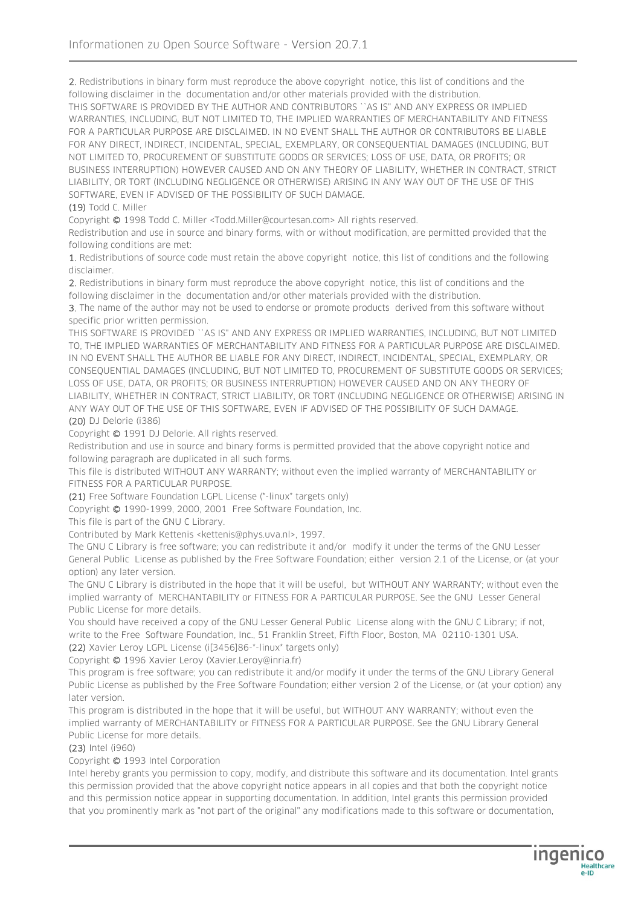2. Redistributions in binary form must reproduce the above copyright notice, this list of conditions and the following disclaimer in the documentation and/or other materials provided with the distribution.

THIS SOFTWARE IS PROVIDED BY THE AUTHOR AND CONTRIBUTORS ``AS IS'' AND ANY EXPRESS OR IMPLIED WARRANTIES, INCLUDING, BUT NOT LIMITED TO, THE IMPLIED WARRANTIES OF MERCHANTABILITY AND FITNESS FOR A PARTICULAR PURPOSE ARE DISCLAIMED. IN NO EVENT SHALL THE AUTHOR OR CONTRIBUTORS BE LIABLE FOR ANY DIRECT, INDIRECT, INCIDENTAL, SPECIAL, EXEMPLARY, OR CONSEQUENTIAL DAMAGES (INCLUDING, BUT NOT LIMITED TO, PROCUREMENT OF SUBSTITUTE GOODS OR SERVICES; LOSS OF USE, DATA, OR PROFITS; OR BUSINESS INTERRUPTION) HOWEVER CAUSED AND ON ANY THEORY OF LIABILITY, WHETHER IN CONTRACT, STRICT LIABILITY, OR TORT (INCLUDING NEGLIGENCE OR OTHERWISE) ARISING IN ANY WAY OUT OF THE USE OF THIS SOFTWARE, EVEN IF ADVISED OF THE POSSIBILITY OF SUCH DAMAGE.

(19) Todd C. Miller

Copyright © 1998 Todd C. Miller <Todd.Miller@courtesan.com> All rights reserved.

Redistribution and use in source and binary forms, with or without modification, are permitted provided that the following conditions are met:

1. Redistributions of source code must retain the above copyright notice, this list of conditions and the following disclaimer.

2. Redistributions in binary form must reproduce the above copyright notice, this list of conditions and the following disclaimer in the documentation and/or other materials provided with the distribution.

3. The name of the author may not be used to endorse or promote products derived from this software without specific prior written permission.

THIS SOFTWARE IS PROVIDED ``AS IS'' AND ANY EXPRESS OR IMPLIED WARRANTIES, INCLUDING, BUT NOT LIMITED TO, THE IMPLIED WARRANTIES OF MERCHANTABILITY AND FITNESS FOR A PARTICULAR PURPOSE ARE DISCLAIMED. IN NO EVENT SHALL THE AUTHOR BE LIABLE FOR ANY DIRECT, INDIRECT, INCIDENTAL, SPECIAL, EXEMPLARY, OR CONSEQUENTIAL DAMAGES (INCLUDING, BUT NOT LIMITED TO, PROCUREMENT OF SUBSTITUTE GOODS OR SERVICES; LOSS OF USE, DATA, OR PROFITS; OR BUSINESS INTERRUPTION) HOWEVER CAUSED AND ON ANY THEORY OF LIABILITY, WHETHER IN CONTRACT, STRICT LIABILITY, OR TORT (INCLUDING NEGLIGENCE OR OTHERWISE) ARISING IN ANY WAY OUT OF THE USE OF THIS SOFTWARE, EVEN IF ADVISED OF THE POSSIBILITY OF SUCH DAMAGE.

(20) DJ Delorie (i386)

Copyright © 1991 DJ Delorie. All rights reserved.

Redistribution and use in source and binary forms is permitted provided that the above copyright notice and following paragraph are duplicated in all such forms.

This file is distributed WITHOUT ANY WARRANTY; without even the implied warranty of MERCHANTABILITY or FITNESS FOR A PARTICULAR PURPOSE.

(21) Free Software Foundation LGPL License (*-linux* targets only)

Copyright © 1990-1999, 2000, 2001 Free Software Foundation, Inc.

This file is part of the GNU C Library.

Contributed by Mark Kettenis <kettenis@phys.uva.nl>, 1997.

The GNU C Library is free software; you can redistribute it and/or modify it under the terms of the GNU Lesser General Public License as published by the Free Software Foundation; either version 2.1 of the License, or (at your option) any later version.

The GNU C Library is distributed in the hope that it will be useful, but WITHOUT ANY WARRANTY; without even the implied warranty of MERCHANTABILITY or FITNESS FOR A PARTICULAR PURPOSE. See the GNU Lesser General Public License for more details.

You should have received a copy of the GNU Lesser General Public License along with the GNU C Library; if not, write to the Free Software Foundation, Inc., 51 Franklin Street, Fifth Floor, Boston, MA 02110-1301 USA.

(22) Xavier Leroy LGPL License (i[3456]86-*-linux* targets only)

Copyright © 1996 Xavier Leroy (Xavier.Leroy@inria.fr)

This program is free software; you can redistribute it and/or modify it under the terms of the GNU Library General Public License as published by the Free Software Foundation; either version 2 of the License, or (at your option) any later version.

This program is distributed in the hope that it will be useful, but WITHOUT ANY WARRANTY; without even the implied warranty of MERCHANTABILITY or FITNESS FOR A PARTICULAR PURPOSE. See the GNU Library General Public License for more details.

(23) Intel (i960)

Copyright © 1993 Intel Corporation

Intel hereby grants you permission to copy, modify, and distribute this software and its documentation. Intel grants this permission provided that the above copyright notice appears in all copies and that both the copyright notice and this permission notice appear in supporting documentation. In addition, Intel grants this permission provided that you prominently mark as "not part of the original" any modifications made to this software or documentation,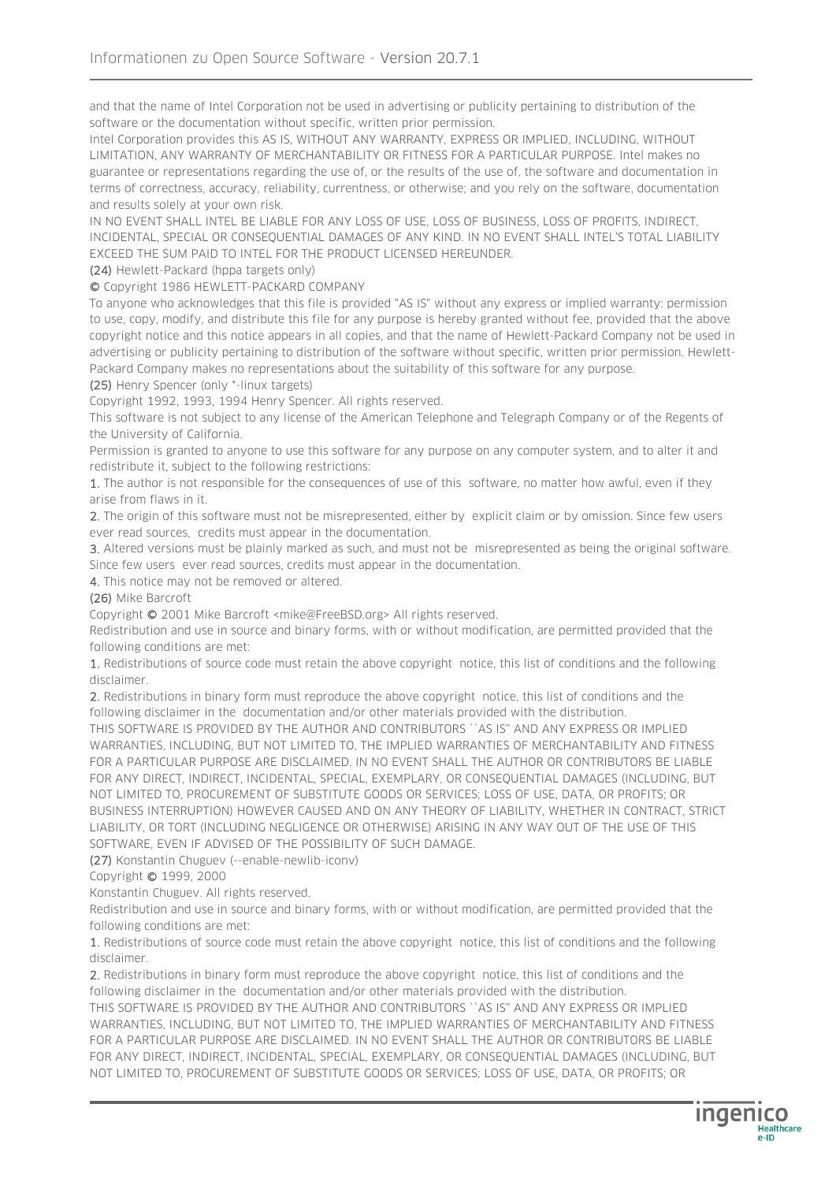and that the name of Intel Corporation not be used in advertising or publicity pertaining to distribution of the software or the documentation without specific, written prior permission.

Intel Corporation provides this AS IS, WITHOUT ANY WARRANTY, EXPRESS OR IMPLIED, INCLUDING, WITHOUT LIMITATION, ANY WARRANTY OF MERCHANTABILITY OR FITNESS FOR A PARTICULAR PURPOSE. Intel makes no guarantee or representations regarding the use of, or the results of the use of, the software and documentation in terms of correctness, accuracy, reliability, currentness, or otherwise; and you rely on the software, documentation and results solely at your own risk.

IN NO EVENT SHALL INTEL BE LIABLE FOR ANY LOSS OF USE, LOSS OF BUSINESS, LOSS OF PROFITS, INDIRECT, INCIDENTAL, SPECIAL OR CONSEQUENTIAL DAMAGES OF ANY KIND. IN NO EVENT SHALL INTEL'S TOTAL LIABILITY EXCEED THE SUM PAID TO INTEL FOR THE PRODUCT LICENSED HEREUNDER.

(24) Hewlett-Packard (hppa targets only)

© Copyright 1986 HEWLETT-PACKARD COMPANY

To anyone who acknowledges that this file is provided "AS IS" without any express or implied warranty: permission to use, copy, modify, and distribute this file for any purpose is hereby granted without fee, provided that the above copyright notice and this notice appears in all copies, and that the name of Hewlett-Packard Company not be used in advertising or publicity pertaining to distribution of the software without specific, written prior permission. Hewlett-Packard Company makes no representations about the suitability of this software for any purpose.

(25) Henry Spencer (only *-linux targets)

Copyright 1992, 1993, 1994 Henry Spencer. All rights reserved.

This software is not subject to any license of the American Telephone and Telegraph Company or of the Regents of the University of California.

Permission is granted to anyone to use this software for any purpose on any computer system, and to alter it and redistribute it, subject to the following restrictions:

1. The author is not responsible for the consequences of use of this software, no matter how awful, even if they arise from flaws in it.
2. The origin of this software must not be misrepresented, either by explicit claim or by omission. Since few users ever read sources, credits must appear in the documentation.
3. Altered versions must be plainly marked as such, and must not be misrepresented as being the original software. Since few users ever read sources, credits must appear in the documentation.
4. This notice may not be removed or altered.

(26) Mike Barcroft

Copyright © 2001 Mike Barcroft <mike@FreeBSD.org> All rights reserved.

Redistribution and use in source and binary forms, with or without modification, are permitted provided that the following conditions are met:

1. Redistributions of source code must retain the above copyright notice, this list of conditions and the following disclaimer.
2. Redistributions in binary form must reproduce the above copyright notice, this list of conditions and the following disclaimer in the documentation and/or other materials provided with the distribution.

THIS SOFTWARE IS PROVIDED BY THE AUTHOR AND CONTRIBUTORS ``AS IS'' AND ANY EXPRESS OR IMPLIED WARRANTIES, INCLUDING, BUT NOT LIMITED TO, THE IMPLIED WARRANTIES OF MERCHANTABILITY AND FITNESS FOR A PARTICULAR PURPOSE ARE DISCLAIMED. IN NO EVENT SHALL THE AUTHOR OR CONTRIBUTORS BE LIABLE FOR ANY DIRECT, INDIRECT, INCIDENTAL, SPECIAL, EXEMPLARY, OR CONSEQUENTIAL DAMAGES (INCLUDING, BUT NOT LIMITED TO, PROCUREMENT OF SUBSTITUTE GOODS OR SERVICES; LOSS OF USE, DATA, OR PROFITS; OR BUSINESS INTERRUPTION) HOWEVER CAUSED AND ON ANY THEORY OF LIABILITY, WHETHER IN CONTRACT, STRICT LIABILITY, OR TORT (INCLUDING NEGLIGENCE OR OTHERWISE) ARISING IN ANY WAY OUT OF THE USE OF THIS SOFTWARE, EVEN IF ADVISED OF THE POSSIBILITY OF SUCH DAMAGE.

(27) Konstantin Chuguev (--enable-newlib-iconv)

Copyright © 1999, 2000

Konstantin Chuguev. All rights reserved.

Redistribution and use in source and binary forms, with or without modification, are permitted provided that the following conditions are met:

1. Redistributions of source code must retain the above copyright notice, this list of conditions and the following disclaimer.
2. Redistributions in binary form must reproduce the above copyright notice, this list of conditions and the following disclaimer in the documentation and/or other materials provided with the distribution.

THIS SOFTWARE IS PROVIDED BY THE AUTHOR AND CONTRIBUTORS ``AS IS'' AND ANY EXPRESS OR IMPLIED WARRANTIES, INCLUDING, BUT NOT LIMITED TO, THE IMPLIED WARRANTIES OF MERCHANTABILITY AND FITNESS FOR A PARTICULAR PURPOSE ARE DISCLAIMED. IN NO EVENT SHALL THE AUTHOR OR CONTRIBUTORS BE LIABLE FOR ANY DIRECT, INDIRECT, INCIDENTAL, SPECIAL, EXEMPLARY, OR CONSEQUENTIAL DAMAGES (INCLUDING, BUT NOT LIMITED TO, PROCUREMENT OF SUBSTITUTE GOODS OR SERVICES; LOSS OF USE, DATA, OR PROFITS; OR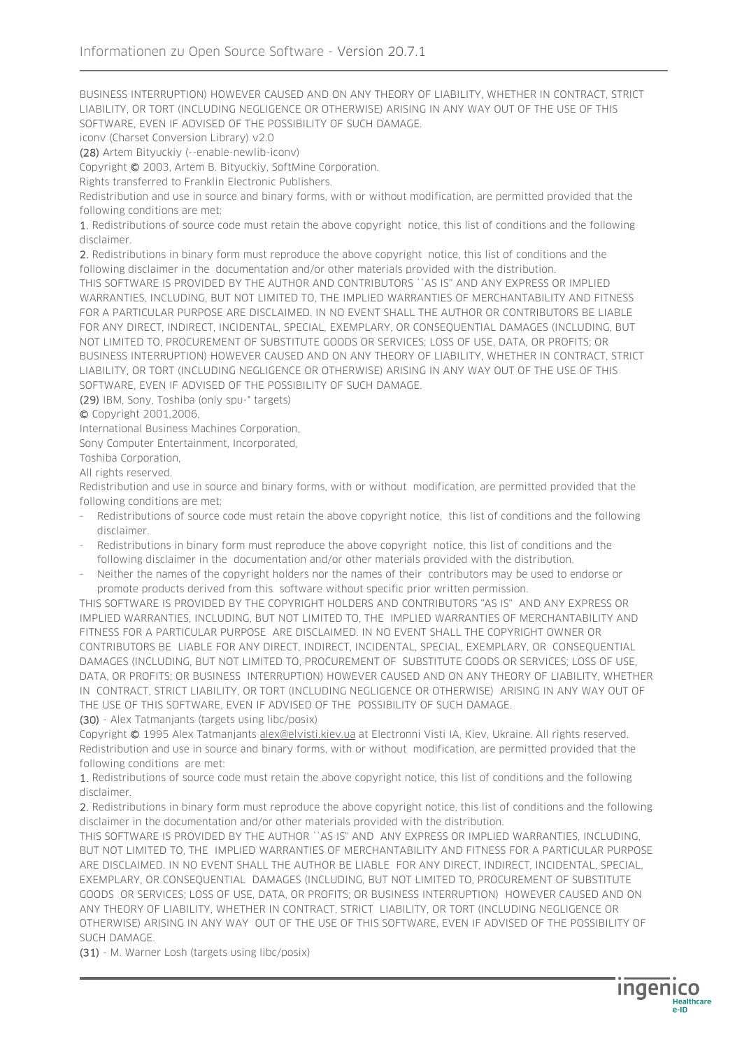BUSINESS INTERRUPTION) HOWEVER CAUSED AND ON ANY THEORY OF LIABILITY, WHETHER IN CONTRACT, STRICT LIABILITY, OR TORT (INCLUDING NEGLIGENCE OR OTHERWISE) ARISING IN ANY WAY OUT OF THE USE OF THIS SOFTWARE, EVEN IF ADVISED OF THE POSSIBILITY OF SUCH DAMAGE.

iconv (Charset Conversion Library) v2.0

(28) Artem Bityuckiy (--enable-newlib-iconv)

Copyright © 2003, Artem B. Bityuckiy, SoftMine Corporation.

Rights transferred to Franklin Electronic Publishers.

Redistribution and use in source and binary forms, with or without modification, are permitted provided that the following conditions are met:

1. Redistributions of source code must retain the above copyright notice, this list of conditions and the following disclaimer.

2. Redistributions in binary form must reproduce the above copyright notice, this list of conditions and the following disclaimer in the documentation and/or other materials provided with the distribution.

THIS SOFTWARE IS PROVIDED BY THE AUTHOR AND CONTRIBUTORS ``AS IS'' AND ANY EXPRESS OR IMPLIED WARRANTIES, INCLUDING, BUT NOT LIMITED TO, THE IMPLIED WARRANTIES OF MERCHANTABILITY AND FITNESS FOR A PARTICULAR PURPOSE ARE DISCLAIMED. IN NO EVENT SHALL THE AUTHOR OR CONTRIBUTORS BE LIABLE FOR ANY DIRECT, INDIRECT, INCIDENTAL, SPECIAL, EXEMPLARY, OR CONSEQUENTIAL DAMAGES (INCLUDING, BUT NOT LIMITED TO, PROCUREMENT OF SUBSTITUTE GOODS OR SERVICES; LOSS OF USE, DATA, OR PROFITS; OR BUSINESS INTERRUPTION) HOWEVER CAUSED AND ON ANY THEORY OF LIABILITY, WHETHER IN CONTRACT, STRICT LIABILITY, OR TORT (INCLUDING NEGLIGENCE OR OTHERWISE) ARISING IN ANY WAY OUT OF THE USE OF THIS SOFTWARE, EVEN IF ADVISED OF THE POSSIBILITY OF SUCH DAMAGE.

(29) IBM, Sony, Toshiba (only spu-* targets)

© Copyright 2001,2006,

International Business Machines Corporation,

Sony Computer Entertainment, Incorporated,

Toshiba Corporation,

All rights reserved.

Redistribution and use in source and binary forms, with or without modification, are permitted provided that the following conditions are met:

- Redistributions of source code must retain the above copyright notice, this list of conditions and the following disclaimer.
- Redistributions in binary form must reproduce the above copyright notice, this list of conditions and the following disclaimer in the documentation and/or other materials provided with the distribution.
- Neither the names of the copyright holders nor the names of their contributors may be used to endorse or promote products derived from this software without specific prior written permission.

THIS SOFTWARE IS PROVIDED BY THE COPYRIGHT HOLDERS AND CONTRIBUTORS "AS IS" AND ANY EXPRESS OR IMPLIED WARRANTIES, INCLUDING, BUT NOT LIMITED TO, THE IMPLIED WARRANTIES OF MERCHANTABILITY AND FITNESS FOR A PARTICULAR PURPOSE ARE DISCLAIMED. IN NO EVENT SHALL THE COPYRIGHT OWNER OR CONTRIBUTORS BE LIABLE FOR ANY DIRECT, INDIRECT, INCIDENTAL, SPECIAL, EXEMPLARY, OR CONSEQUENTIAL DAMAGES (INCLUDING, BUT NOT LIMITED TO, PROCUREMENT OF SUBSTITUTE GOODS OR SERVICES; LOSS OF USE, DATA, OR PROFITS; OR BUSINESS INTERRUPTION) HOWEVER CAUSED AND ON ANY THEORY OF LIABILITY, WHETHER IN CONTRACT, STRICT LIABILITY, OR TORT (INCLUDING NEGLIGENCE OR OTHERWISE) ARISING IN ANY WAY OUT OF THE USE OF THIS SOFTWARE, EVEN IF ADVISED OF THE POSSIBILITY OF SUCH DAMAGE.

(30) - Alex Tatmanjants (targets using libc/posix)

Copyright © 1995 Alex Tatmanjants alex@elvisti.kiev.ua at Electronni Visti IA, Kiev, Ukraine. All rights reserved.

Redistribution and use in source and binary forms, with or without modification, are permitted provided that the following conditions are met:

1. Redistributions of source code must retain the above copyright notice, this list of conditions and the following disclaimer.

2. Redistributions in binary form must reproduce the above copyright notice, this list of conditions and the following disclaimer in the documentation and/or other materials provided with the distribution.

THIS SOFTWARE IS PROVIDED BY THE AUTHOR ``AS IS'' AND ANY EXPRESS OR IMPLIED WARRANTIES, INCLUDING, BUT NOT LIMITED TO, THE IMPLIED WARRANTIES OF MERCHANTABILITY AND FITNESS FOR A PARTICULAR PURPOSE ARE DISCLAIMED. IN NO EVENT SHALL THE AUTHOR BE LIABLE FOR ANY DIRECT, INDIRECT, INCIDENTAL, SPECIAL, EXEMPLARY, OR CONSEQUENTIAL DAMAGES (INCLUDING, BUT NOT LIMITED TO, PROCUREMENT OF SUBSTITUTE GOODS OR SERVICES; LOSS OF USE, DATA, OR PROFITS; OR BUSINESS INTERRUPTION) HOWEVER CAUSED AND ON ANY THEORY OF LIABILITY, WHETHER IN CONTRACT, STRICT LIABILITY, OR TORT (INCLUDING NEGLIGENCE OR OTHERWISE) ARISING IN ANY WAY OUT OF THE USE OF THIS SOFTWARE, EVEN IF ADVISED OF THE POSSIBILITY OF SUCH DAMAGE.

(31) - M. Warner Losh (targets using libc/posix)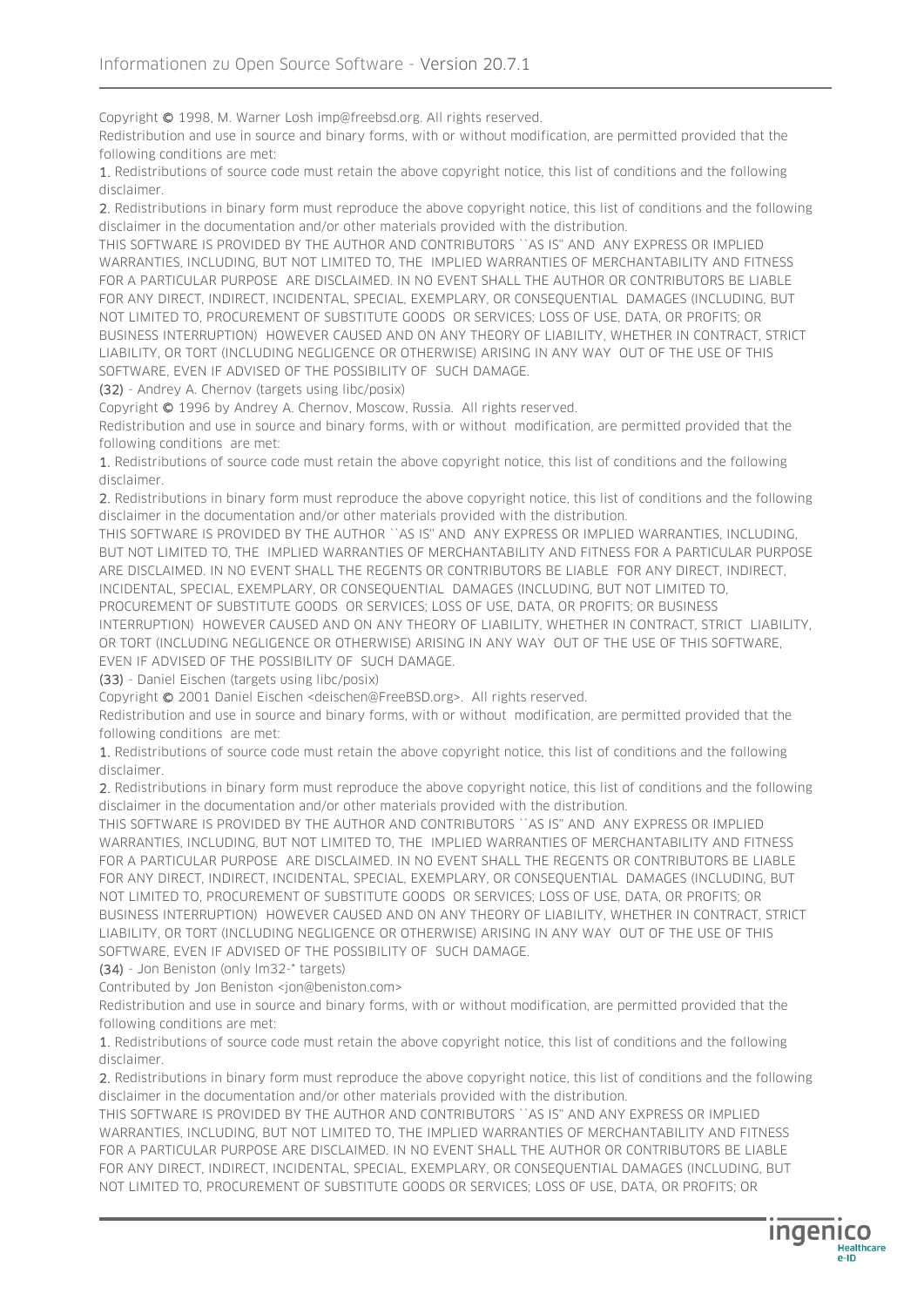Copyright © 1998, M. Warner Losh imp@freebsd.org. All rights reserved.

Redistribution and use in source and binary forms, with or without modification, are permitted provided that the following conditions are met:

1. Redistributions of source code must retain the above copyright notice, this list of conditions and the following disclaimer.
2. Redistributions in binary form must reproduce the above copyright notice, this list of conditions and the following disclaimer in the documentation and/or other materials provided with the distribution.

THIS SOFTWARE IS PROVIDED BY THE AUTHOR AND CONTRIBUTORS ``AS IS'' AND ANY EXPRESS OR IMPLIED WARRANTIES, INCLUDING, BUT NOT LIMITED TO, THE IMPLIED WARRANTIES OF MERCHANTABILITY AND FITNESS FOR A PARTICULAR PURPOSE ARE DISCLAIMED. IN NO EVENT SHALL THE AUTHOR OR CONTRIBUTORS BE LIABLE FOR ANY DIRECT, INDIRECT, INCIDENTAL, SPECIAL, EXEMPLARY, OR CONSEQUENTIAL DAMAGES (INCLUDING, BUT NOT LIMITED TO, PROCUREMENT OF SUBSTITUTE GOODS OR SERVICES; LOSS OF USE, DATA, OR PROFITS; OR BUSINESS INTERRUPTION) HOWEVER CAUSED AND ON ANY THEORY OF LIABILITY, WHETHER IN CONTRACT, STRICT LIABILITY, OR TORT (INCLUDING NEGLIGENCE OR OTHERWISE) ARISING IN ANY WAY OUT OF THE USE OF THIS SOFTWARE, EVEN IF ADVISED OF THE POSSIBILITY OF SUCH DAMAGE.

(32) - Andrey A. Chernov (targets using libc/posix)

Copyright © 1996 by Andrey A. Chernov, Moscow, Russia. All rights reserved.

Redistribution and use in source and binary forms, with or without modification, are permitted provided that the following conditions are met:

1. Redistributions of source code must retain the above copyright notice, this list of conditions and the following disclaimer.
2. Redistributions in binary form must reproduce the above copyright notice, this list of conditions and the following disclaimer in the documentation and/or other materials provided with the distribution.

THIS SOFTWARE IS PROVIDED BY THE AUTHOR ``AS IS'' AND ANY EXPRESS OR IMPLIED WARRANTIES, INCLUDING, BUT NOT LIMITED TO, THE IMPLIED WARRANTIES OF MERCHANTABILITY AND FITNESS FOR A PARTICULAR PURPOSE ARE DISCLAIMED. IN NO EVENT SHALL THE REGENTS OR CONTRIBUTORS BE LIABLE FOR ANY DIRECT, INDIRECT, INCIDENTAL, SPECIAL, EXEMPLARY, OR CONSEQUENTIAL DAMAGES (INCLUDING, BUT NOT LIMITED TO, PROCUREMENT OF SUBSTITUTE GOODS OR SERVICES; LOSS OF USE, DATA, OR PROFITS; OR BUSINESS INTERRUPTION) HOWEVER CAUSED AND ON ANY THEORY OF LIABILITY, WHETHER IN CONTRACT, STRICT LIABILITY, OR TORT (INCLUDING NEGLIGENCE OR OTHERWISE) ARISING IN ANY WAY OUT OF THE USE OF THIS SOFTWARE, EVEN IF ADVISED OF THE POSSIBILITY OF SUCH DAMAGE.

(33) - Daniel Eischen (targets using libc/posix)

Copyright © 2001 Daniel Eischen <deischen@FreeBSD.org>. All rights reserved.

Redistribution and use in source and binary forms, with or without modification, are permitted provided that the following conditions are met:

1. Redistributions of source code must retain the above copyright notice, this list of conditions and the following disclaimer.
2. Redistributions in binary form must reproduce the above copyright notice, this list of conditions and the following disclaimer in the documentation and/or other materials provided with the distribution.

THIS SOFTWARE IS PROVIDED BY THE AUTHOR AND CONTRIBUTORS ``AS IS'' AND ANY EXPRESS OR IMPLIED WARRANTIES, INCLUDING, BUT NOT LIMITED TO, THE IMPLIED WARRANTIES OF MERCHANTABILITY AND FITNESS FOR A PARTICULAR PURPOSE ARE DISCLAIMED. IN NO EVENT SHALL THE REGENTS OR CONTRIBUTORS BE LIABLE FOR ANY DIRECT, INDIRECT, INCIDENTAL, SPECIAL, EXEMPLARY, OR CONSEQUENTIAL DAMAGES (INCLUDING, BUT NOT LIMITED TO, PROCUREMENT OF SUBSTITUTE GOODS OR SERVICES; LOSS OF USE, DATA, OR PROFITS; OR BUSINESS INTERRUPTION) HOWEVER CAUSED AND ON ANY THEORY OF LIABILITY, WHETHER IN CONTRACT, STRICT LIABILITY, OR TORT (INCLUDING NEGLIGENCE OR OTHERWISE) ARISING IN ANY WAY OUT OF THE USE OF THIS SOFTWARE, EVEN IF ADVISED OF THE POSSIBILITY OF SUCH DAMAGE.

(34) - Jon Beniston (only lm32-* targets)

Contributed by Jon Beniston <jon@beniston.com>

Redistribution and use in source and binary forms, with or without modification, are permitted provided that the following conditions are met:

1. Redistributions of source code must retain the above copyright notice, this list of conditions and the following disclaimer.
2. Redistributions in binary form must reproduce the above copyright notice, this list of conditions and the following disclaimer in the documentation and/or other materials provided with the distribution.

THIS SOFTWARE IS PROVIDED BY THE AUTHOR AND CONTRIBUTORS ``AS IS'' AND ANY EXPRESS OR IMPLIED WARRANTIES, INCLUDING, BUT NOT LIMITED TO, THE IMPLIED WARRANTIES OF MERCHANTABILITY AND FITNESS FOR A PARTICULAR PURPOSE ARE DISCLAIMED. IN NO EVENT SHALL THE AUTHOR OR CONTRIBUTORS BE LIABLE FOR ANY DIRECT, INDIRECT, INCIDENTAL, SPECIAL, EXEMPLARY, OR CONSEQUENTIAL DAMAGES (INCLUDING, BUT NOT LIMITED TO, PROCUREMENT OF SUBSTITUTE GOODS OR SERVICES; LOSS OF USE, DATA, OR PROFITS; OR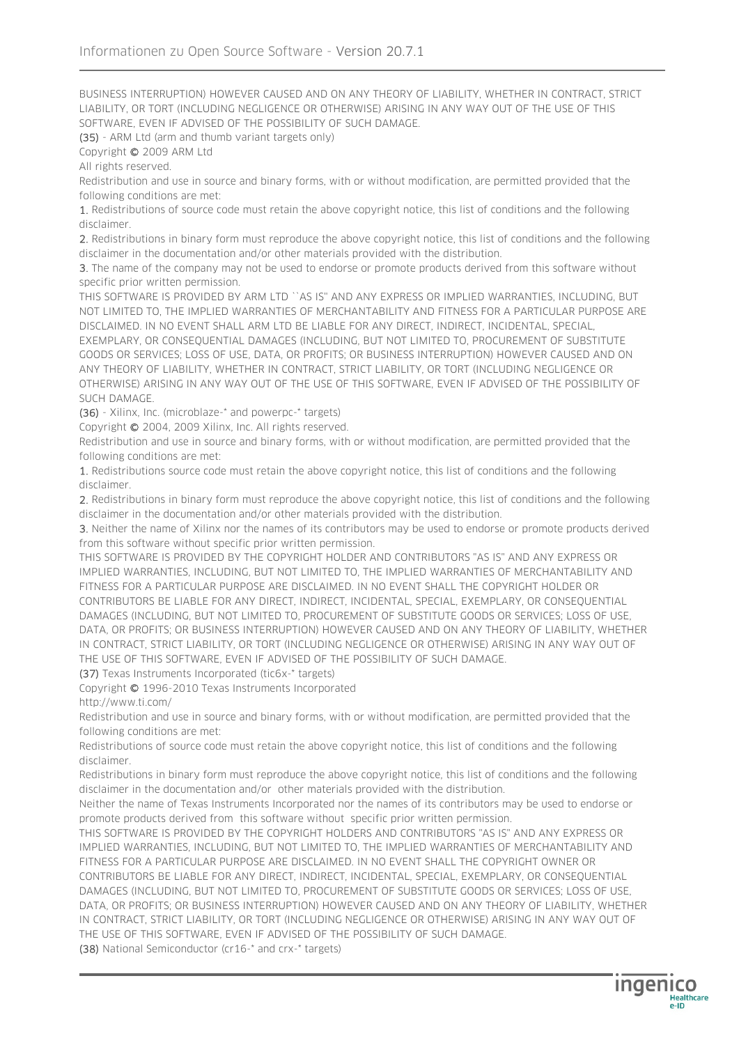BUSINESS INTERRUPTION) HOWEVER CAUSED AND ON ANY THEORY OF LIABILITY, WHETHER IN CONTRACT, STRICT LIABILITY, OR TORT (INCLUDING NEGLIGENCE OR OTHERWISE) ARISING IN ANY WAY OUT OF THE USE OF THIS SOFTWARE, EVEN IF ADVISED OF THE POSSIBILITY OF SUCH DAMAGE.

(35) - ARM Ltd (arm and thumb variant targets only)

Copyright © 2009 ARM Ltd

All rights reserved.

Redistribution and use in source and binary forms, with or without modification, are permitted provided that the following conditions are met:

1. Redistributions of source code must retain the above copyright notice, this list of conditions and the following disclaimer.

2. Redistributions in binary form must reproduce the above copyright notice, this list of conditions and the following disclaimer in the documentation and/or other materials provided with the distribution.

3. The name of the company may not be used to endorse or promote products derived from this software without specific prior written permission.

THIS SOFTWARE IS PROVIDED BY ARM LTD ``AS IS'' AND ANY EXPRESS OR IMPLIED WARRANTIES, INCLUDING, BUT NOT LIMITED TO, THE IMPLIED WARRANTIES OF MERCHANTABILITY AND FITNESS FOR A PARTICULAR PURPOSE ARE DISCLAIMED. IN NO EVENT SHALL ARM LTD BE LIABLE FOR ANY DIRECT, INDIRECT, INCIDENTAL, SPECIAL, EXEMPLARY, OR CONSEQUENTIAL DAMAGES (INCLUDING, BUT NOT LIMITED TO, PROCUREMENT OF SUBSTITUTE GOODS OR SERVICES; LOSS OF USE, DATA, OR PROFITS; OR BUSINESS INTERRUPTION) HOWEVER CAUSED AND ON ANY THEORY OF LIABILITY, WHETHER IN CONTRACT, STRICT LIABILITY, OR TORT (INCLUDING NEGLIGENCE OR OTHERWISE) ARISING IN ANY WAY OUT OF THE USE OF THIS SOFTWARE, EVEN IF ADVISED OF THE POSSIBILITY OF SUCH DAMAGE.

(36) - Xilinx, Inc. (microblaze-* and powerpc-* targets)

Copyright © 2004, 2009 Xilinx, Inc. All rights reserved.

Redistribution and use in source and binary forms, with or without modification, are permitted provided that the following conditions are met:

1. Redistributions source code must retain the above copyright notice, this list of conditions and the following disclaimer.

2. Redistributions in binary form must reproduce the above copyright notice, this list of conditions and the following disclaimer in the documentation and/or other materials provided with the distribution.

3. Neither the name of Xilinx nor the names of its contributors may be used to endorse or promote products derived from this software without specific prior written permission.

THIS SOFTWARE IS PROVIDED BY THE COPYRIGHT HOLDER AND CONTRIBUTORS "AS IS" AND ANY EXPRESS OR IMPLIED WARRANTIES, INCLUDING, BUT NOT LIMITED TO, THE IMPLIED WARRANTIES OF MERCHANTABILITY AND FITNESS FOR A PARTICULAR PURPOSE ARE DISCLAIMED. IN NO EVENT SHALL THE COPYRIGHT HOLDER OR CONTRIBUTORS BE LIABLE FOR ANY DIRECT, INDIRECT, INCIDENTAL, SPECIAL, EXEMPLARY, OR CONSEQUENTIAL DAMAGES (INCLUDING, BUT NOT LIMITED TO, PROCUREMENT OF SUBSTITUTE GOODS OR SERVICES; LOSS OF USE, DATA, OR PROFITS; OR BUSINESS INTERRUPTION) HOWEVER CAUSED AND ON ANY THEORY OF LIABILITY, WHETHER IN CONTRACT, STRICT LIABILITY, OR TORT (INCLUDING NEGLIGENCE OR OTHERWISE) ARISING IN ANY WAY OUT OF THE USE OF THIS SOFTWARE, EVEN IF ADVISED OF THE POSSIBILITY OF SUCH DAMAGE.

(37) Texas Instruments Incorporated (tic6x-* targets)

Copyright © 1996-2010 Texas Instruments Incorporated

http://www.ti.com/

Redistribution and use in source and binary forms, with or without modification, are permitted provided that the following conditions are met:

Redistributions of source code must retain the above copyright notice, this list of conditions and the following disclaimer.

Redistributions in binary form must reproduce the above copyright notice, this list of conditions and the following disclaimer in the documentation and/or other materials provided with the distribution.

Neither the name of Texas Instruments Incorporated nor the names of its contributors may be used to endorse or promote products derived from this software without specific prior written permission.

THIS SOFTWARE IS PROVIDED BY THE COPYRIGHT HOLDERS AND CONTRIBUTORS "AS IS" AND ANY EXPRESS OR IMPLIED WARRANTIES, INCLUDING, BUT NOT LIMITED TO, THE IMPLIED WARRANTIES OF MERCHANTABILITY AND FITNESS FOR A PARTICULAR PURPOSE ARE DISCLAIMED. IN NO EVENT SHALL THE COPYRIGHT OWNER OR CONTRIBUTORS BE LIABLE FOR ANY DIRECT, INDIRECT, INCIDENTAL, SPECIAL, EXEMPLARY, OR CONSEQUENTIAL DAMAGES (INCLUDING, BUT NOT LIMITED TO, PROCUREMENT OF SUBSTITUTE GOODS OR SERVICES; LOSS OF USE, DATA, OR PROFITS; OR BUSINESS INTERRUPTION) HOWEVER CAUSED AND ON ANY THEORY OF LIABILITY, WHETHER IN CONTRACT, STRICT LIABILITY, OR TORT (INCLUDING NEGLIGENCE OR OTHERWISE) ARISING IN ANY WAY OUT OF THE USE OF THIS SOFTWARE, EVEN IF ADVISED OF THE POSSIBILITY OF SUCH DAMAGE.

(38) National Semiconductor (cr16-* and crx-* targets)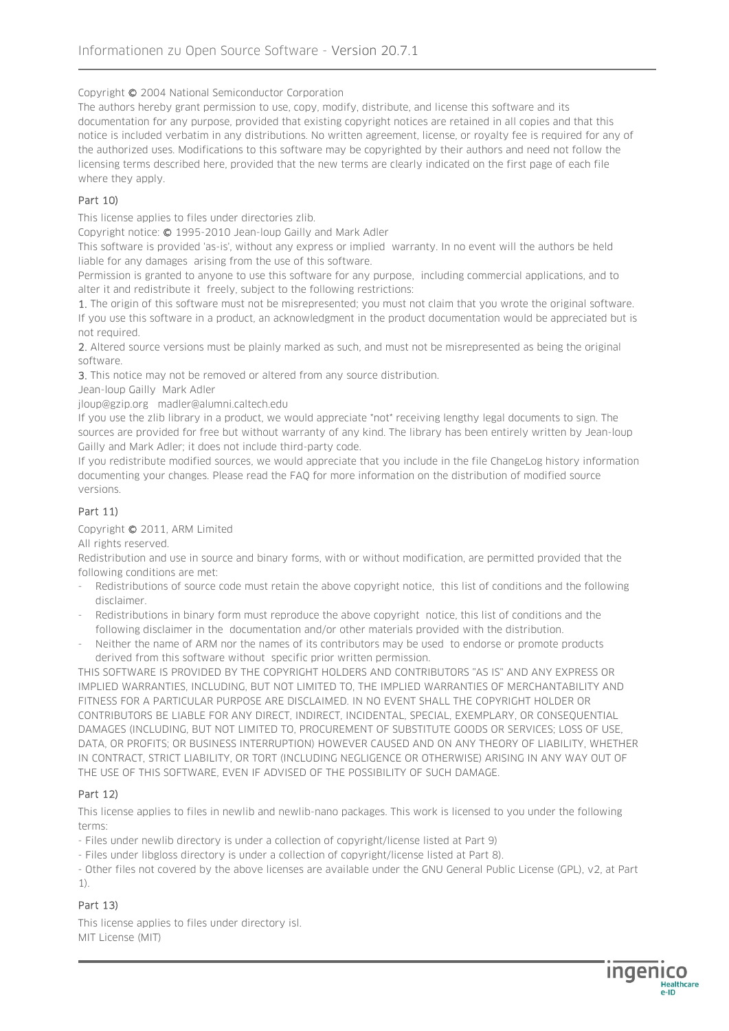Copyright © 2004 National Semiconductor Corporation

The authors hereby grant permission to use, copy, modify, distribute, and license this software and its documentation for any purpose, provided that existing copyright notices are retained in all copies and that this notice is included verbatim in any distributions. No written agreement, license, or royalty fee is required for any of the authorized uses. Modifications to this software may be copyrighted by their authors and need not follow the licensing terms described here, provided that the new terms are clearly indicated on the first page of each file where they apply.

### Part 10)

This license applies to files under directories zlib.

Copyright notice: © 1995-2010 Jean-loup Gailly and Mark Adler

This software is provided 'as-is', without any express or implied warranty. In no event will the authors be held liable for any damages arising from the use of this software.

Permission is granted to anyone to use this software for any purpose, including commercial applications, and to alter it and redistribute it freely, subject to the following restrictions:

1. The origin of this software must not be misrepresented; you must not claim that you wrote the original software. If you use this software in a product, an acknowledgment in the product documentation would be appreciated but is not required.
2. Altered source versions must be plainly marked as such, and must not be misrepresented as being the original software.
3. This notice may not be removed or altered from any source distribution.

Jean-loup Gailly Mark Adler

jloup@gzip.org madler@alumni.caltech.edu

If you use the zlib library in a product, we would appreciate *not* receiving lengthy legal documents to sign. The sources are provided for free but without warranty of any kind. The library has been entirely written by Jean-loup Gailly and Mark Adler; it does not include third-party code.

If you redistribute modified sources, we would appreciate that you include in the file ChangeLog history information documenting your changes. Please read the FAQ for more information on the distribution of modified source versions.

### Part 11)

Copyright © 2011, ARM Limited

All rights reserved.

Redistribution and use in source and binary forms, with or without modification, are permitted provided that the following conditions are met:

- Redistributions of source code must retain the above copyright notice, this list of conditions and the following disclaimer.
- Redistributions in binary form must reproduce the above copyright notice, this list of conditions and the following disclaimer in the documentation and/or other materials provided with the distribution.
- Neither the name of ARM nor the names of its contributors may be used to endorse or promote products derived from this software without specific prior written permission.

THIS SOFTWARE IS PROVIDED BY THE COPYRIGHT HOLDERS AND CONTRIBUTORS "AS IS" AND ANY EXPRESS OR IMPLIED WARRANTIES, INCLUDING, BUT NOT LIMITED TO, THE IMPLIED WARRANTIES OF MERCHANTABILITY AND FITNESS FOR A PARTICULAR PURPOSE ARE DISCLAIMED. IN NO EVENT SHALL THE COPYRIGHT HOLDER OR CONTRIBUTORS BE LIABLE FOR ANY DIRECT, INDIRECT, INCIDENTAL, SPECIAL, EXEMPLARY, OR CONSEQUENTIAL DAMAGES (INCLUDING, BUT NOT LIMITED TO, PROCUREMENT OF SUBSTITUTE GOODS OR SERVICES; LOSS OF USE, DATA, OR PROFITS; OR BUSINESS INTERRUPTION) HOWEVER CAUSED AND ON ANY THEORY OF LIABILITY, WHETHER IN CONTRACT, STRICT LIABILITY, OR TORT (INCLUDING NEGLIGENCE OR OTHERWISE) ARISING IN ANY WAY OUT OF THE USE OF THIS SOFTWARE, EVEN IF ADVISED OF THE POSSIBILITY OF SUCH DAMAGE.

### Part 12)

This license applies to files in newlib and newlib-nano packages. This work is licensed to you under the following terms:

- Files under newlib directory is under a collection of copyright/license listed at Part 9)
- Files under libgloss directory is under a collection of copyright/license listed at Part 8).
- Other files not covered by the above licenses are available under the GNU General Public License (GPL), v2, at Part 1).

### Part 13)

This license applies to files under directory isl.

MIT License (MIT)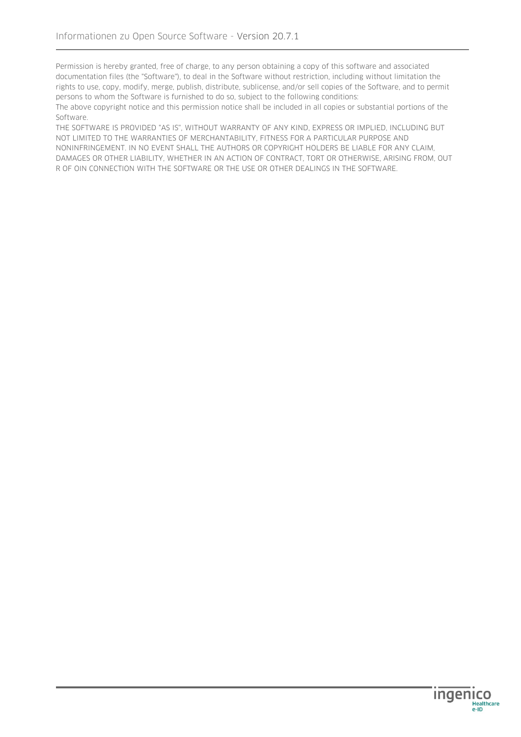Permission is hereby granted, free of charge, to any person obtaining a copy of this software and associated documentation files (the "Software"), to deal in the Software without restriction, including without limitation the rights to use, copy, modify, merge, publish, distribute, sublicense, and/or sell copies of the Software, and to permit persons to whom the Software is furnished to do so, subject to the following conditions:

The above copyright notice and this permission notice shall be included in all copies or substantial portions of the Software.

THE SOFTWARE IS PROVIDED "AS IS", WITHOUT WARRANTY OF ANY KIND, EXPRESS OR IMPLIED, INCLUDING BUT NOT LIMITED TO THE WARRANTIES OF MERCHANTABILITY, FITNESS FOR A PARTICULAR PURPOSE AND NONINFRINGEMENT. IN NO EVENT SHALL THE AUTHORS OR COPYRIGHT HOLDERS BE LIABLE FOR ANY CLAIM, DAMAGES OR OTHER LIABILITY, WHETHER IN AN ACTION OF CONTRACT, TORT OR OTHERWISE, ARISING FROM, OUT R OF OIN CONNECTION WITH THE SOFTWARE OR THE USE OR OTHER DEALINGS IN THE SOFTWARE.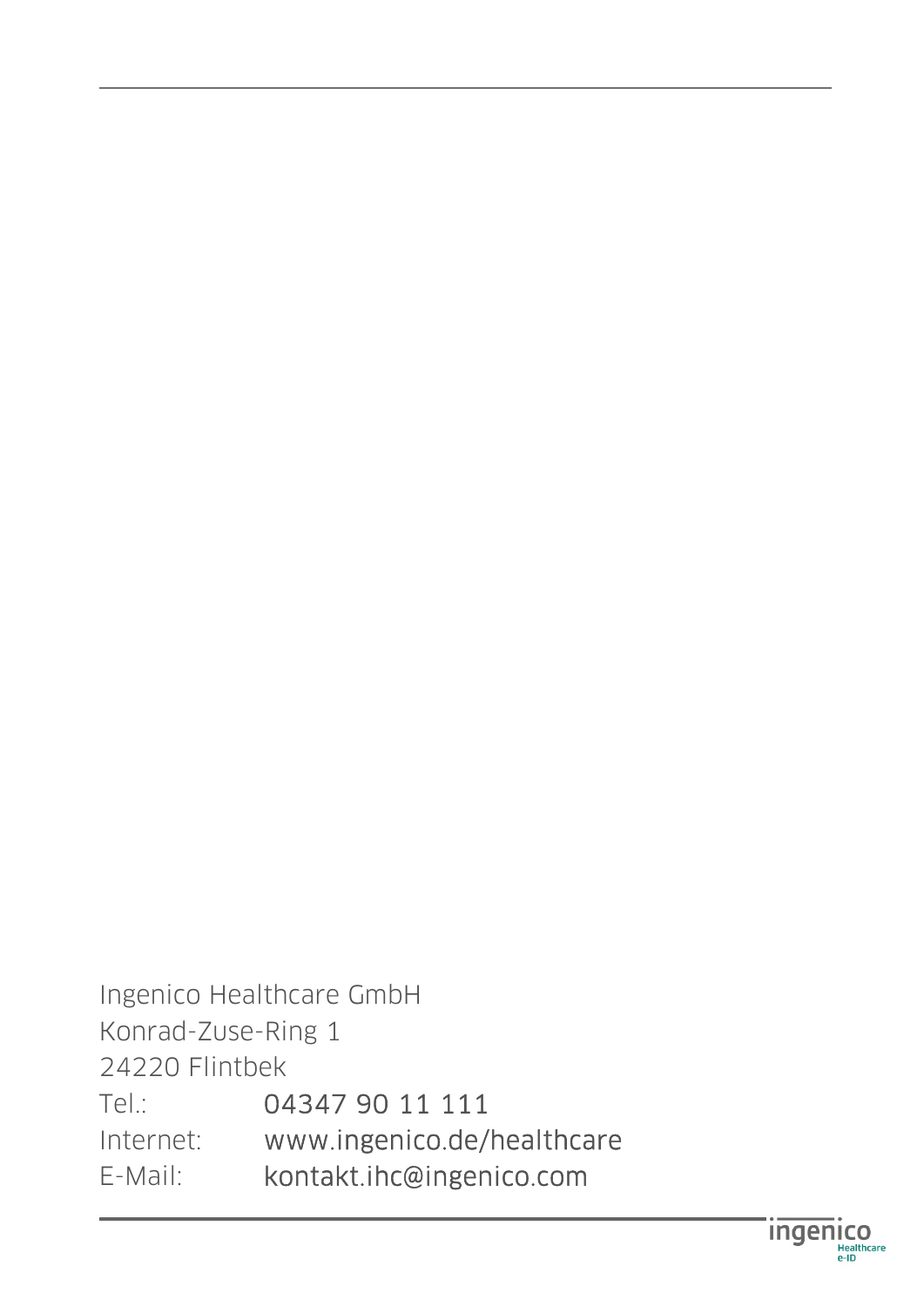Ingenico Healthcare GmbH
Konrad-Zuse-Ring 1
24220 Flintbek

Tel.: 04347 90 11 111
Internet: www.ingenico.de/healthcare
E-Mail: kontakt.ihc@ingenico.com